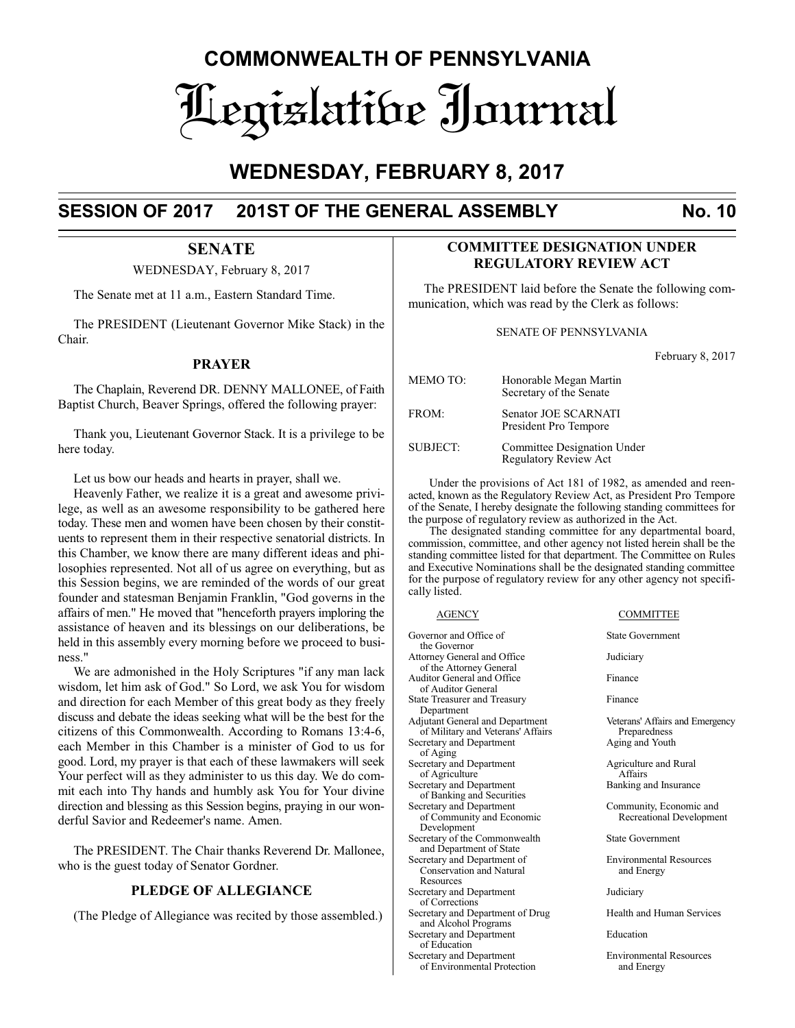# COMMONWEALTH OF PENNSYLVANIA

# Legislative Journal

## WEDNESDAY, FEBRUARY 8, 2017

## SESSION OF 2017 201ST OF THE GENERAL ASSEMBLY No. 10

## SENATE

WEDNESDAY, February 8, 2017

The Senate met at 11 a.m., Eastern Standard Time.

The PRESIDENT (Lieutenant Governor Mike Stack) in the Chair.

### PRAYER

The Chaplain, Reverend DR. DENNY MALLONEE, of Faith Baptist Church, Beaver Springs, offered the following prayer:

Thank you, Lieutenant Governor Stack. It is a privilege to be here today.

Let us bow our heads and hearts in prayer, shall we.

Heavenly Father, we realize it is a great and awesome privilege, as well as an awesome responsibility to be gathered here today. These men and women have been chosen by their constituents to represent them in their respective senatorial districts. In this Chamber, we know there are many different ideas and philosophies represented. Not all of us agree on everything, but as this Session begins, we are reminded of the words of our great founder and statesman Benjamin Franklin, "God governs in the affairs of men." He moved that "henceforth prayers imploring the assistance of heaven and its blessings on our deliberations, be held in this assembly every morning before we proceed to business."

We are admonished in the Holy Scriptures "if any man lack wisdom, let him ask of God." So Lord, we ask You for wisdom and direction for each Member of this great body as they freely discuss and debate the ideas seeking what will be the best for the citizens of this Commonwealth. According to Romans 13:4-6, each Member in this Chamber is a minister of God to us for good. Lord, my prayer is that each of these lawmakers will seek Your perfect will as they administer to us this day. We do commit each into Thy hands and humbly ask You for Your divine direction and blessing as this Session begins, praying in our wonderful Savior and Redeemer's name. Amen.

The PRESIDENT. The Chair thanks Reverend Dr. Mallonee, who is the guest today of Senator Gordner.

### PLEDGE OF ALLEGIANCE

(The Pledge of Allegiance was recited by those assembled.)

### COMMITTEE DESIGNATION UNDER REGULATORY REVIEW ACT

The PRESIDENT laid before the Senate the following communication, which was read by the Clerk as follows:

SENATE OF PENNSYLVANIA

February 8, 2017

MEMO TO: Honorable Megan Martin
Secretary of the Senate

FROM: Senator JOE SCARNATI
President Pro Tempore

SUBJECT: Committee Designation Under Regulatory Review Act

Under the provisions of Act 181 of 1982, as amended and reenacted, known as the Regulatory Review Act, as President Pro Tempore of the Senate, I hereby designate the following standing committees for the purpose of regulatory review as authorized in the Act.

The designated standing committee for any departmental board, commission, committee, and other agency not listed herein shall be the standing committee listed for that department. The Committee on Rules and Executive Nominations shall be the designated standing committee for the purpose of regulatory review for any other agency not specifically listed.

| AGENCY | COMMITTEE |
|---|---|
| Governor and Office of the Governor | State Government |
| Attorney General and Office of the Attorney General | Judiciary |
| Auditor General and Office of Auditor General | Finance |
| State Treasurer and Treasury Department | Finance |
| Adjutant General and Department of Military and Veterans' Affairs | Veterans' Affairs and Emergency Preparedness |
| Secretary and Department of Aging | Aging and Youth |
| Secretary and Department of Agriculture | Agriculture and Rural Affairs |
| Secretary and Department of Banking and Securities | Banking and Insurance |
| Secretary and Department of Community and Economic Development | Community, Economic and Recreational Development |
| Secretary of the Commonwealth and Department of State | State Government |
| Secretary and Department of Conservation and Natural Resources | Environmental Resources and Energy |
| Secretary and Department of Corrections | Judiciary |
| Secretary and Department of Drug and Alcohol Programs | Health and Human Services |
| Secretary and Department of Education | Education |
| Secretary and Department of Environmental Protection | Environmental Resources and Energy |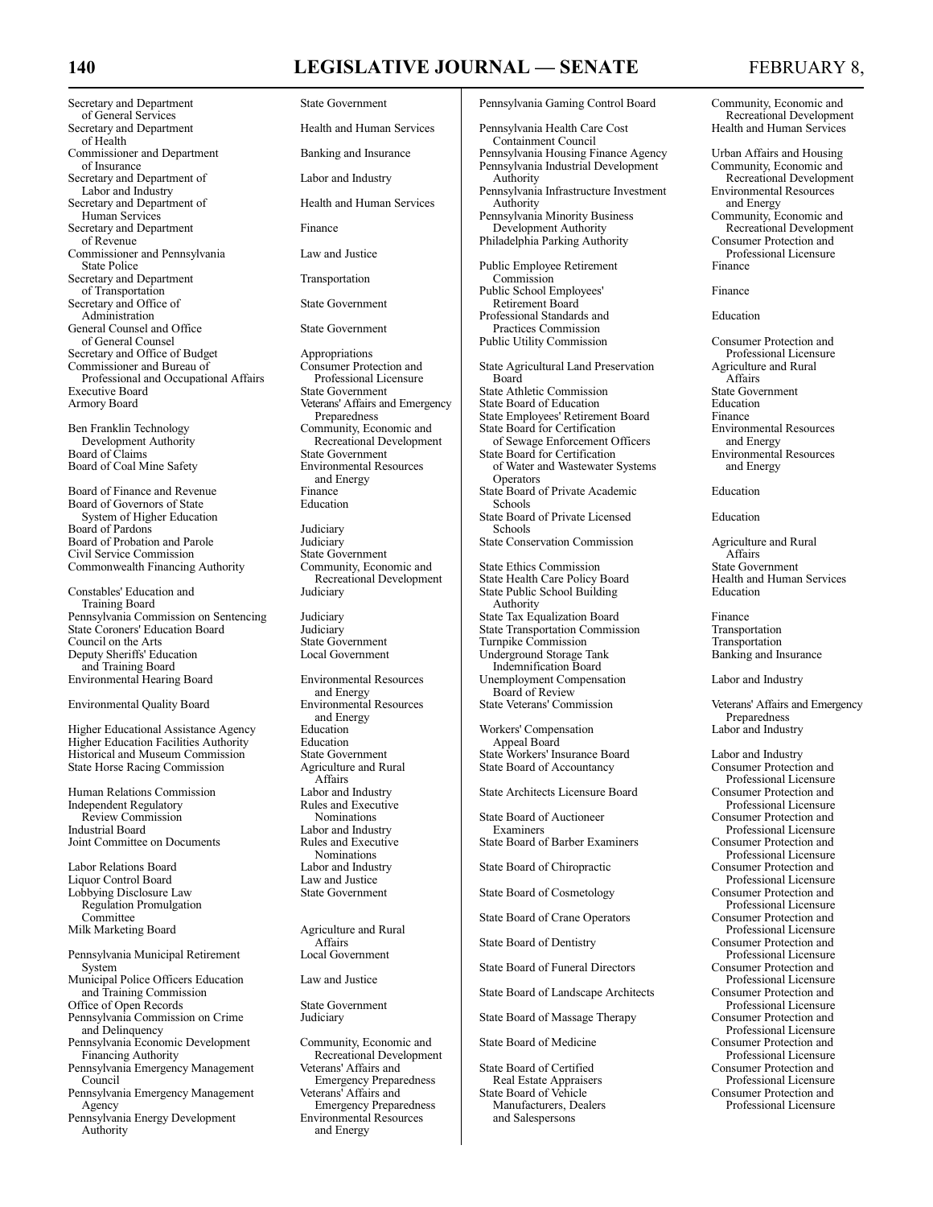| | |
|---|---|
| Secretary and Department of General Services | State Government |
| Secretary and Department of Health | Health and Human Services |
| Commissioner and Department of Insurance | Banking and Insurance |
| Secretary and Department of Labor and Industry | Labor and Industry |
| Secretary and Department of Human Services | Health and Human Services |
| Secretary and Department of Revenue | Finance |
| Commissioner and Pennsylvania State Police | Law and Justice |
| Secretary and Department of Transportation | Transportation |
| Secretary and Office of Administration | State Government |
| General Counsel and Office of General Counsel | State Government |
| Secretary and Office of Budget | Appropriations |
| Commissioner and Bureau of Professional and Occupational Affairs | Consumer Protection and Professional Licensure |
| Executive Board | State Government |
| Armory Board | Veterans' Affairs and Emergency Preparedness |
| Ben Franklin Technology Development Authority | Community, Economic and Recreational Development |
| Board of Claims | State Government |
| Board of Coal Mine Safety | Environmental Resources and Energy |
| Board of Finance and Revenue | Finance |
| Board of Governors of State System of Higher Education | Education |
| Board of Pardons | Judiciary |
| Board of Probation and Parole | Judiciary |
| Civil Service Commission | State Government |
| Commonwealth Financing Authority | Community, Economic and Recreational Development |
| Constables' Education and Training Board | Judiciary |
| Pennsylvania Commission on Sentencing | Judiciary |
| State Coroners' Education Board | Judiciary |
| Council on the Arts | State Government |
| Deputy Sheriffs' Education and Training Board | Local Government |
| Environmental Hearing Board | Environmental Resources and Energy |
| Environmental Quality Board | Environmental Resources and Energy |
| Higher Educational Assistance Agency | Education |
| Higher Education Facilities Authority | Education |
| Historical and Museum Commission | State Government |
| State Horse Racing Commission | Agriculture and Rural Affairs |
| Human Relations Commission | Labor and Industry |
| Independent Regulatory Review Commission | Rules and Executive Nominations |
| Industrial Board | Labor and Industry |
| Joint Committee on Documents | Rules and Executive Nominations |
| Labor Relations Board | Labor and Industry |
| Liquor Control Board | Law and Justice |
| Lobbying Disclosure Law Regulation Promulgation Committee | State Government |
| Milk Marketing Board | Agriculture and Rural Affairs |
| Pennsylvania Municipal Retirement System | Local Government |
| Municipal Police Officers Education and Training Commission | Law and Justice |
| Office of Open Records | State Government |
| Pennsylvania Commission on Crime and Delinquency | Judiciary |
| Pennsylvania Economic Development Financing Authority | Community, Economic and Recreational Development |
| Pennsylvania Emergency Management Council | Veterans' Affairs and Emergency Preparedness |
| Pennsylvania Emergency Management Agency | Veterans' Affairs and Emergency Preparedness |
| Pennsylvania Energy Development Authority | Environmental Resources and Energy |
| Pennsylvania Gaming Control Board | Community, Economic and Recreational Development |
| Pennsylvania Health Care Cost Containment Council | Health and Human Services |
| Pennsylvania Housing Finance Agency | Urban Affairs and Housing |
| Pennsylvania Industrial Development Authority | Community, Economic and Recreational Development |
| Pennsylvania Infrastructure Investment Authority | Environmental Resources and Energy |
| Pennsylvania Minority Business Development Authority | Community, Economic and Recreational Development |
| Philadelphia Parking Authority | Consumer Protection and Professional Licensure |
| Public Employee Retirement Commission | Finance |
| Public School Employees' Retirement Board | Finance |
| Professional Standards and Practices Commission | Education |
| Public Utility Commission | Consumer Protection and Professional Licensure |
| State Agricultural Land Preservation Board | Agriculture and Rural Affairs |
| State Athletic Commission | State Government |
| State Board of Education | Education |
| State Employees' Retirement Board | Finance |
| State Board for Certification of Sewage Enforcement Officers | Environmental Resources and Energy |
| State Board for Certification of Water and Wastewater Systems Operators | Environmental Resources and Energy |
| State Board of Private Academic Schools | Education |
| State Board of Private Licensed Schools | Education |
| State Conservation Commission | Agriculture and Rural Affairs |
| State Ethics Commission | State Government |
| State Health Care Policy Board | Health and Human Services |
| State Public School Building Authority | Education |
| State Tax Equalization Board | Finance |
| State Transportation Commission | Transportation |
| Turnpike Commission | Transportation |
| Underground Storage Tank Indemnification Board | Banking and Insurance |
| Unemployment Compensation Board of Review | Labor and Industry |
| State Veterans' Commission | Veterans' Affairs and Emergency Preparedness |
| Workers' Compensation Appeal Board | Labor and Industry |
| State Workers' Insurance Board | Labor and Industry |
| State Board of Accountancy | Consumer Protection and Professional Licensure |
| State Architects Licensure Board | Consumer Protection and Professional Licensure |
| State Board of Auctioneer Examiners | Consumer Protection and Professional Licensure |
| State Board of Barber Examiners | Consumer Protection and Professional Licensure |
| State Board of Chiropractic | Consumer Protection and Professional Licensure |
| State Board of Cosmetology | Consumer Protection and Professional Licensure |
| State Board of Crane Operators | Consumer Protection and Professional Licensure |
| State Board of Dentistry | Consumer Protection and Professional Licensure |
| State Board of Funeral Directors | Consumer Protection and Professional Licensure |
| State Board of Landscape Architects | Consumer Protection and Professional Licensure |
| State Board of Massage Therapy | Consumer Protection and Professional Licensure |
| State Board of Medicine | Consumer Protection and Professional Licensure |
| State Board of Certified Real Estate Appraisers | Consumer Protection and Professional Licensure |
| State Board of Vehicle Manufacturers, Dealers and Salespersons | Consumer Protection and Professional Licensure |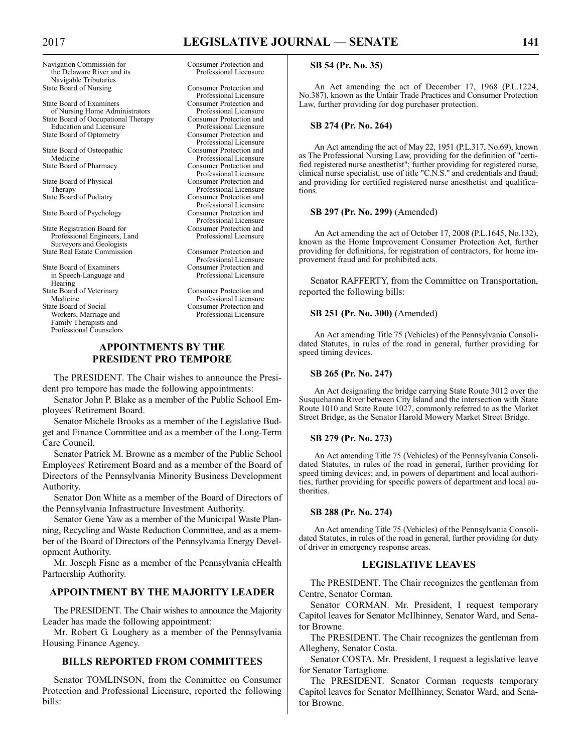| | |
|---|---|
| Navigation Commission for the Delaware River and its Navigable Tributaries | Consumer Protection and Professional Licensure |
| State Board of Nursing | Consumer Protection and Professional Licensure |
| State Board of Examiners of Nursing Home Administrators | Consumer Protection and Professional Licensure |
| State Board of Occupational Therapy Education and Licensure | Consumer Protection and Professional Licensure |
| State Board of Optometry | Consumer Protection and Professional Licensure |
| State Board of Osteopathic Medicine | Consumer Protection and Professional Licensure |
| State Board of Pharmacy | Consumer Protection and Professional Licensure |
| State Board of Physical Therapy | Consumer Protection and Professional Licensure |
| State Board of Podiatry | Consumer Protection and Professional Licensure |
| State Board of Psychology | Consumer Protection and Professional Licensure |
| State Registration Board for Professional Engineers, Land Surveyors and Geologists | Consumer Protection and Professional Licensure |
| State Real Estate Commission | Consumer Protection and Professional Licensure |
| State Board of Examiners in Speech-Language and Hearing | Consumer Protection and Professional Licensure |
| State Board of Veterinary Medicine | Consumer Protection and Professional Licensure |
| State Board of Social Workers, Marriage and Family Therapists and Professional Counselors | Consumer Protection and Professional Licensure |

## APPOINTMENTS BY THE PRESIDENT PRO TEMPORE

The PRESIDENT. The Chair wishes to announce the President pro tempore has made the following appointments:

Senator John P. Blake as a member of the Public School Employees' Retirement Board.

Senator Michele Brooks as a member of the Legislative Budget and Finance Committee and as a member of the Long-Term Care Council.

Senator Patrick M. Browne as a member of the Public School Employees' Retirement Board and as a member of the Board of Directors of the Pennsylvania Minority Business Development Authority.

Senator Don White as a member of the Board of Directors of the Pennsylvania Infrastructure Investment Authority.

Senator Gene Yaw as a member of the Municipal Waste Planning, Recycling and Waste Reduction Committee, and as a member of the Board of Directors of the Pennsylvania Energy Development Authority.

Mr. Joseph Fisne as a member of the Pennsylvania eHealth Partnership Authority.

## APPOINTMENT BY THE MAJORITY LEADER

The PRESIDENT. The Chair wishes to announce the Majority Leader has made the following appointment:

Mr. Robert G. Loughery as a member of the Pennsylvania Housing Finance Agency.

## BILLS REPORTED FROM COMMITTEES

Senator TOMLINSON, from the Committee on Consumer Protection and Professional Licensure, reported the following bills:

**SB 54 (Pr. No. 35)**

An Act amending the act of December 17, 1968 (P.L.1224, No.387), known as the Unfair Trade Practices and Consumer Protection Law, further providing for dog purchaser protection.

**SB 274 (Pr. No. 264)**

An Act amending the act of May 22, 1951 (P.L.317, No.69), known as The Professional Nursing Law, providing for the definition of "certified registered nurse anesthetist"; further providing for registered nurse, clinical nurse specialist, use of title "C.N.S." and credentials and fraud; and providing for certified registered nurse anesthetist and qualifications.

**SB 297 (Pr. No. 299)** (Amended)

An Act amending the act of October 17, 2008 (P.L.1645, No.132), known as the Home Improvement Consumer Protection Act, further providing for definitions, for registration of contractors, for home improvement fraud and for prohibited acts.

Senator RAFFERTY, from the Committee on Transportation, reported the following bills:

**SB 251 (Pr. No. 300)** (Amended)

An Act amending Title 75 (Vehicles) of the Pennsylvania Consolidated Statutes, in rules of the road in general, further providing for speed timing devices.

**SB 265 (Pr. No. 247)**

An Act designating the bridge carrying State Route 3012 over the Susquehanna River between City Island and the intersection with State Route 1010 and State Route 1027, commonly referred to as the Market Street Bridge, as the Senator Harold Mowery Market Street Bridge.

**SB 279 (Pr. No. 273)**

An Act amending Title 75 (Vehicles) of the Pennsylvania Consolidated Statutes, in rules of the road in general, further providing for speed timing devices; and, in powers of department and local authorities, further providing for specific powers of department and local authorities.

**SB 288 (Pr. No. 274)**

An Act amending Title 75 (Vehicles) of the Pennsylvania Consolidated Statutes, in rules of the road in general, further providing for duty of driver in emergency response areas.

## LEGISLATIVE LEAVES

The PRESIDENT. The Chair recognizes the gentleman from Centre, Senator Corman.

Senator CORMAN. Mr. President, I request temporary Capitol leaves for Senator McIlhinney, Senator Ward, and Senator Browne.

The PRESIDENT. The Chair recognizes the gentleman from Allegheny, Senator Costa.

Senator COSTA. Mr. President, I request a legislative leave for Senator Tartaglione.

The PRESIDENT. Senator Corman requests temporary Capitol leaves for Senator McIlhinney, Senator Ward, and Senator Browne.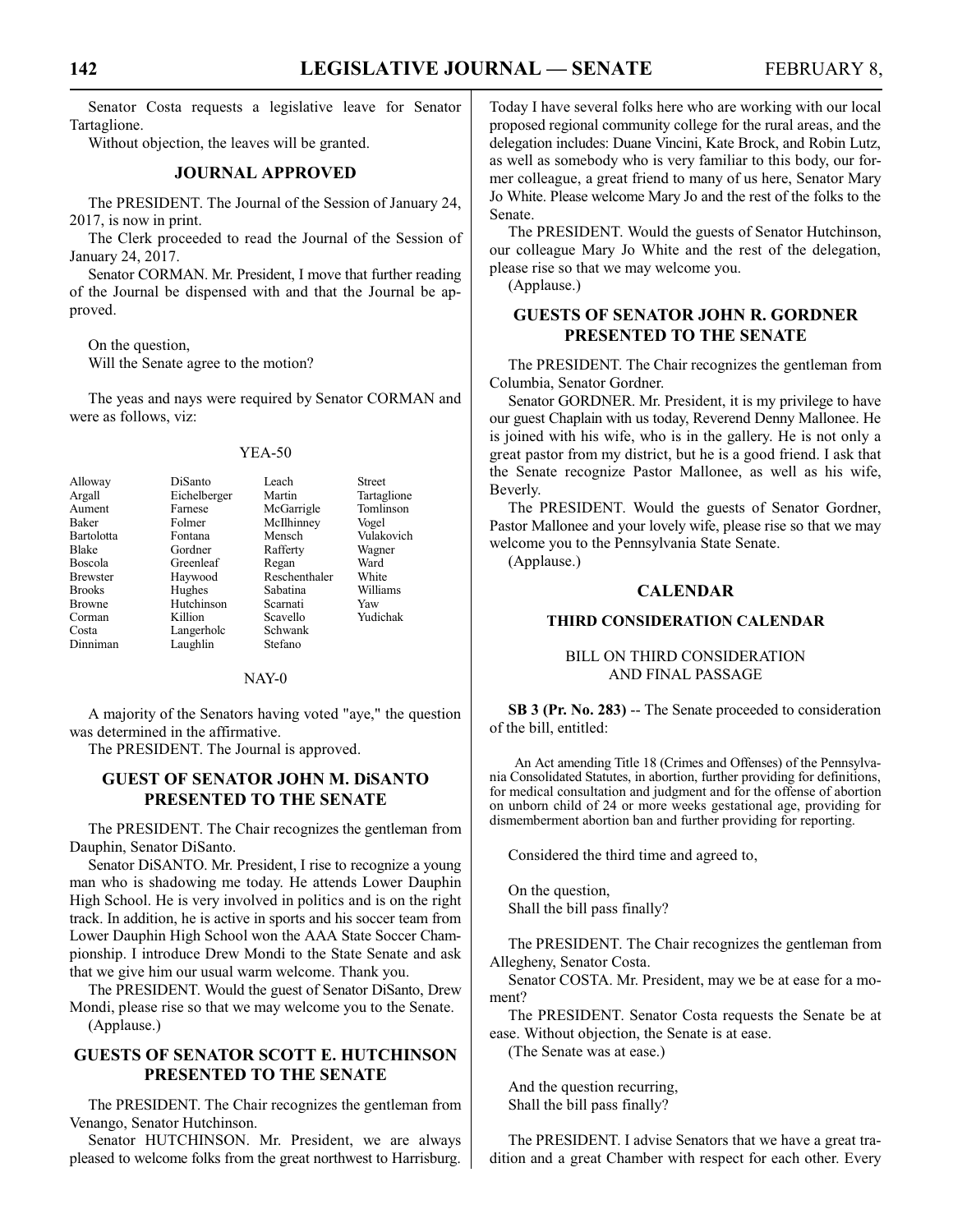Senator Costa requests a legislative leave for Senator Tartaglione.

Without objection, the leaves will be granted.

## JOURNAL APPROVED

The PRESIDENT. The Journal of the Session of January 24, 2017, is now in print.

The Clerk proceeded to read the Journal of the Session of January 24, 2017.

Senator CORMAN. Mr. President, I move that further reading of the Journal be dispensed with and that the Journal be approved.

On the question,
Will the Senate agree to the motion?

The yeas and nays were required by Senator CORMAN and were as follows, viz:

YEA-50

| | | | |
|---|---|---|---|
| Alloway | DiSanto | Leach | Street |
| Argall | Eichelberger | Martin | Tartaglione |
| Aument | Farnese | McGarrigle | Tomlinson |
| Baker | Folmer | McIlhinney | Vogel |
| Bartolotta | Fontana | Mensch | Vulakovich |
| Blake | Gordner | Rafferty | Wagner |
| Boscola | Greenleaf | Regan | Ward |
| Brewster | Haywood | Reschenthaler | White |
| Brooks | Hughes | Sabatina | Williams |
| Browne | Hutchinson | Scarnati | Yaw |
| Corman | Killion | Scavello | Yudichak |
| Costa | Langerholc | Schwank | |
| Dinniman | Laughlin | Stefano | |

NAY-0

A majority of the Senators having voted "aye," the question was determined in the affirmative.

The PRESIDENT. The Journal is approved.

## GUEST OF SENATOR JOHN M. DiSANTO PRESENTED TO THE SENATE

The PRESIDENT. The Chair recognizes the gentleman from Dauphin, Senator DiSanto.

Senator DiSANTO. Mr. President, I rise to recognize a young man who is shadowing me today. He attends Lower Dauphin High School. He is very involved in politics and is on the right track. In addition, he is active in sports and his soccer team from Lower Dauphin High School won the AAA State Soccer Championship. I introduce Drew Mondi to the State Senate and ask that we give him our usual warm welcome. Thank you.

The PRESIDENT. Would the guest of Senator DiSanto, Drew Mondi, please rise so that we may welcome you to the Senate.

(Applause.)

## GUESTS OF SENATOR SCOTT E. HUTCHINSON PRESENTED TO THE SENATE

The PRESIDENT. The Chair recognizes the gentleman from Venango, Senator Hutchinson.

Senator HUTCHINSON. Mr. President, we are always pleased to welcome folks from the great northwest to Harrisburg. Today I have several folks here who are working with our local proposed regional community college for the rural areas, and the delegation includes: Duane Vincini, Kate Brock, and Robin Lutz, as well as somebody who is very familiar to this body, our former colleague, a great friend to many of us here, Senator Mary Jo White. Please welcome Mary Jo and the rest of the folks to the Senate.

The PRESIDENT. Would the guests of Senator Hutchinson, our colleague Mary Jo White and the rest of the delegation, please rise so that we may welcome you.

(Applause.)

## GUESTS OF SENATOR JOHN R. GORDNER PRESENTED TO THE SENATE

The PRESIDENT. The Chair recognizes the gentleman from Columbia, Senator Gordner.

Senator GORDNER. Mr. President, it is my privilege to have our guest Chaplain with us today, Reverend Denny Mallonee. He is joined with his wife, who is in the gallery. He is not only a great pastor from my district, but he is a good friend. I ask that the Senate recognize Pastor Mallonee, as well as his wife, Beverly.

The PRESIDENT. Would the guests of Senator Gordner, Pastor Mallonee and your lovely wife, please rise so that we may welcome you to the Pennsylvania State Senate.

(Applause.)

## CALENDAR

### THIRD CONSIDERATION CALENDAR

BILL ON THIRD CONSIDERATION AND FINAL PASSAGE

**SB 3 (Pr. No. 283)** -- The Senate proceeded to consideration of the bill, entitled:

An Act amending Title 18 (Crimes and Offenses) of the Pennsylvania Consolidated Statutes, in abortion, further providing for definitions, for medical consultation and judgment and for the offense of abortion on unborn child of 24 or more weeks gestational age, providing for dismemberment abortion ban and further providing for reporting.

Considered the third time and agreed to,

On the question,
Shall the bill pass finally?

The PRESIDENT. The Chair recognizes the gentleman from Allegheny, Senator Costa.

Senator COSTA. Mr. President, may we be at ease for a moment?

The PRESIDENT. Senator Costa requests the Senate be at ease. Without objection, the Senate is at ease.

(The Senate was at ease.)

And the question recurring,
Shall the bill pass finally?

The PRESIDENT. I advise Senators that we have a great tradition and a great Chamber with respect for each other. Every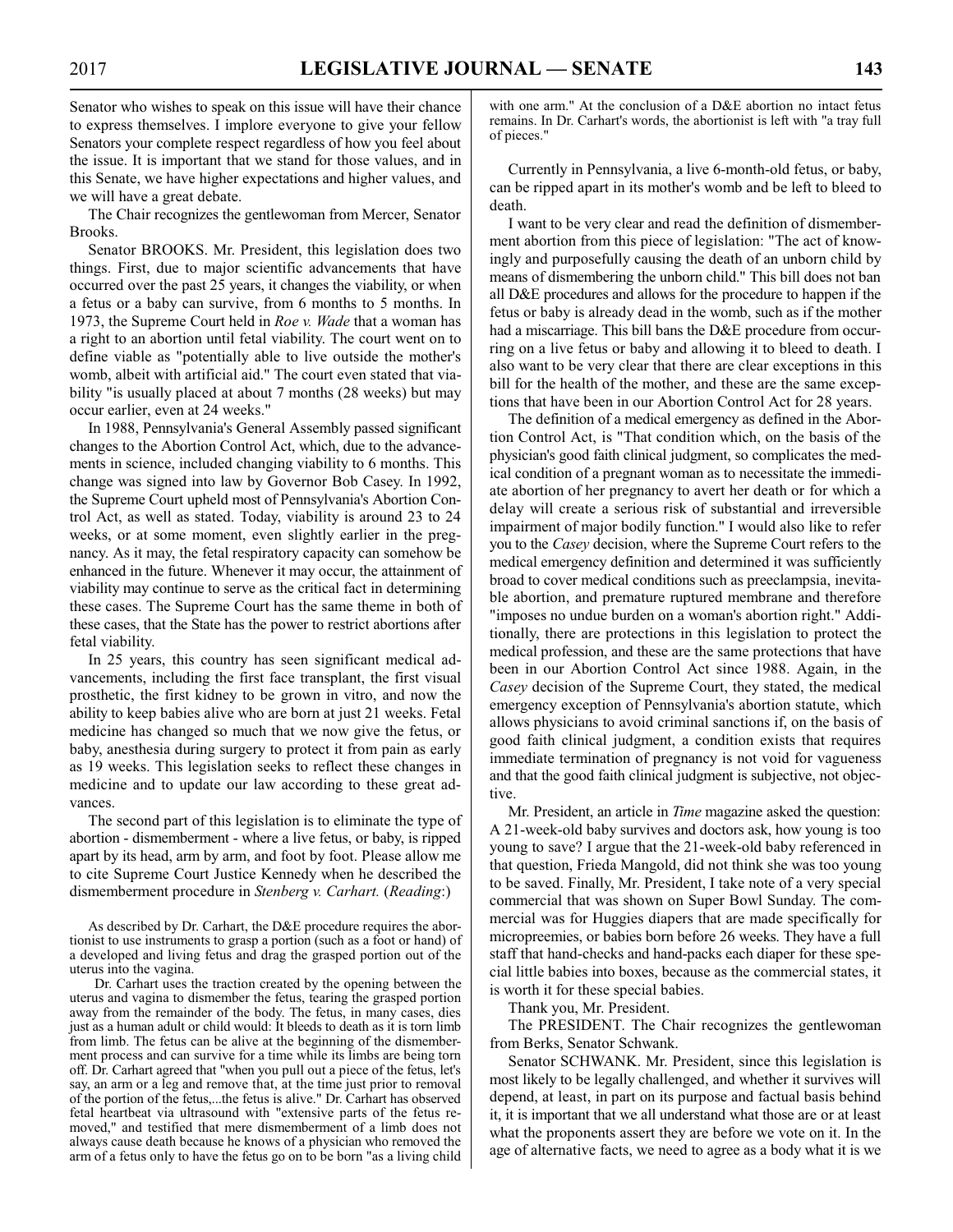Senator who wishes to speak on this issue will have their chance to express themselves. I implore everyone to give your fellow Senators your complete respect regardless of how you feel about the issue. It is important that we stand for those values, and in this Senate, we have higher expectations and higher values, and we will have a great debate.

The Chair recognizes the gentlewoman from Mercer, Senator Brooks.

Senator BROOKS. Mr. President, this legislation does two things. First, due to major scientific advancements that have occurred over the past 25 years, it changes the viability, or when a fetus or a baby can survive, from 6 months to 5 months. In 1973, the Supreme Court held in *Roe v. Wade* that a woman has a right to an abortion until fetal viability. The court went on to define viable as "potentially able to live outside the mother's womb, albeit with artificial aid." The court even stated that viability "is usually placed at about 7 months (28 weeks) but may occur earlier, even at 24 weeks."

In 1988, Pennsylvania's General Assembly passed significant changes to the Abortion Control Act, which, due to the advancements in science, included changing viability to 6 months. This change was signed into law by Governor Bob Casey. In 1992, the Supreme Court upheld most of Pennsylvania's Abortion Control Act, as well as stated. Today, viability is around 23 to 24 weeks, or at some moment, even slightly earlier in the pregnancy. As it may, the fetal respiratory capacity can somehow be enhanced in the future. Whenever it may occur, the attainment of viability may continue to serve as the critical fact in determining these cases. The Supreme Court has the same theme in both of these cases, that the State has the power to restrict abortions after fetal viability.

In 25 years, this country has seen significant medical advancements, including the first face transplant, the first visual prosthetic, the first kidney to be grown in vitro, and now the ability to keep babies alive who are born at just 21 weeks. Fetal medicine has changed so much that we now give the fetus, or baby, anesthesia during surgery to protect it from pain as early as 19 weeks. This legislation seeks to reflect these changes in medicine and to update our law according to these great advances.

The second part of this legislation is to eliminate the type of abortion - dismemberment - where a live fetus, or baby, is ripped apart by its head, arm by arm, and foot by foot. Please allow me to cite Supreme Court Justice Kennedy when he described the dismemberment procedure in *Stenberg v. Carhart.* (*Reading*:)

> As described by Dr. Carhart, the D&E procedure requires the abortionist to use instruments to grasp a portion (such as a foot or hand) of a developed and living fetus and drag the grasped portion out of the uterus into the vagina.
>
> Dr. Carhart uses the traction created by the opening between the uterus and vagina to dismember the fetus, tearing the grasped portion away from the remainder of the body. The fetus, in many cases, dies just as a human adult or child would: It bleeds to death as it is torn limb from limb. The fetus can be alive at the beginning of the dismemberment process and can survive for a time while its limbs are being torn off. Dr. Carhart agreed that "when you pull out a piece of the fetus, let's say, an arm or a leg and remove that, at the time just prior to removal of the portion of the fetus,...the fetus is alive." Dr. Carhart has observed fetal heartbeat via ultrasound with "extensive parts of the fetus removed," and testified that mere dismemberment of a limb does not always cause death because he knows of a physician who removed the arm of a fetus only to have the fetus go on to be born "as a living child with one arm." At the conclusion of a D&E abortion no intact fetus remains. In Dr. Carhart's words, the abortionist is left with "a tray full of pieces."

Currently in Pennsylvania, a live 6-month-old fetus, or baby, can be ripped apart in its mother's womb and be left to bleed to death.

I want to be very clear and read the definition of dismemberment abortion from this piece of legislation: "The act of knowingly and purposefully causing the death of an unborn child by means of dismembering the unborn child." This bill does not ban all D&E procedures and allows for the procedure to happen if the fetus or baby is already dead in the womb, such as if the mother had a miscarriage. This bill bans the D&E procedure from occurring on a live fetus or baby and allowing it to bleed to death. I also want to be very clear that there are clear exceptions in this bill for the health of the mother, and these are the same exceptions that have been in our Abortion Control Act for 28 years.

The definition of a medical emergency as defined in the Abortion Control Act, is "That condition which, on the basis of the physician's good faith clinical judgment, so complicates the medical condition of a pregnant woman as to necessitate the immediate abortion of her pregnancy to avert her death or for which a delay will create a serious risk of substantial and irreversible impairment of major bodily function." I would also like to refer you to the *Casey* decision, where the Supreme Court refers to the medical emergency definition and determined it was sufficiently broad to cover medical conditions such as preeclampsia, inevitable abortion, and premature ruptured membrane and therefore "imposes no undue burden on a woman's abortion right." Additionally, there are protections in this legislation to protect the medical profession, and these are the same protections that have been in our Abortion Control Act since 1988. Again, in the *Casey* decision of the Supreme Court, they stated, the medical emergency exception of Pennsylvania's abortion statute, which allows physicians to avoid criminal sanctions if, on the basis of good faith clinical judgment, a condition exists that requires immediate termination of pregnancy is not void for vagueness and that the good faith clinical judgment is subjective, not objective.

Mr. President, an article in *Time* magazine asked the question: A 21-week-old baby survives and doctors ask, how young is too young to save? I argue that the 21-week-old baby referenced in that question, Frieda Mangold, did not think she was too young to be saved. Finally, Mr. President, I take note of a very special commercial that was shown on Super Bowl Sunday. The commercial was for Huggies diapers that are made specifically for micropreemies, or babies born before 26 weeks. They have a full staff that hand-checks and hand-packs each diaper for these special little babies into boxes, because as the commercial states, it is worth it for these special babies.

Thank you, Mr. President.

The PRESIDENT. The Chair recognizes the gentlewoman from Berks, Senator Schwank.

Senator SCHWANK. Mr. President, since this legislation is most likely to be legally challenged, and whether it survives will depend, at least, in part on its purpose and factual basis behind it, it is important that we all understand what those are or at least what the proponents assert they are before we vote on it. In the age of alternative facts, we need to agree as a body what it is we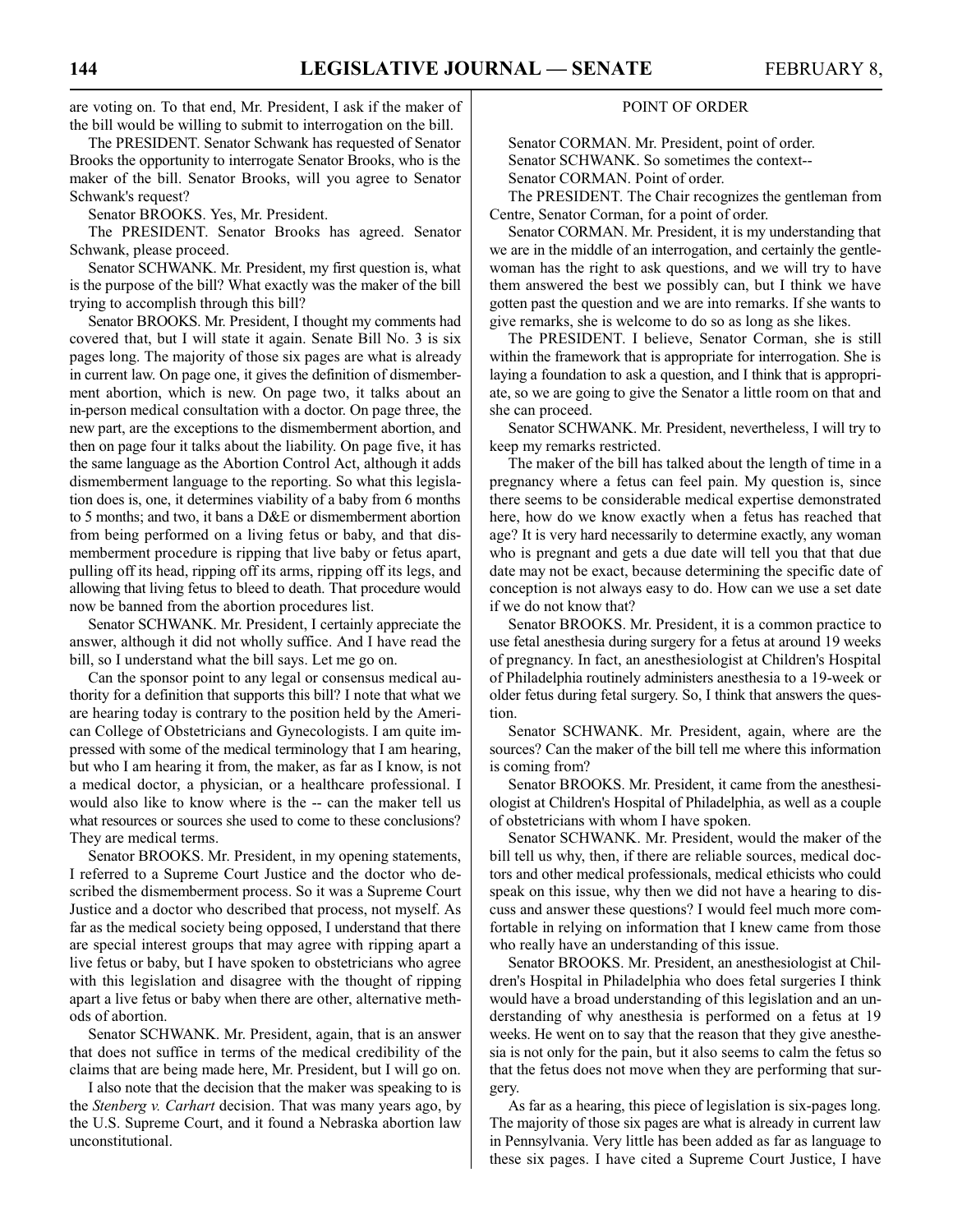are voting on. To that end, Mr. President, I ask if the maker of the bill would be willing to submit to interrogation on the bill.

The PRESIDENT. Senator Schwank has requested of Senator Brooks the opportunity to interrogate Senator Brooks, who is the maker of the bill. Senator Brooks, will you agree to Senator Schwank's request?

Senator BROOKS. Yes, Mr. President.

The PRESIDENT. Senator Brooks has agreed. Senator Schwank, please proceed.

Senator SCHWANK. Mr. President, my first question is, what is the purpose of the bill? What exactly was the maker of the bill trying to accomplish through this bill?

Senator BROOKS. Mr. President, I thought my comments had covered that, but I will state it again. Senate Bill No. 3 is six pages long. The majority of those six pages are what is already in current law. On page one, it gives the definition of dismemberment abortion, which is new. On page two, it talks about an in-person medical consultation with a doctor. On page three, the new part, are the exceptions to the dismemberment abortion, and then on page four it talks about the liability. On page five, it has the same language as the Abortion Control Act, although it adds dismemberment language to the reporting. So what this legislation does is, one, it determines viability of a baby from 6 months to 5 months; and two, it bans a D&E or dismemberment abortion from being performed on a living fetus or baby, and that dismemberment procedure is ripping that live baby or fetus apart, pulling off its head, ripping off its arms, ripping off its legs, and allowing that living fetus to bleed to death. That procedure would now be banned from the abortion procedures list.

Senator SCHWANK. Mr. President, I certainly appreciate the answer, although it did not wholly suffice. And I have read the bill, so I understand what the bill says. Let me go on.

Can the sponsor point to any legal or consensus medical authority for a definition that supports this bill? I note that what we are hearing today is contrary to the position held by the American College of Obstetricians and Gynecologists. I am quite impressed with some of the medical terminology that I am hearing, but who I am hearing it from, the maker, as far as I know, is not a medical doctor, a physician, or a healthcare professional. I would also like to know where is the -- can the maker tell us what resources or sources she used to come to these conclusions? They are medical terms.

Senator BROOKS. Mr. President, in my opening statements, I referred to a Supreme Court Justice and the doctor who described the dismemberment process. So it was a Supreme Court Justice and a doctor who described that process, not myself. As far as the medical society being opposed, I understand that there are special interest groups that may agree with ripping apart a live fetus or baby, but I have spoken to obstetricians who agree with this legislation and disagree with the thought of ripping apart a live fetus or baby when there are other, alternative methods of abortion.

Senator SCHWANK. Mr. President, again, that is an answer that does not suffice in terms of the medical credibility of the claims that are being made here, Mr. President, but I will go on.

I also note that the decision that the maker was speaking to is the *Stenberg v. Carhart* decision. That was many years ago, by the U.S. Supreme Court, and it found a Nebraska abortion law unconstitutional.

## POINT OF ORDER

Senator CORMAN. Mr. President, point of order.

Senator SCHWANK. So sometimes the context--

Senator CORMAN. Point of order.

The PRESIDENT. The Chair recognizes the gentleman from Centre, Senator Corman, for a point of order.

Senator CORMAN. Mr. President, it is my understanding that we are in the middle of an interrogation, and certainly the gentlewoman has the right to ask questions, and we will try to have them answered the best we possibly can, but I think we have gotten past the question and we are into remarks. If she wants to give remarks, she is welcome to do so as long as she likes.

The PRESIDENT. I believe, Senator Corman, she is still within the framework that is appropriate for interrogation. She is laying a foundation to ask a question, and I think that is appropriate, so we are going to give the Senator a little room on that and she can proceed.

Senator SCHWANK. Mr. President, nevertheless, I will try to keep my remarks restricted.

The maker of the bill has talked about the length of time in a pregnancy where a fetus can feel pain. My question is, since there seems to be considerable medical expertise demonstrated here, how do we know exactly when a fetus has reached that age? It is very hard necessarily to determine exactly, any woman who is pregnant and gets a due date will tell you that that due date may not be exact, because determining the specific date of conception is not always easy to do. How can we use a set date if we do not know that?

Senator BROOKS. Mr. President, it is a common practice to use fetal anesthesia during surgery for a fetus at around 19 weeks of pregnancy. In fact, an anesthesiologist at Children's Hospital of Philadelphia routinely administers anesthesia to a 19-week or older fetus during fetal surgery. So, I think that answers the question.

Senator SCHWANK. Mr. President, again, where are the sources? Can the maker of the bill tell me where this information is coming from?

Senator BROOKS. Mr. President, it came from the anesthesiologist at Children's Hospital of Philadelphia, as well as a couple of obstetricians with whom I have spoken.

Senator SCHWANK. Mr. President, would the maker of the bill tell us why, then, if there are reliable sources, medical doctors and other medical professionals, medical ethicists who could speak on this issue, why then we did not have a hearing to discuss and answer these questions? I would feel much more comfortable in relying on information that I knew came from those who really have an understanding of this issue.

Senator BROOKS. Mr. President, an anesthesiologist at Children's Hospital in Philadelphia who does fetal surgeries I think would have a broad understanding of this legislation and an understanding of why anesthesia is performed on a fetus at 19 weeks. He went on to say that the reason that they give anesthesia is not only for the pain, but it also seems to calm the fetus so that the fetus does not move when they are performing that surgery.

As far as a hearing, this piece of legislation is six-pages long. The majority of those six pages are what is already in current law in Pennsylvania. Very little has been added as far as language to these six pages. I have cited a Supreme Court Justice, I have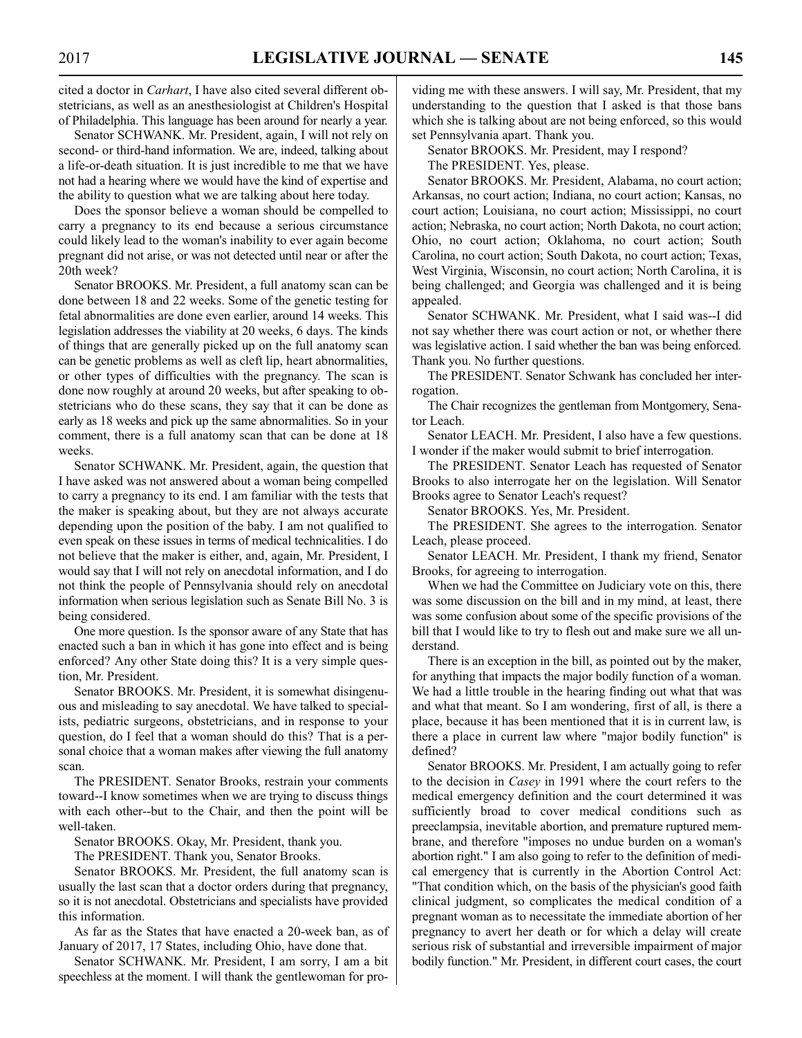cited a doctor in *Carhart*, I have also cited several different obstetricians, as well as an anesthesiologist at Children's Hospital of Philadelphia. This language has been around for nearly a year.

Senator SCHWANK. Mr. President, again, I will not rely on second- or third-hand information. We are, indeed, talking about a life-or-death situation. It is just incredible to me that we have not had a hearing where we would have the kind of expertise and the ability to question what we are talking about here today.

Does the sponsor believe a woman should be compelled to carry a pregnancy to its end because a serious circumstance could likely lead to the woman's inability to ever again become pregnant did not arise, or was not detected until near or after the 20th week?

Senator BROOKS. Mr. President, a full anatomy scan can be done between 18 and 22 weeks. Some of the genetic testing for fetal abnormalities are done even earlier, around 14 weeks. This legislation addresses the viability at 20 weeks, 6 days. The kinds of things that are generally picked up on the full anatomy scan can be genetic problems as well as cleft lip, heart abnormalities, or other types of difficulties with the pregnancy. The scan is done now roughly at around 20 weeks, but after speaking to obstetricians who do these scans, they say that it can be done as early as 18 weeks and pick up the same abnormalities. So in your comment, there is a full anatomy scan that can be done at 18 weeks.

Senator SCHWANK. Mr. President, again, the question that I have asked was not answered about a woman being compelled to carry a pregnancy to its end. I am familiar with the tests that the maker is speaking about, but they are not always accurate depending upon the position of the baby. I am not qualified to even speak on these issues in terms of medical technicalities. I do not believe that the maker is either, and, again, Mr. President, I would say that I will not rely on anecdotal information, and I do not think the people of Pennsylvania should rely on anecdotal information when serious legislation such as Senate Bill No. 3 is being considered.

One more question. Is the sponsor aware of any State that has enacted such a ban in which it has gone into effect and is being enforced? Any other State doing this? It is a very simple question, Mr. President.

Senator BROOKS. Mr. President, it is somewhat disingenuous and misleading to say anecdotal. We have talked to specialists, pediatric surgeons, obstetricians, and in response to your question, do I feel that a woman should do this? That is a personal choice that a woman makes after viewing the full anatomy scan.

The PRESIDENT. Senator Brooks, restrain your comments toward--I know sometimes when we are trying to discuss things with each other--but to the Chair, and then the point will be well-taken.

Senator BROOKS. Okay, Mr. President, thank you.

The PRESIDENT. Thank you, Senator Brooks.

Senator BROOKS. Mr. President, the full anatomy scan is usually the last scan that a doctor orders during that pregnancy, so it is not anecdotal. Obstetricians and specialists have provided this information.

As far as the States that have enacted a 20-week ban, as of January of 2017, 17 States, including Ohio, have done that.

Senator SCHWANK. Mr. President, I am sorry, I am a bit speechless at the moment. I will thank the gentlewoman for providing me with these answers. I will say, Mr. President, that my understanding to the question that I asked is that those bans which she is talking about are not being enforced, so this would set Pennsylvania apart. Thank you.

Senator BROOKS. Mr. President, may I respond?

The PRESIDENT. Yes, please.

Senator BROOKS. Mr. President, Alabama, no court action; Arkansas, no court action; Indiana, no court action; Kansas, no court action; Louisiana, no court action; Mississippi, no court action; Nebraska, no court action; North Dakota, no court action; Ohio, no court action; Oklahoma, no court action; South Carolina, no court action; South Dakota, no court action; Texas, West Virginia, Wisconsin, no court action; North Carolina, it is being challenged; and Georgia was challenged and it is being appealed.

Senator SCHWANK. Mr. President, what I said was--I did not say whether there was court action or not, or whether there was legislative action. I said whether the ban was being enforced. Thank you. No further questions.

The PRESIDENT. Senator Schwank has concluded her interrogation.

The Chair recognizes the gentleman from Montgomery, Senator Leach.

Senator LEACH. Mr. President, I also have a few questions. I wonder if the maker would submit to brief interrogation.

The PRESIDENT. Senator Leach has requested of Senator Brooks to also interrogate her on the legislation. Will Senator Brooks agree to Senator Leach's request?

Senator BROOKS. Yes, Mr. President.

The PRESIDENT. She agrees to the interrogation. Senator Leach, please proceed.

Senator LEACH. Mr. President, I thank my friend, Senator Brooks, for agreeing to interrogation.

When we had the Committee on Judiciary vote on this, there was some discussion on the bill and in my mind, at least, there was some confusion about some of the specific provisions of the bill that I would like to try to flesh out and make sure we all understand.

There is an exception in the bill, as pointed out by the maker, for anything that impacts the major bodily function of a woman. We had a little trouble in the hearing finding out what that was and what that meant. So I am wondering, first of all, is there a place, because it has been mentioned that it is in current law, is there a place in current law where "major bodily function" is defined?

Senator BROOKS. Mr. President, I am actually going to refer to the decision in *Casey* in 1991 where the court refers to the medical emergency definition and the court determined it was sufficiently broad to cover medical conditions such as preeclampsia, inevitable abortion, and premature ruptured membrane, and therefore "imposes no undue burden on a woman's abortion right." I am also going to refer to the definition of medical emergency that is currently in the Abortion Control Act: "That condition which, on the basis of the physician's good faith clinical judgment, so complicates the medical condition of a pregnant woman as to necessitate the immediate abortion of her pregnancy to avert her death or for which a delay will create serious risk of substantial and irreversible impairment of major bodily function." Mr. President, in different court cases, the court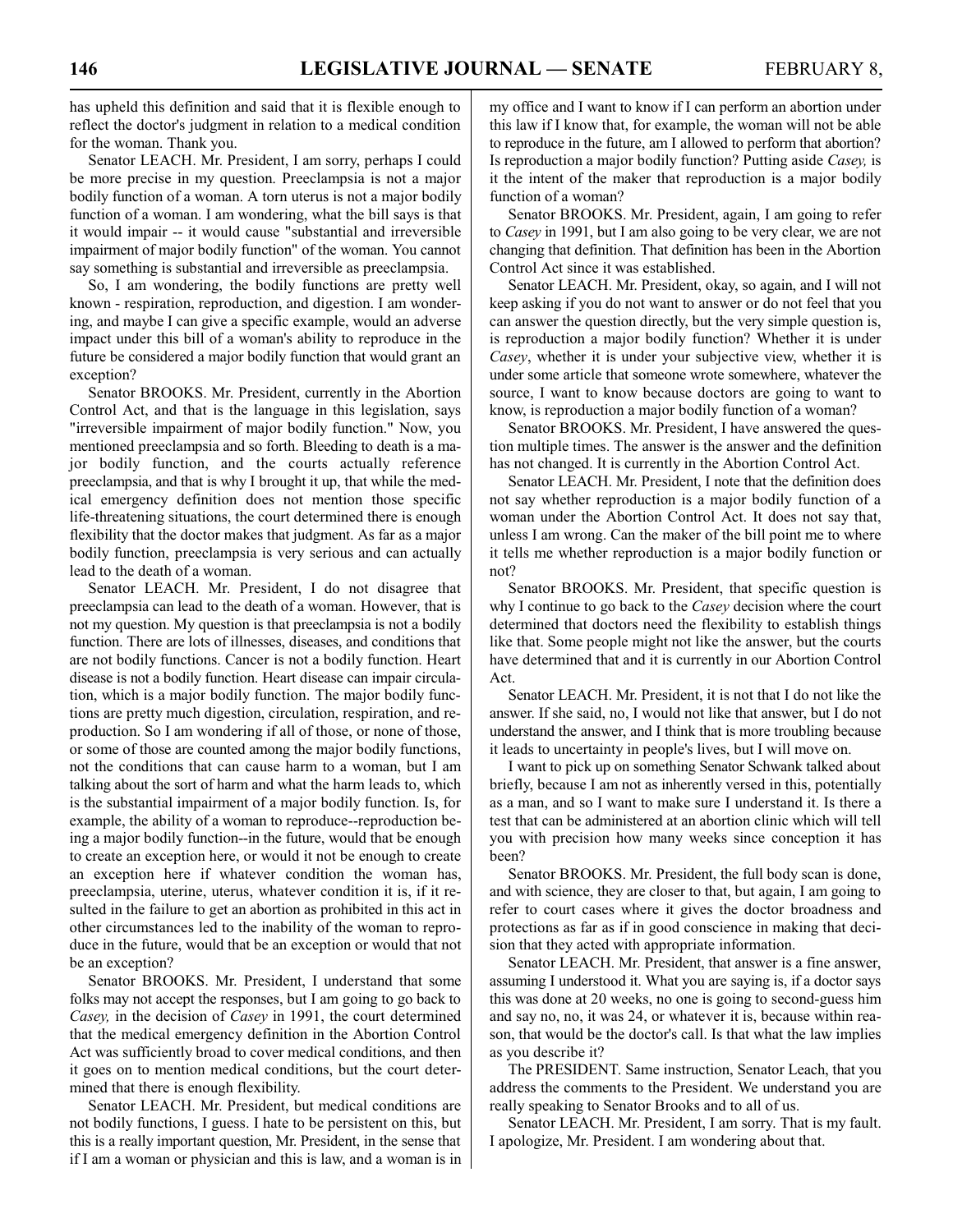has upheld this definition and said that it is flexible enough to reflect the doctor's judgment in relation to a medical condition for the woman. Thank you.

Senator LEACH. Mr. President, I am sorry, perhaps I could be more precise in my question. Preeclampsia is not a major bodily function of a woman. A torn uterus is not a major bodily function of a woman. I am wondering, what the bill says is that it would impair -- it would cause "substantial and irreversible impairment of major bodily function" of the woman. You cannot say something is substantial and irreversible as preeclampsia.

So, I am wondering, the bodily functions are pretty well known - respiration, reproduction, and digestion. I am wondering, and maybe I can give a specific example, would an adverse impact under this bill of a woman's ability to reproduce in the future be considered a major bodily function that would grant an exception?

Senator BROOKS. Mr. President, currently in the Abortion Control Act, and that is the language in this legislation, says "irreversible impairment of major bodily function." Now, you mentioned preeclampsia and so forth. Bleeding to death is a major bodily function, and the courts actually reference preeclampsia, and that is why I brought it up, that while the medical emergency definition does not mention those specific life-threatening situations, the court determined there is enough flexibility that the doctor makes that judgment. As far as a major bodily function, preeclampsia is very serious and can actually lead to the death of a woman.

Senator LEACH. Mr. President, I do not disagree that preeclampsia can lead to the death of a woman. However, that is not my question. My question is that preeclampsia is not a bodily function. There are lots of illnesses, diseases, and conditions that are not bodily functions. Cancer is not a bodily function. Heart disease is not a bodily function. Heart disease can impair circulation, which is a major bodily function. The major bodily functions are pretty much digestion, circulation, respiration, and reproduction. So I am wondering if all of those, or none of those, or some of those are counted among the major bodily functions, not the conditions that can cause harm to a woman, but I am talking about the sort of harm and what the harm leads to, which is the substantial impairment of a major bodily function. Is, for example, the ability of a woman to reproduce--reproduction being a major bodily function--in the future, would that be enough to create an exception here, or would it not be enough to create an exception here if whatever condition the woman has, preeclampsia, uterine, uterus, whatever condition it is, if it resulted in the failure to get an abortion as prohibited in this act in other circumstances led to the inability of the woman to reproduce in the future, would that be an exception or would that not be an exception?

Senator BROOKS. Mr. President, I understand that some folks may not accept the responses, but I am going to go back to *Casey,* in the decision of *Casey* in 1991, the court determined that the medical emergency definition in the Abortion Control Act was sufficiently broad to cover medical conditions, and then it goes on to mention medical conditions, but the court determined that there is enough flexibility.

Senator LEACH. Mr. President, but medical conditions are not bodily functions, I guess. I hate to be persistent on this, but this is a really important question, Mr. President, in the sense that if I am a woman or physician and this is law, and a woman is in my office and I want to know if I can perform an abortion under this law if I know that, for example, the woman will not be able to reproduce in the future, am I allowed to perform that abortion? Is reproduction a major bodily function? Putting aside *Casey,* is it the intent of the maker that reproduction is a major bodily function of a woman?

Senator BROOKS. Mr. President, again, I am going to refer to *Casey* in 1991, but I am also going to be very clear, we are not changing that definition. That definition has been in the Abortion Control Act since it was established.

Senator LEACH. Mr. President, okay, so again, and I will not keep asking if you do not want to answer or do not feel that you can answer the question directly, but the very simple question is, is reproduction a major bodily function? Whether it is under *Casey*, whether it is under your subjective view, whether it is under some article that someone wrote somewhere, whatever the source, I want to know because doctors are going to want to know, is reproduction a major bodily function of a woman?

Senator BROOKS. Mr. President, I have answered the question multiple times. The answer is the answer and the definition has not changed. It is currently in the Abortion Control Act.

Senator LEACH. Mr. President, I note that the definition does not say whether reproduction is a major bodily function of a woman under the Abortion Control Act. It does not say that, unless I am wrong. Can the maker of the bill point me to where it tells me whether reproduction is a major bodily function or not?

Senator BROOKS. Mr. President, that specific question is why I continue to go back to the *Casey* decision where the court determined that doctors need the flexibility to establish things like that. Some people might not like the answer, but the courts have determined that and it is currently in our Abortion Control Act.

Senator LEACH. Mr. President, it is not that I do not like the answer. If she said, no, I would not like that answer, but I do not understand the answer, and I think that is more troubling because it leads to uncertainty in people's lives, but I will move on.

I want to pick up on something Senator Schwank talked about briefly, because I am not as inherently versed in this, potentially as a man, and so I want to make sure I understand it. Is there a test that can be administered at an abortion clinic which will tell you with precision how many weeks since conception it has been?

Senator BROOKS. Mr. President, the full body scan is done, and with science, they are closer to that, but again, I am going to refer to court cases where it gives the doctor broadness and protections as far as if in good conscience in making that decision that they acted with appropriate information.

Senator LEACH. Mr. President, that answer is a fine answer, assuming I understood it. What you are saying is, if a doctor says this was done at 20 weeks, no one is going to second-guess him and say no, no, it was 24, or whatever it is, because within reason, that would be the doctor's call. Is that what the law implies as you describe it?

The PRESIDENT. Same instruction, Senator Leach, that you address the comments to the President. We understand you are really speaking to Senator Brooks and to all of us.

Senator LEACH. Mr. President, I am sorry. That is my fault. I apologize, Mr. President. I am wondering about that.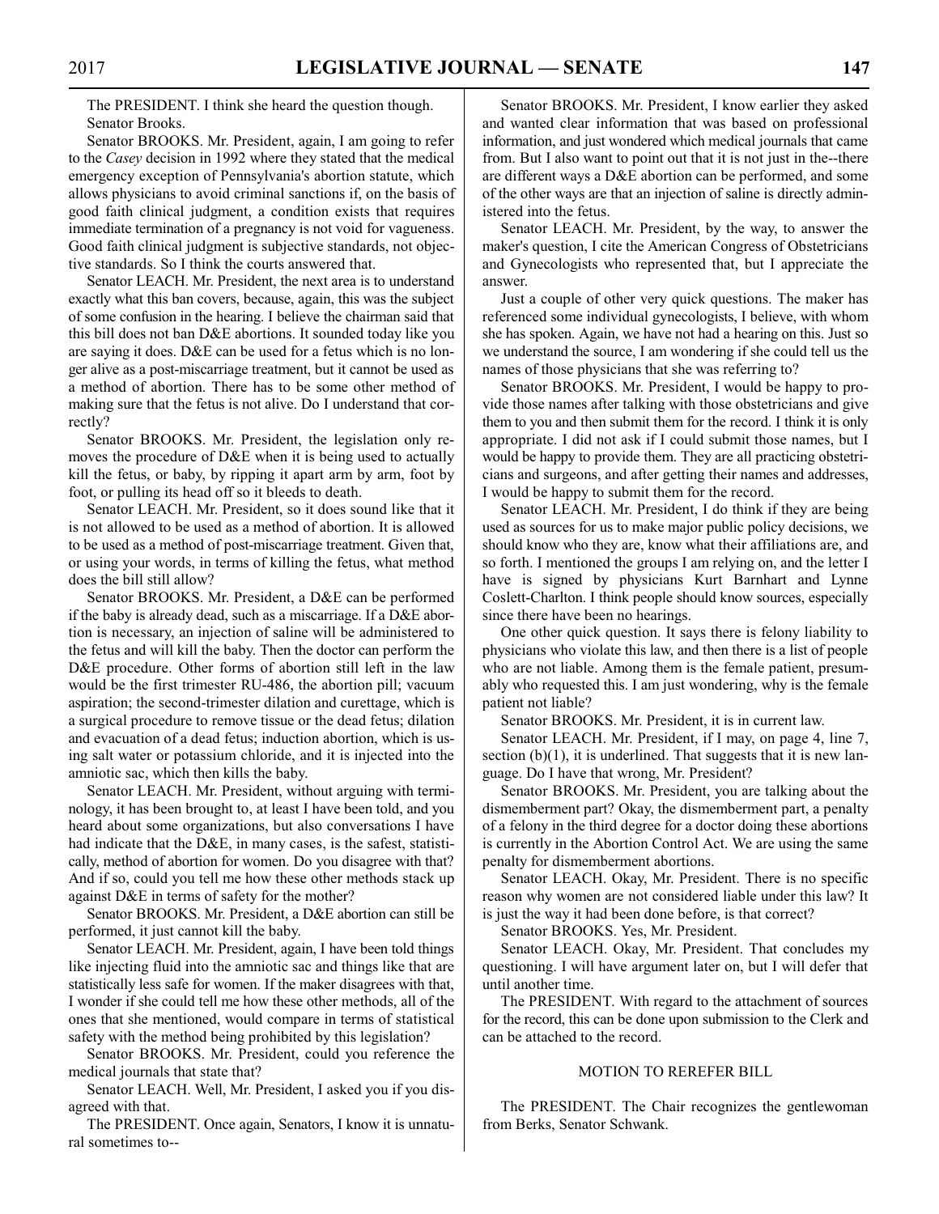The PRESIDENT. I think she heard the question though.

Senator Brooks.

Senator BROOKS. Mr. President, again, I am going to refer to the *Casey* decision in 1992 where they stated that the medical emergency exception of Pennsylvania's abortion statute, which allows physicians to avoid criminal sanctions if, on the basis of good faith clinical judgment, a condition exists that requires immediate termination of a pregnancy is not void for vagueness. Good faith clinical judgment is subjective standards, not objective standards. So I think the courts answered that.

Senator LEACH. Mr. President, the next area is to understand exactly what this ban covers, because, again, this was the subject of some confusion in the hearing. I believe the chairman said that this bill does not ban D&E abortions. It sounded today like you are saying it does. D&E can be used for a fetus which is no longer alive as a post-miscarriage treatment, but it cannot be used as a method of abortion. There has to be some other method of making sure that the fetus is not alive. Do I understand that correctly?

Senator BROOKS. Mr. President, the legislation only removes the procedure of D&E when it is being used to actually kill the fetus, or baby, by ripping it apart arm by arm, foot by foot, or pulling its head off so it bleeds to death.

Senator LEACH. Mr. President, so it does sound like that it is not allowed to be used as a method of abortion. It is allowed to be used as a method of post-miscarriage treatment. Given that, or using your words, in terms of killing the fetus, what method does the bill still allow?

Senator BROOKS. Mr. President, a D&E can be performed if the baby is already dead, such as a miscarriage. If a D&E abortion is necessary, an injection of saline will be administered to the fetus and will kill the baby. Then the doctor can perform the D&E procedure. Other forms of abortion still left in the law would be the first trimester RU-486, the abortion pill; vacuum aspiration; the second-trimester dilation and curettage, which is a surgical procedure to remove tissue or the dead fetus; dilation and evacuation of a dead fetus; induction abortion, which is using salt water or potassium chloride, and it is injected into the amniotic sac, which then kills the baby.

Senator LEACH. Mr. President, without arguing with terminology, it has been brought to, at least I have been told, and you heard about some organizations, but also conversations I have had indicate that the D&E, in many cases, is the safest, statistically, method of abortion for women. Do you disagree with that? And if so, could you tell me how these other methods stack up against D&E in terms of safety for the mother?

Senator BROOKS. Mr. President, a D&E abortion can still be performed, it just cannot kill the baby.

Senator LEACH. Mr. President, again, I have been told things like injecting fluid into the amniotic sac and things like that are statistically less safe for women. If the maker disagrees with that, I wonder if she could tell me how these other methods, all of the ones that she mentioned, would compare in terms of statistical safety with the method being prohibited by this legislation?

Senator BROOKS. Mr. President, could you reference the medical journals that state that?

Senator LEACH. Well, Mr. President, I asked you if you disagreed with that.

The PRESIDENT. Once again, Senators, I know it is unnatural sometimes to--

Senator BROOKS. Mr. President, I know earlier they asked and wanted clear information that was based on professional information, and just wondered which medical journals that came from. But I also want to point out that it is not just in the--there are different ways a D&E abortion can be performed, and some of the other ways are that an injection of saline is directly administered into the fetus.

Senator LEACH. Mr. President, by the way, to answer the maker's question, I cite the American Congress of Obstetricians and Gynecologists who represented that, but I appreciate the answer.

Just a couple of other very quick questions. The maker has referenced some individual gynecologists, I believe, with whom she has spoken. Again, we have not had a hearing on this. Just so we understand the source, I am wondering if she could tell us the names of those physicians that she was referring to?

Senator BROOKS. Mr. President, I would be happy to provide those names after talking with those obstetricians and give them to you and then submit them for the record. I think it is only appropriate. I did not ask if I could submit those names, but I would be happy to provide them. They are all practicing obstetricians and surgeons, and after getting their names and addresses, I would be happy to submit them for the record.

Senator LEACH. Mr. President, I do think if they are being used as sources for us to make major public policy decisions, we should know who they are, know what their affiliations are, and so forth. I mentioned the groups I am relying on, and the letter I have is signed by physicians Kurt Barnhart and Lynne Coslett-Charlton. I think people should know sources, especially since there have been no hearings.

One other quick question. It says there is felony liability to physicians who violate this law, and then there is a list of people who are not liable. Among them is the female patient, presumably who requested this. I am just wondering, why is the female patient not liable?

Senator BROOKS. Mr. President, it is in current law.

Senator LEACH. Mr. President, if I may, on page 4, line 7, section (b)(1), it is underlined. That suggests that it is new language. Do I have that wrong, Mr. President?

Senator BROOKS. Mr. President, you are talking about the dismemberment part? Okay, the dismemberment part, a penalty of a felony in the third degree for a doctor doing these abortions is currently in the Abortion Control Act. We are using the same penalty for dismemberment abortions.

Senator LEACH. Okay, Mr. President. There is no specific reason why women are not considered liable under this law? It is just the way it had been done before, is that correct?

Senator BROOKS. Yes, Mr. President.

Senator LEACH. Okay, Mr. President. That concludes my questioning. I will have argument later on, but I will defer that until another time.

The PRESIDENT. With regard to the attachment of sources for the record, this can be done upon submission to the Clerk and can be attached to the record.

## MOTION TO REREFER BILL

The PRESIDENT. The Chair recognizes the gentlewoman from Berks, Senator Schwank.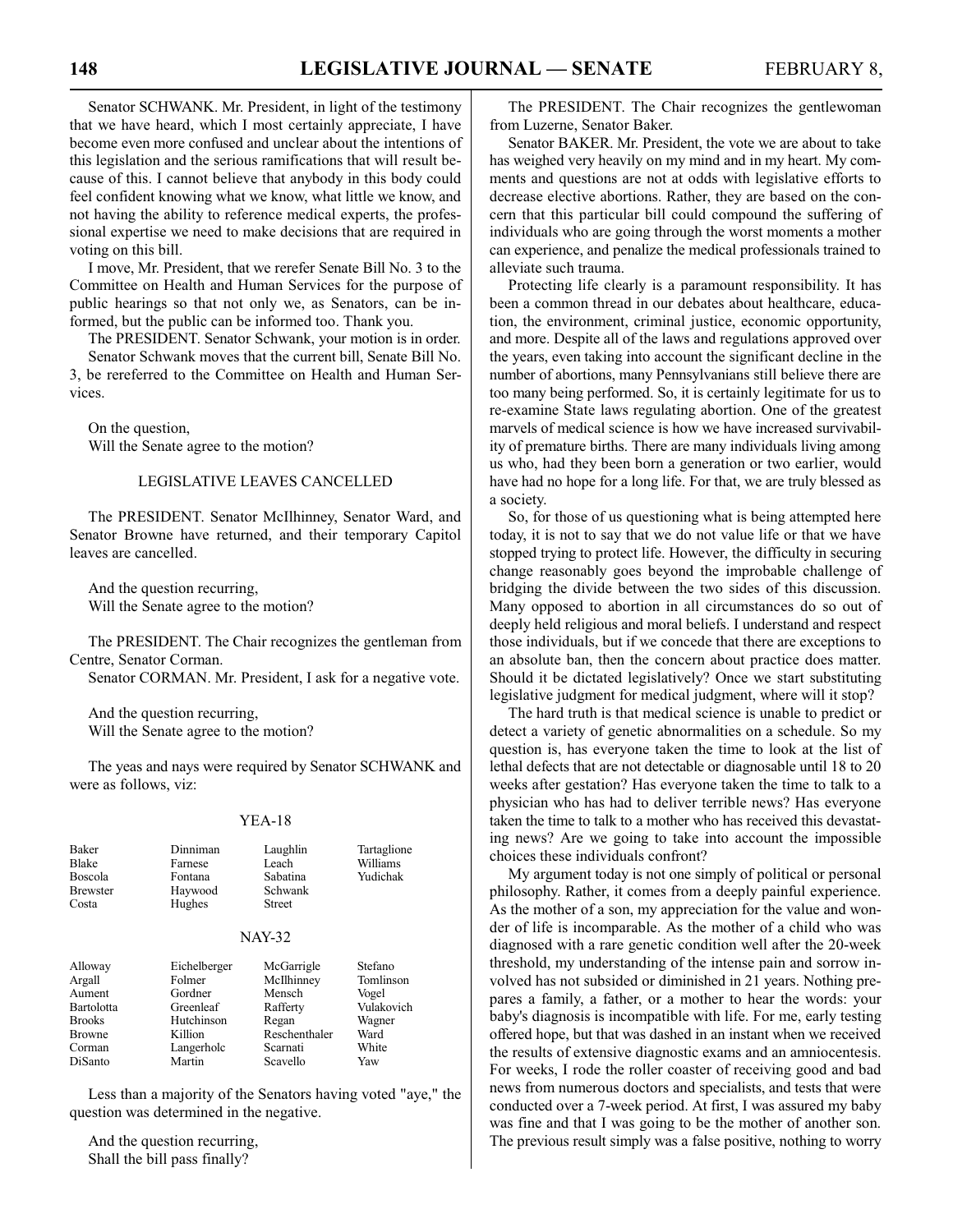Senator SCHWANK. Mr. President, in light of the testimony that we have heard, which I most certainly appreciate, I have become even more confused and unclear about the intentions of this legislation and the serious ramifications that will result because of this. I cannot believe that anybody in this body could feel confident knowing what we know, what little we know, and not having the ability to reference medical experts, the professional expertise we need to make decisions that are required in voting on this bill.

I move, Mr. President, that we rerefer Senate Bill No. 3 to the Committee on Health and Human Services for the purpose of public hearings so that not only we, as Senators, can be informed, but the public can be informed too. Thank you.

The PRESIDENT. Senator Schwank, your motion is in order.

Senator Schwank moves that the current bill, Senate Bill No. 3, be rereferred to the Committee on Health and Human Services.

On the question,
Will the Senate agree to the motion?

### LEGISLATIVE LEAVES CANCELLED

The PRESIDENT. Senator McIlhinney, Senator Ward, and Senator Browne have returned, and their temporary Capitol leaves are cancelled.

And the question recurring,
Will the Senate agree to the motion?

The PRESIDENT. The Chair recognizes the gentleman from Centre, Senator Corman.

Senator CORMAN. Mr. President, I ask for a negative vote.

And the question recurring,
Will the Senate agree to the motion?

The yeas and nays were required by Senator SCHWANK and were as follows, viz:

YEA-18

| | | | |
|---|---|---|---|
| Baker | Dinniman | Laughlin | Tartaglione |
| Blake | Farnese | Leach | Williams |
| Boscola | Fontana | Sabatina | Yudichak |
| Brewster | Haywood | Schwank | |
| Costa | Hughes | Street | |

NAY-32

| | | | |
|---|---|---|---|
| Alloway | Eichelberger | McGarrigle | Stefano |
| Argall | Folmer | McIlhinney | Tomlinson |
| Aument | Gordner | Mensch | Vogel |
| Bartolotta | Greenleaf | Rafferty | Vulakovich |
| Brooks | Hutchinson | Regan | Wagner |
| Browne | Killion | Reschenthaler | Ward |
| Corman | Langerholc | Scarnati | White |
| DiSanto | Martin | Scavello | Yaw |

Less than a majority of the Senators having voted "aye," the question was determined in the negative.

And the question recurring,
Shall the bill pass finally?

The PRESIDENT. The Chair recognizes the gentlewoman from Luzerne, Senator Baker.

Senator BAKER. Mr. President, the vote we are about to take has weighed very heavily on my mind and in my heart. My comments and questions are not at odds with legislative efforts to decrease elective abortions. Rather, they are based on the concern that this particular bill could compound the suffering of individuals who are going through the worst moments a mother can experience, and penalize the medical professionals trained to alleviate such trauma.

Protecting life clearly is a paramount responsibility. It has been a common thread in our debates about healthcare, education, the environment, criminal justice, economic opportunity, and more. Despite all of the laws and regulations approved over the years, even taking into account the significant decline in the number of abortions, many Pennsylvanians still believe there are too many being performed. So, it is certainly legitimate for us to re-examine State laws regulating abortion. One of the greatest marvels of medical science is how we have increased survivability of premature births. There are many individuals living among us who, had they been born a generation or two earlier, would have had no hope for a long life. For that, we are truly blessed as a society.

So, for those of us questioning what is being attempted here today, it is not to say that we do not value life or that we have stopped trying to protect life. However, the difficulty in securing change reasonably goes beyond the improbable challenge of bridging the divide between the two sides of this discussion. Many opposed to abortion in all circumstances do so out of deeply held religious and moral beliefs. I understand and respect those individuals, but if we concede that there are exceptions to an absolute ban, then the concern about practice does matter. Should it be dictated legislatively? Once we start substituting legislative judgment for medical judgment, where will it stop?

The hard truth is that medical science is unable to predict or detect a variety of genetic abnormalities on a schedule. So my question is, has everyone taken the time to look at the list of lethal defects that are not detectable or diagnosable until 18 to 20 weeks after gestation? Has everyone taken the time to talk to a physician who has had to deliver terrible news? Has everyone taken the time to talk to a mother who has received this devastating news? Are we going to take into account the impossible choices these individuals confront?

My argument today is not one simply of political or personal philosophy. Rather, it comes from a deeply painful experience. As the mother of a son, my appreciation for the value and wonder of life is incomparable. As the mother of a child who was diagnosed with a rare genetic condition well after the 20-week threshold, my understanding of the intense pain and sorrow involved has not subsided or diminished in 21 years. Nothing prepares a family, a father, or a mother to hear the words: your baby's diagnosis is incompatible with life. For me, early testing offered hope, but that was dashed in an instant when we received the results of extensive diagnostic exams and an amniocentesis. For weeks, I rode the roller coaster of receiving good and bad news from numerous doctors and specialists, and tests that were conducted over a 7-week period. At first, I was assured my baby was fine and that I was going to be the mother of another son. The previous result simply was a false positive, nothing to worry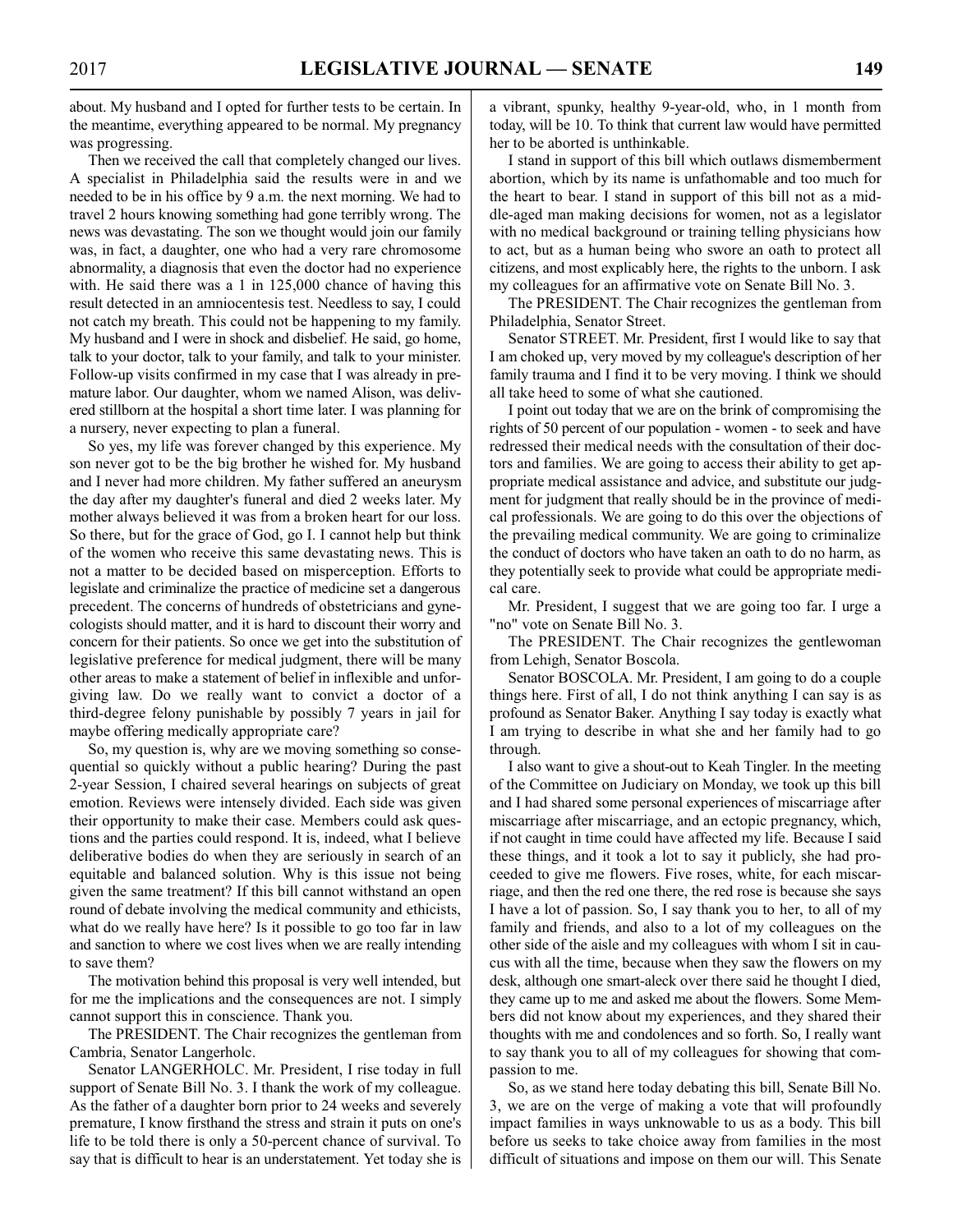about. My husband and I opted for further tests to be certain. In the meantime, everything appeared to be normal. My pregnancy was progressing.

Then we received the call that completely changed our lives. A specialist in Philadelphia said the results were in and we needed to be in his office by 9 a.m. the next morning. We had to travel 2 hours knowing something had gone terribly wrong. The news was devastating. The son we thought would join our family was, in fact, a daughter, one who had a very rare chromosome abnormality, a diagnosis that even the doctor had no experience with. He said there was a 1 in 125,000 chance of having this result detected in an amniocentesis test. Needless to say, I could not catch my breath. This could not be happening to my family. My husband and I were in shock and disbelief. He said, go home, talk to your doctor, talk to your family, and talk to your minister. Follow-up visits confirmed in my case that I was already in premature labor. Our daughter, whom we named Alison, was delivered stillborn at the hospital a short time later. I was planning for a nursery, never expecting to plan a funeral.

So yes, my life was forever changed by this experience. My son never got to be the big brother he wished for. My husband and I never had more children. My father suffered an aneurysm the day after my daughter's funeral and died 2 weeks later. My mother always believed it was from a broken heart for our loss. So there, but for the grace of God, go I. I cannot help but think of the women who receive this same devastating news. This is not a matter to be decided based on misperception. Efforts to legislate and criminalize the practice of medicine set a dangerous precedent. The concerns of hundreds of obstetricians and gynecologists should matter, and it is hard to discount their worry and concern for their patients. So once we get into the substitution of legislative preference for medical judgment, there will be many other areas to make a statement of belief in inflexible and unforgiving law. Do we really want to convict a doctor of a third-degree felony punishable by possibly 7 years in jail for maybe offering medically appropriate care?

So, my question is, why are we moving something so consequential so quickly without a public hearing? During the past 2-year Session, I chaired several hearings on subjects of great emotion. Reviews were intensely divided. Each side was given their opportunity to make their case. Members could ask questions and the parties could respond. It is, indeed, what I believe deliberative bodies do when they are seriously in search of an equitable and balanced solution. Why is this issue not being given the same treatment? If this bill cannot withstand an open round of debate involving the medical community and ethicists, what do we really have here? Is it possible to go too far in law and sanction to where we cost lives when we are really intending to save them?

The motivation behind this proposal is very well intended, but for me the implications and the consequences are not. I simply cannot support this in conscience. Thank you.

The PRESIDENT. The Chair recognizes the gentleman from Cambria, Senator Langerholc.

Senator LANGERHOLC. Mr. President, I rise today in full support of Senate Bill No. 3. I thank the work of my colleague. As the father of a daughter born prior to 24 weeks and severely premature, I know firsthand the stress and strain it puts on one's life to be told there is only a 50-percent chance of survival. To say that is difficult to hear is an understatement. Yet today she is a vibrant, spunky, healthy 9-year-old, who, in 1 month from today, will be 10. To think that current law would have permitted her to be aborted is unthinkable.

I stand in support of this bill which outlaws dismemberment abortion, which by its name is unfathomable and too much for the heart to bear. I stand in support of this bill not as a middle-aged man making decisions for women, not as a legislator with no medical background or training telling physicians how to act, but as a human being who swore an oath to protect all citizens, and most explicably here, the rights to the unborn. I ask my colleagues for an affirmative vote on Senate Bill No. 3.

The PRESIDENT. The Chair recognizes the gentleman from Philadelphia, Senator Street.

Senator STREET. Mr. President, first I would like to say that I am choked up, very moved by my colleague's description of her family trauma and I find it to be very moving. I think we should all take heed to some of what she cautioned.

I point out today that we are on the brink of compromising the rights of 50 percent of our population - women - to seek and have redressed their medical needs with the consultation of their doctors and families. We are going to access their ability to get appropriate medical assistance and advice, and substitute our judgment for judgment that really should be in the province of medical professionals. We are going to do this over the objections of the prevailing medical community. We are going to criminalize the conduct of doctors who have taken an oath to do no harm, as they potentially seek to provide what could be appropriate medical care.

Mr. President, I suggest that we are going too far. I urge a "no" vote on Senate Bill No. 3.

The PRESIDENT. The Chair recognizes the gentlewoman from Lehigh, Senator Boscola.

Senator BOSCOLA. Mr. President, I am going to do a couple things here. First of all, I do not think anything I can say is as profound as Senator Baker. Anything I say today is exactly what I am trying to describe in what she and her family had to go through.

I also want to give a shout-out to Keah Tingler. In the meeting of the Committee on Judiciary on Monday, we took up this bill and I had shared some personal experiences of miscarriage after miscarriage after miscarriage, and an ectopic pregnancy, which, if not caught in time could have affected my life. Because I said these things, and it took a lot to say it publicly, she had proceeded to give me flowers. Five roses, white, for each miscarriage, and then the red one there, the red rose is because she says I have a lot of passion. So, I say thank you to her, to all of my family and friends, and also to a lot of my colleagues on the other side of the aisle and my colleagues with whom I sit in caucus with all the time, because when they saw the flowers on my desk, although one smart-aleck over there said he thought I died, they came up to me and asked me about the flowers. Some Members did not know about my experiences, and they shared their thoughts with me and condolences and so forth. So, I really want to say thank you to all of my colleagues for showing that compassion to me.

So, as we stand here today debating this bill, Senate Bill No. 3, we are on the verge of making a vote that will profoundly impact families in ways unknowable to us as a body. This bill before us seeks to take choice away from families in the most difficult of situations and impose on them our will. This Senate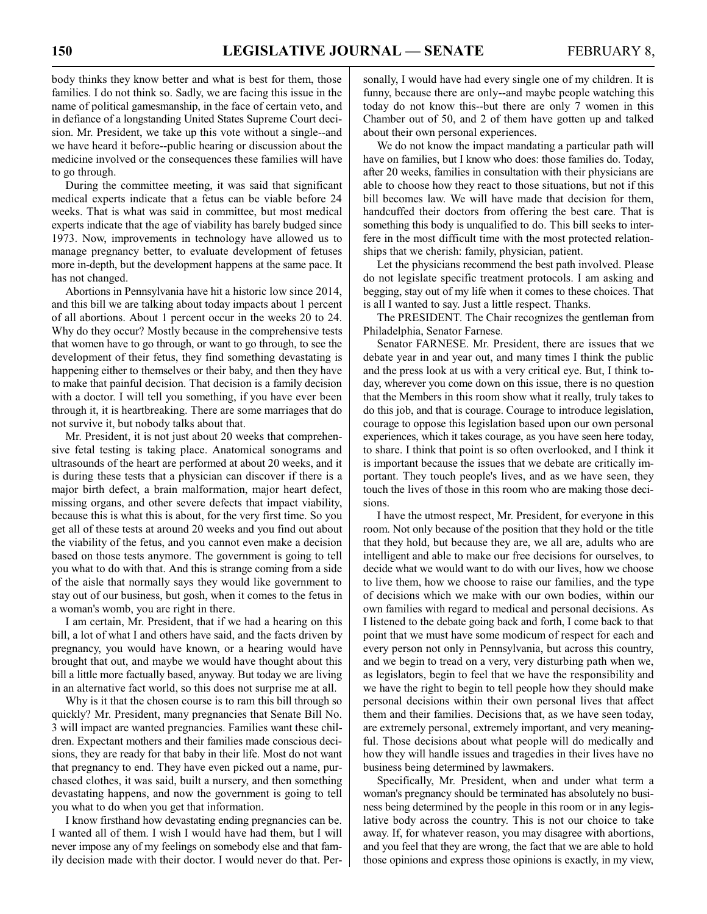body thinks they know better and what is best for them, those families. I do not think so. Sadly, we are facing this issue in the name of political gamesmanship, in the face of certain veto, and in defiance of a longstanding United States Supreme Court decision. Mr. President, we take up this vote without a single--and we have heard it before--public hearing or discussion about the medicine involved or the consequences these families will have to go through.

During the committee meeting, it was said that significant medical experts indicate that a fetus can be viable before 24 weeks. That is what was said in committee, but most medical experts indicate that the age of viability has barely budged since 1973. Now, improvements in technology have allowed us to manage pregnancy better, to evaluate development of fetuses more in-depth, but the development happens at the same pace. It has not changed.

Abortions in Pennsylvania have hit a historic low since 2014, and this bill we are talking about today impacts about 1 percent of all abortions. About 1 percent occur in the weeks 20 to 24. Why do they occur? Mostly because in the comprehensive tests that women have to go through, or want to go through, to see the development of their fetus, they find something devastating is happening either to themselves or their baby, and then they have to make that painful decision. That decision is a family decision with a doctor. I will tell you something, if you have ever been through it, it is heartbreaking. There are some marriages that do not survive it, but nobody talks about that.

Mr. President, it is not just about 20 weeks that comprehensive fetal testing is taking place. Anatomical sonograms and ultrasounds of the heart are performed at about 20 weeks, and it is during these tests that a physician can discover if there is a major birth defect, a brain malformation, major heart defect, missing organs, and other severe defects that impact viability, because this is what this is about, for the very first time. So you get all of these tests at around 20 weeks and you find out about the viability of the fetus, and you cannot even make a decision based on those tests anymore. The government is going to tell you what to do with that. And this is strange coming from a side of the aisle that normally says they would like government to stay out of our business, but gosh, when it comes to the fetus in a woman's womb, you are right in there.

I am certain, Mr. President, that if we had a hearing on this bill, a lot of what I and others have said, and the facts driven by pregnancy, you would have known, or a hearing would have brought that out, and maybe we would have thought about this bill a little more factually based, anyway. But today we are living in an alternative fact world, so this does not surprise me at all.

Why is it that the chosen course is to ram this bill through so quickly? Mr. President, many pregnancies that Senate Bill No. 3 will impact are wanted pregnancies. Families want these children. Expectant mothers and their families made conscious decisions, they are ready for that baby in their life. Most do not want that pregnancy to end. They have even picked out a name, purchased clothes, it was said, built a nursery, and then something devastating happens, and now the government is going to tell you what to do when you get that information.

I know firsthand how devastating ending pregnancies can be. I wanted all of them. I wish I would have had them, but I will never impose any of my feelings on somebody else and that family decision made with their doctor. I would never do that. Personally, I would have had every single one of my children. It is funny, because there are only--and maybe people watching this today do not know this--but there are only 7 women in this Chamber out of 50, and 2 of them have gotten up and talked about their own personal experiences.

We do not know the impact mandating a particular path will have on families, but I know who does: those families do. Today, after 20 weeks, families in consultation with their physicians are able to choose how they react to those situations, but not if this bill becomes law. We will have made that decision for them, handcuffed their doctors from offering the best care. That is something this body is unqualified to do. This bill seeks to interfere in the most difficult time with the most protected relationships that we cherish: family, physician, patient.

Let the physicians recommend the best path involved. Please do not legislate specific treatment protocols. I am asking and begging, stay out of my life when it comes to these choices. That is all I wanted to say. Just a little respect. Thanks.

The PRESIDENT. The Chair recognizes the gentleman from Philadelphia, Senator Farnese.

Senator FARNESE. Mr. President, there are issues that we debate year in and year out, and many times I think the public and the press look at us with a very critical eye. But, I think today, wherever you come down on this issue, there is no question that the Members in this room show what it really, truly takes to do this job, and that is courage. Courage to introduce legislation, courage to oppose this legislation based upon our own personal experiences, which it takes courage, as you have seen here today, to share. I think that point is so often overlooked, and I think it is important because the issues that we debate are critically important. They touch people's lives, and as we have seen, they touch the lives of those in this room who are making those decisions.

I have the utmost respect, Mr. President, for everyone in this room. Not only because of the position that they hold or the title that they hold, but because they are, we all are, adults who are intelligent and able to make our free decisions for ourselves, to decide what we would want to do with our lives, how we choose to live them, how we choose to raise our families, and the type of decisions which we make with our own bodies, within our own families with regard to medical and personal decisions. As I listened to the debate going back and forth, I come back to that point that we must have some modicum of respect for each and every person not only in Pennsylvania, but across this country, and we begin to tread on a very, very disturbing path when we, as legislators, begin to feel that we have the responsibility and we have the right to begin to tell people how they should make personal decisions within their own personal lives that affect them and their families. Decisions that, as we have seen today, are extremely personal, extremely important, and very meaningful. Those decisions about what people will do medically and how they will handle issues and tragedies in their lives have no business being determined by lawmakers.

Specifically, Mr. President, when and under what term a woman's pregnancy should be terminated has absolutely no business being determined by the people in this room or in any legislative body across the country. This is not our choice to take away. If, for whatever reason, you may disagree with abortions, and you feel that they are wrong, the fact that we are able to hold those opinions and express those opinions is exactly, in my view,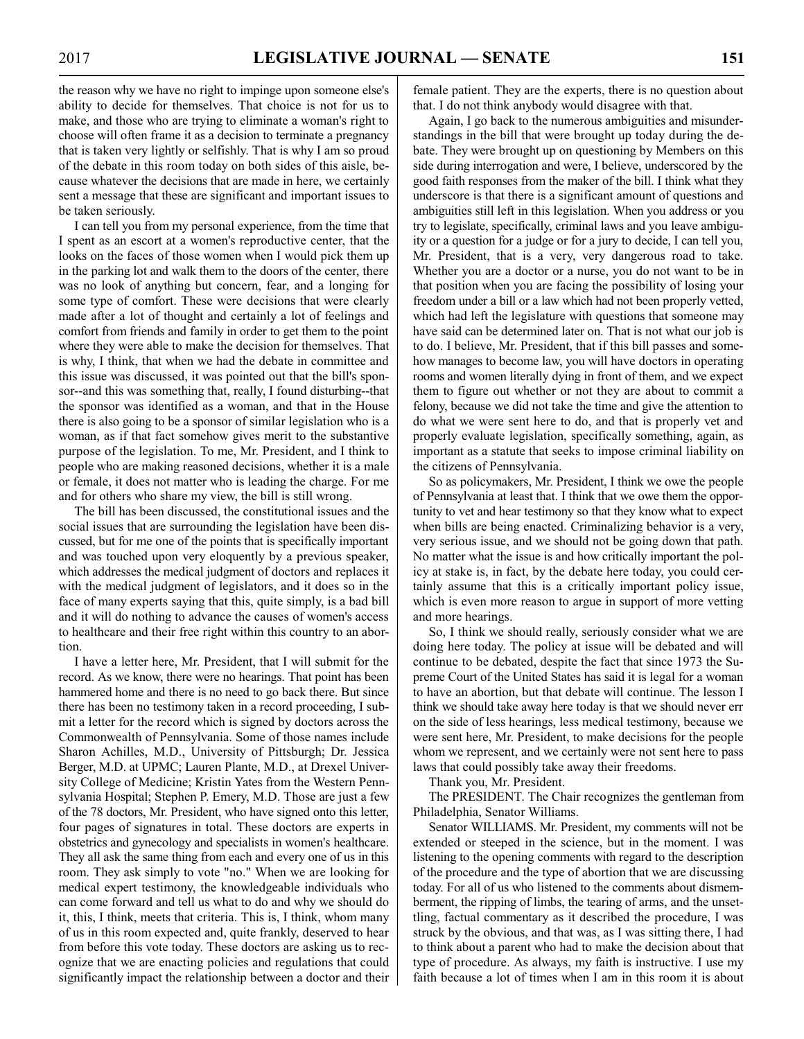the reason why we have no right to impinge upon someone else's ability to decide for themselves. That choice is not for us to make, and those who are trying to eliminate a woman's right to choose will often frame it as a decision to terminate a pregnancy that is taken very lightly or selfishly. That is why I am so proud of the debate in this room today on both sides of this aisle, because whatever the decisions that are made in here, we certainly sent a message that these are significant and important issues to be taken seriously.

I can tell you from my personal experience, from the time that I spent as an escort at a women's reproductive center, that the looks on the faces of those women when I would pick them up in the parking lot and walk them to the doors of the center, there was no look of anything but concern, fear, and a longing for some type of comfort. These were decisions that were clearly made after a lot of thought and certainly a lot of feelings and comfort from friends and family in order to get them to the point where they were able to make the decision for themselves. That is why, I think, that when we had the debate in committee and this issue was discussed, it was pointed out that the bill's sponsor--and this was something that, really, I found disturbing--that the sponsor was identified as a woman, and that in the House there is also going to be a sponsor of similar legislation who is a woman, as if that fact somehow gives merit to the substantive purpose of the legislation. To me, Mr. President, and I think to people who are making reasoned decisions, whether it is a male or female, it does not matter who is leading the charge. For me and for others who share my view, the bill is still wrong.

The bill has been discussed, the constitutional issues and the social issues that are surrounding the legislation have been discussed, but for me one of the points that is specifically important and was touched upon very eloquently by a previous speaker, which addresses the medical judgment of doctors and replaces it with the medical judgment of legislators, and it does so in the face of many experts saying that this, quite simply, is a bad bill and it will do nothing to advance the causes of women's access to healthcare and their free right within this country to an abortion.

I have a letter here, Mr. President, that I will submit for the record. As we know, there were no hearings. That point has been hammered home and there is no need to go back there. But since there has been no testimony taken in a record proceeding, I submit a letter for the record which is signed by doctors across the Commonwealth of Pennsylvania. Some of those names include Sharon Achilles, M.D., University of Pittsburgh; Dr. Jessica Berger, M.D. at UPMC; Lauren Plante, M.D., at Drexel University College of Medicine; Kristin Yates from the Western Pennsylvania Hospital; Stephen P. Emery, M.D. Those are just a few of the 78 doctors, Mr. President, who have signed onto this letter, four pages of signatures in total. These doctors are experts in obstetrics and gynecology and specialists in women's healthcare. They all ask the same thing from each and every one of us in this room. They ask simply to vote "no." When we are looking for medical expert testimony, the knowledgeable individuals who can come forward and tell us what to do and why we should do it, this, I think, meets that criteria. This is, I think, whom many of us in this room expected and, quite frankly, deserved to hear from before this vote today. These doctors are asking us to recognize that we are enacting policies and regulations that could significantly impact the relationship between a doctor and their female patient. They are the experts, there is no question about that. I do not think anybody would disagree with that.

Again, I go back to the numerous ambiguities and misunderstandings in the bill that were brought up today during the debate. They were brought up on questioning by Members on this side during interrogation and were, I believe, underscored by the good faith responses from the maker of the bill. I think what they underscore is that there is a significant amount of questions and ambiguities still left in this legislation. When you address or you try to legislate, specifically, criminal laws and you leave ambiguity or a question for a judge or for a jury to decide, I can tell you, Mr. President, that is a very, very dangerous road to take. Whether you are a doctor or a nurse, you do not want to be in that position when you are facing the possibility of losing your freedom under a bill or a law which had not been properly vetted, which had left the legislature with questions that someone may have said can be determined later on. That is not what our job is to do. I believe, Mr. President, that if this bill passes and somehow manages to become law, you will have doctors in operating rooms and women literally dying in front of them, and we expect them to figure out whether or not they are about to commit a felony, because we did not take the time and give the attention to do what we were sent here to do, and that is properly vet and properly evaluate legislation, specifically something, again, as important as a statute that seeks to impose criminal liability on the citizens of Pennsylvania.

So as policymakers, Mr. President, I think we owe the people of Pennsylvania at least that. I think that we owe them the opportunity to vet and hear testimony so that they know what to expect when bills are being enacted. Criminalizing behavior is a very, very serious issue, and we should not be going down that path. No matter what the issue is and how critically important the policy at stake is, in fact, by the debate here today, you could certainly assume that this is a critically important policy issue, which is even more reason to argue in support of more vetting and more hearings.

So, I think we should really, seriously consider what we are doing here today. The policy at issue will be debated and will continue to be debated, despite the fact that since 1973 the Supreme Court of the United States has said it is legal for a woman to have an abortion, but that debate will continue. The lesson I think we should take away here today is that we should never err on the side of less hearings, less medical testimony, because we were sent here, Mr. President, to make decisions for the people whom we represent, and we certainly were not sent here to pass laws that could possibly take away their freedoms.

Thank you, Mr. President.

The PRESIDENT. The Chair recognizes the gentleman from Philadelphia, Senator Williams.

Senator WILLIAMS. Mr. President, my comments will not be extended or steeped in the science, but in the moment. I was listening to the opening comments with regard to the description of the procedure and the type of abortion that we are discussing today. For all of us who listened to the comments about dismemberment, the ripping of limbs, the tearing of arms, and the unsettling, factual commentary as it described the procedure, I was struck by the obvious, and that was, as I was sitting there, I had to think about a parent who had to make the decision about that type of procedure. As always, my faith is instructive. I use my faith because a lot of times when I am in this room it is about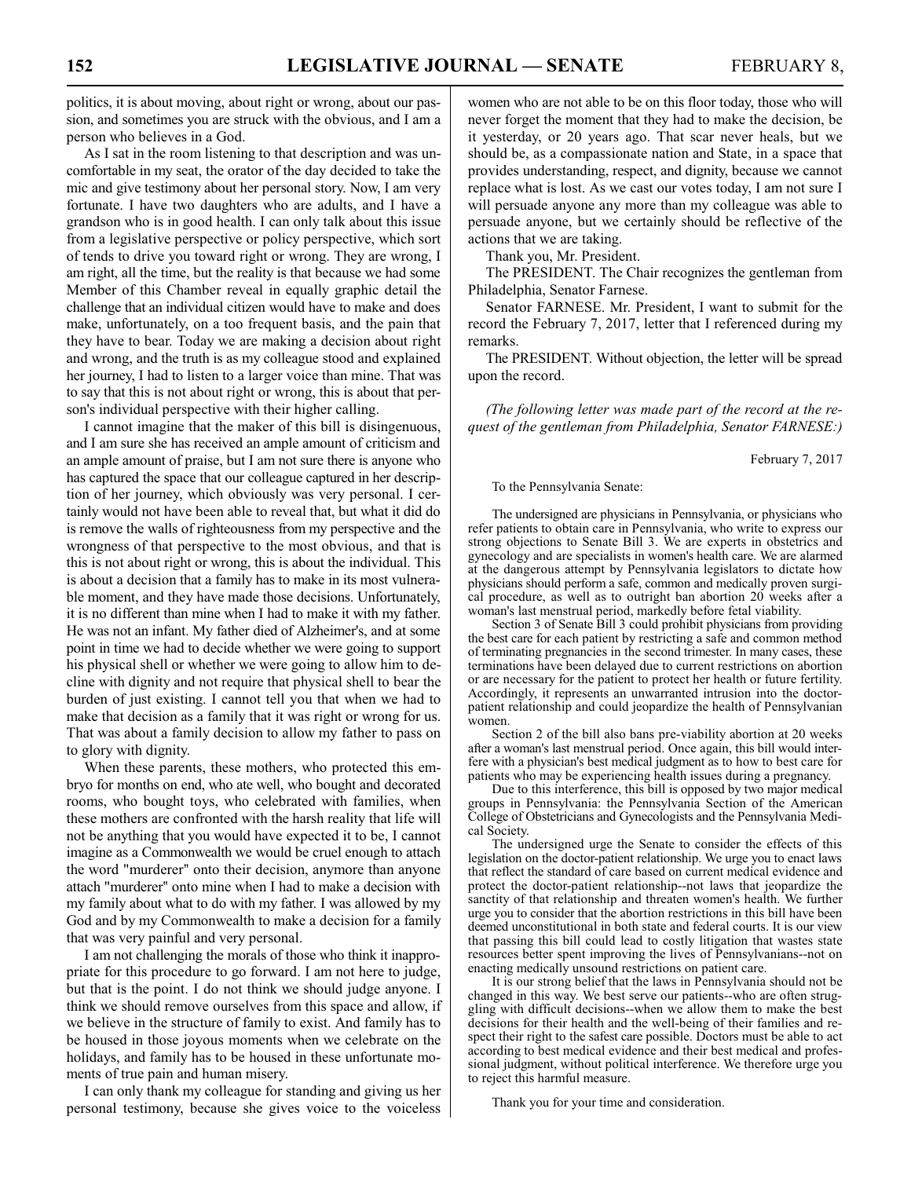politics, it is about moving, about right or wrong, about our passion, and sometimes you are struck with the obvious, and I am a person who believes in a God.

As I sat in the room listening to that description and was uncomfortable in my seat, the orator of the day decided to take the mic and give testimony about her personal story. Now, I am very fortunate. I have two daughters who are adults, and I have a grandson who is in good health. I can only talk about this issue from a legislative perspective or policy perspective, which sort of tends to drive you toward right or wrong. They are wrong, I am right, all the time, but the reality is that because we had some Member of this Chamber reveal in equally graphic detail the challenge that an individual citizen would have to make and does make, unfortunately, on a too frequent basis, and the pain that they have to bear. Today we are making a decision about right and wrong, and the truth is as my colleague stood and explained her journey, I had to listen to a larger voice than mine. That was to say that this is not about right or wrong, this is about that person's individual perspective with their higher calling.

I cannot imagine that the maker of this bill is disingenuous, and I am sure she has received an ample amount of criticism and an ample amount of praise, but I am not sure there is anyone who has captured the space that our colleague captured in her description of her journey, which obviously was very personal. I certainly would not have been able to reveal that, but what it did do is remove the walls of righteousness from my perspective and the wrongness of that perspective to the most obvious, and that is this is not about right or wrong, this is about the individual. This is about a decision that a family has to make in its most vulnerable moment, and they have made those decisions. Unfortunately, it is no different than mine when I had to make it with my father. He was not an infant. My father died of Alzheimer's, and at some point in time we had to decide whether we were going to support his physical shell or whether we were going to allow him to decline with dignity and not require that physical shell to bear the burden of just existing. I cannot tell you that when we had to make that decision as a family that it was right or wrong for us. That was about a family decision to allow my father to pass on to glory with dignity.

When these parents, these mothers, who protected this embryo for months on end, who ate well, who bought and decorated rooms, who bought toys, who celebrated with families, when these mothers are confronted with the harsh reality that life will not be anything that you would have expected it to be, I cannot imagine as a Commonwealth we would be cruel enough to attach the word "murderer" onto their decision, anymore than anyone attach "murderer" onto mine when I had to make a decision with my family about what to do with my father. I was allowed by my God and by my Commonwealth to make a decision for a family that was very painful and very personal.

I am not challenging the morals of those who think it inappropriate for this procedure to go forward. I am not here to judge, but that is the point. I do not think we should judge anyone. I think we should remove ourselves from this space and allow, if we believe in the structure of family to exist. And family has to be housed in those joyous moments when we celebrate on the holidays, and family has to be housed in these unfortunate moments of true pain and human misery.

I can only thank my colleague for standing and giving us her personal testimony, because she gives voice to the voiceless women who are not able to be on this floor today, those who will never forget the moment that they had to make the decision, be it yesterday, or 20 years ago. That scar never heals, but we should be, as a compassionate nation and State, in a space that provides understanding, respect, and dignity, because we cannot replace what is lost. As we cast our votes today, I am not sure I will persuade anyone any more than my colleague was able to persuade anyone, but we certainly should be reflective of the actions that we are taking.

Thank you, Mr. President.

The PRESIDENT. The Chair recognizes the gentleman from Philadelphia, Senator Farnese.

Senator FARNESE. Mr. President, I want to submit for the record the February 7, 2017, letter that I referenced during my remarks.

The PRESIDENT. Without objection, the letter will be spread upon the record.

*(The following letter was made part of the record at the request of the gentleman from Philadelphia, Senator FARNESE:)*

February 7, 2017

To the Pennsylvania Senate:

The undersigned are physicians in Pennsylvania, or physicians who refer patients to obtain care in Pennsylvania, who write to express our strong objections to Senate Bill 3. We are experts in obstetrics and gynecology and are specialists in women's health care. We are alarmed at the dangerous attempt by Pennsylvania legislators to dictate how physicians should perform a safe, common and medically proven surgical procedure, as well as to outright ban abortion 20 weeks after a woman's last menstrual period, markedly before fetal viability.

Section 3 of Senate Bill 3 could prohibit physicians from providing the best care for each patient by restricting a safe and common method of terminating pregnancies in the second trimester. In many cases, these terminations have been delayed due to current restrictions on abortion or are necessary for the patient to protect her health or future fertility. Accordingly, it represents an unwarranted intrusion into the doctor-patient relationship and could jeopardize the health of Pennsylvanian women.

Section 2 of the bill also bans pre-viability abortion at 20 weeks after a woman's last menstrual period. Once again, this bill would interfere with a physician's best medical judgment as to how to best care for patients who may be experiencing health issues during a pregnancy.

Due to this interference, this bill is opposed by two major medical groups in Pennsylvania: the Pennsylvania Section of the American College of Obstetricians and Gynecologists and the Pennsylvania Medical Society.

The undersigned urge the Senate to consider the effects of this legislation on the doctor-patient relationship. We urge you to enact laws that reflect the standard of care based on current medical evidence and protect the doctor-patient relationship--not laws that jeopardize the sanctity of that relationship and threaten women's health. We further urge you to consider that the abortion restrictions in this bill have been deemed unconstitutional in both state and federal courts. It is our view that passing this bill could lead to costly litigation that wastes state resources better spent improving the lives of Pennsylvanians--not on enacting medically unsound restrictions on patient care.

It is our strong belief that the laws in Pennsylvania should not be changed in this way. We best serve our patients--who are often struggling with difficult decisions--when we allow them to make the best decisions for their health and the well-being of their families and respect their right to the safest care possible. Doctors must be able to act according to best medical evidence and their best medical and professional judgment, without political interference. We therefore urge you to reject this harmful measure.

Thank you for your time and consideration.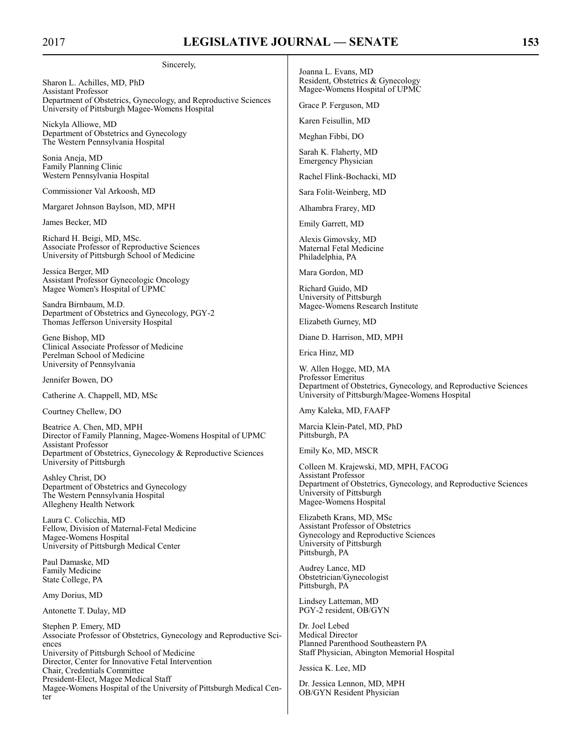Sincerely,

Sharon L. Achilles, MD, PhD
Assistant Professor
Department of Obstetrics, Gynecology, and Reproductive Sciences
University of Pittsburgh Magee-Womens Hospital

Nickyla Alliowe, MD
Department of Obstetrics and Gynecology
The Western Pennsylvania Hospital

Sonia Aneja, MD
Family Planning Clinic
Western Pennsylvania Hospital

Commissioner Val Arkoosh, MD

Margaret Johnson Baylson, MD, MPH

James Becker, MD

Richard H. Beigi, MD, MSc.
Associate Professor of Reproductive Sciences
University of Pittsburgh School of Medicine

Jessica Berger, MD
Assistant Professor Gynecologic Oncology
Magee Women's Hospital of UPMC

Sandra Birnbaum, M.D.
Department of Obstetrics and Gynecology, PGY-2
Thomas Jefferson University Hospital

Gene Bishop, MD
Clinical Associate Professor of Medicine
Perelman School of Medicine
University of Pennsylvania

Jennifer Bowen, DO

Catherine A. Chappell, MD, MSc

Courtney Chellew, DO

Beatrice A. Chen, MD, MPH
Director of Family Planning, Magee-Womens Hospital of UPMC
Assistant Professor
Department of Obstetrics, Gynecology & Reproductive Sciences
University of Pittsburgh

Ashley Christ, DO
Department of Obstetrics and Gynecology
The Western Pennsylvania Hospital
Allegheny Health Network

Laura C. Colicchia, MD
Fellow, Division of Maternal-Fetal Medicine
Magee-Womens Hospital
University of Pittsburgh Medical Center

Paul Damaske, MD
Family Medicine
State College, PA

Amy Dorius, MD

Antonette T. Dulay, MD

Stephen P. Emery, MD
Associate Professor of Obstetrics, Gynecology and Reproductive Sciences
University of Pittsburgh School of Medicine
Director, Center for Innovative Fetal Intervention
Chair, Credentials Committee
President-Elect, Magee Medical Staff
Magee-Womens Hospital of the University of Pittsburgh Medical Center

Joanna L. Evans, MD
Resident, Obstetrics & Gynecology
Magee-Womens Hospital of UPMC

Grace P. Ferguson, MD

Karen Feisullin, MD

Meghan Fibbi, DO

Sarah K. Flaherty, MD
Emergency Physician

Rachel Flink-Bochacki, MD

Sara Folit-Weinberg, MD

Alhambra Frarey, MD

Emily Garrett, MD

Alexis Gimovsky, MD
Maternal Fetal Medicine
Philadelphia, PA

Mara Gordon, MD

Richard Guido, MD
University of Pittsburgh
Magee-Womens Research Institute

Elizabeth Gurney, MD

Diane D. Harrison, MD, MPH

Erica Hinz, MD

W. Allen Hogge, MD, MA
Professor Emeritus
Department of Obstetrics, Gynecology, and Reproductive Sciences
University of Pittsburgh/Magee-Womens Hospital

Amy Kaleka, MD, FAAFP

Marcia Klein-Patel, MD, PhD
Pittsburgh, PA

Emily Ko, MD, MSCR

Colleen M. Krajewski, MD, MPH, FACOG
Assistant Professor
Department of Obstetrics, Gynecology, and Reproductive Sciences
University of Pittsburgh
Magee-Womens Hospital

Elizabeth Krans, MD, MSc
Assistant Professor of Obstetrics
Gynecology and Reproductive Sciences
University of Pittsburgh
Pittsburgh, PA

Audrey Lance, MD
Obstetrician/Gynecologist
Pittsburgh, PA

Lindsey Latteman, MD
PGY-2 resident, OB/GYN

Dr. Joel Lebed
Medical Director
Planned Parenthood Southeastern PA
Staff Physician, Abington Memorial Hospital

Jessica K. Lee, MD

Dr. Jessica Lennon, MD, MPH
OB/GYN Resident Physician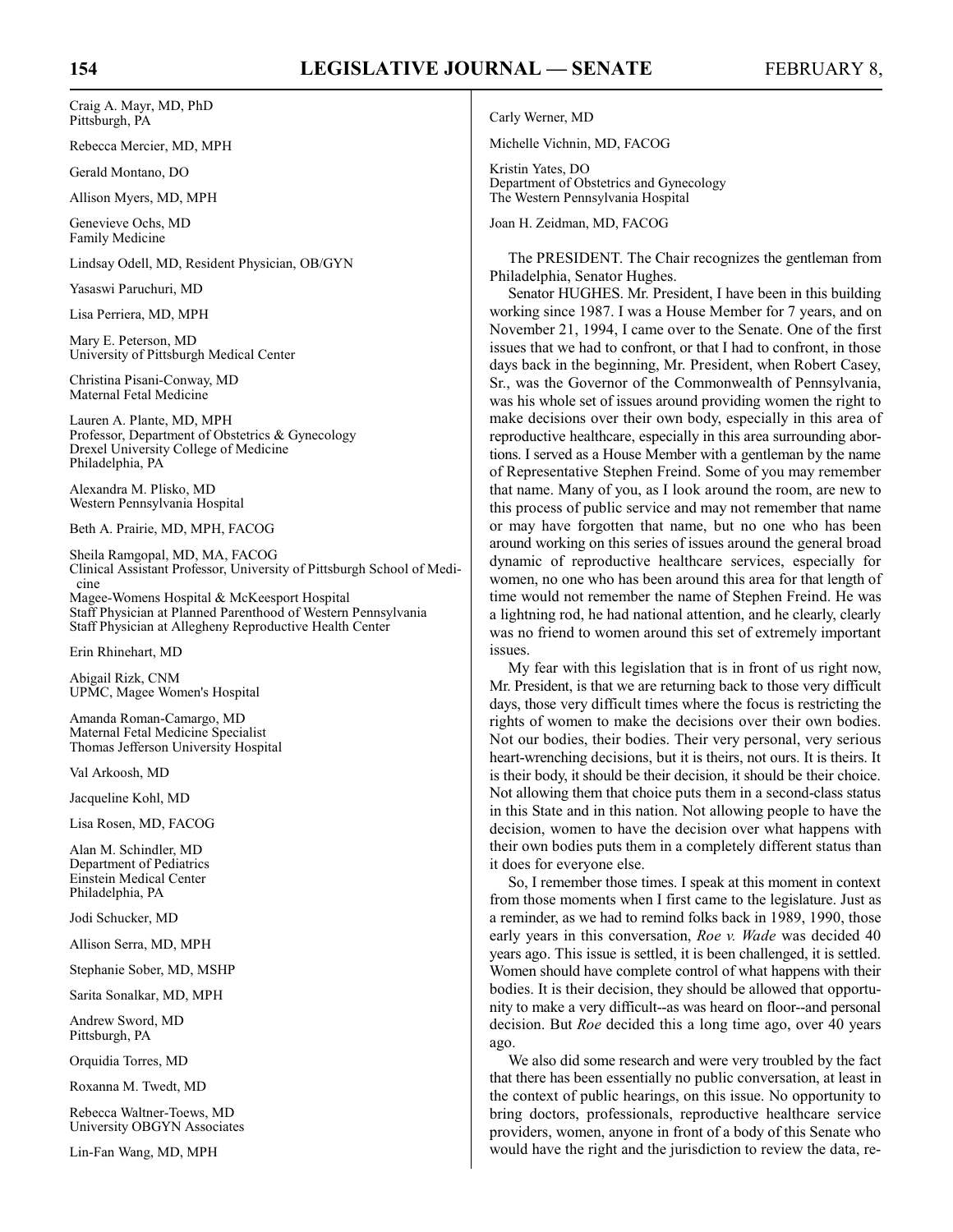Craig A. Mayr, MD, PhD
Pittsburgh, PA

Rebecca Mercier, MD, MPH

Gerald Montano, DO

Allison Myers, MD, MPH

Genevieve Ochs, MD
Family Medicine

Lindsay Odell, MD, Resident Physician, OB/GYN

Yasaswi Paruchuri, MD

Lisa Perriera, MD, MPH

Mary E. Peterson, MD
University of Pittsburgh Medical Center

Christina Pisani-Conway, MD
Maternal Fetal Medicine

Lauren A. Plante, MD, MPH
Professor, Department of Obstetrics & Gynecology
Drexel University College of Medicine
Philadelphia, PA

Alexandra M. Plisko, MD
Western Pennsylvania Hospital

Beth A. Prairie, MD, MPH, FACOG

Sheila Ramgopal, MD, MA, FACOG
Clinical Assistant Professor, University of Pittsburgh School of Medicine
Magee-Womens Hospital & McKeesport Hospital
Staff Physician at Planned Parenthood of Western Pennsylvania
Staff Physician at Allegheny Reproductive Health Center

Erin Rhinehart, MD

Abigail Rizk, CNM
UPMC, Magee Women's Hospital

Amanda Roman-Camargo, MD
Maternal Fetal Medicine Specialist
Thomas Jefferson University Hospital

Val Arkoosh, MD

Jacqueline Kohl, MD

Lisa Rosen, MD, FACOG

Alan M. Schindler, MD
Department of Pediatrics
Einstein Medical Center
Philadelphia, PA

Jodi Schucker, MD

Allison Serra, MD, MPH

Stephanie Sober, MD, MSHP

Sarita Sonalkar, MD, MPH

Andrew Sword, MD
Pittsburgh, PA

Orquidia Torres, MD

Roxanna M. Twedt, MD

Rebecca Waltner-Toews, MD
University OBGYN Associates

Lin-Fan Wang, MD, MPH

Carly Werner, MD

Michelle Vichnin, MD, FACOG

Kristin Yates, DO
Department of Obstetrics and Gynecology
The Western Pennsylvania Hospital

Joan H. Zeidman, MD, FACOG

The PRESIDENT. The Chair recognizes the gentleman from Philadelphia, Senator Hughes.

Senator HUGHES. Mr. President, I have been in this building working since 1987. I was a House Member for 7 years, and on November 21, 1994, I came over to the Senate. One of the first issues that we had to confront, or that I had to confront, in those days back in the beginning, Mr. President, when Robert Casey, Sr., was the Governor of the Commonwealth of Pennsylvania, was his whole set of issues around providing women the right to make decisions over their own body, especially in this area of reproductive healthcare, especially in this area surrounding abortions. I served as a House Member with a gentleman by the name of Representative Stephen Freind. Some of you may remember that name. Many of you, as I look around the room, are new to this process of public service and may not remember that name or may have forgotten that name, but no one who has been around working on this series of issues around the general broad dynamic of reproductive healthcare services, especially for women, no one who has been around this area for that length of time would not remember the name of Stephen Freind. He was a lightning rod, he had national attention, and he clearly, clearly was no friend to women around this set of extremely important issues.

My fear with this legislation that is in front of us right now, Mr. President, is that we are returning back to those very difficult days, those very difficult times where the focus is restricting the rights of women to make the decisions over their own bodies. Not our bodies, their bodies. Their very personal, very serious heart-wrenching decisions, but it is theirs, not ours. It is theirs. It is their body, it should be their decision, it should be their choice. Not allowing them that choice puts them in a second-class status in this State and in this nation. Not allowing people to have the decision, women to have the decision over what happens with their own bodies puts them in a completely different status than it does for everyone else.

So, I remember those times. I speak at this moment in context from those moments when I first came to the legislature. Just as a reminder, as we had to remind folks back in 1989, 1990, those early years in this conversation, *Roe v. Wade* was decided 40 years ago. This issue is settled, it is been challenged, it is settled. Women should have complete control of what happens with their bodies. It is their decision, they should be allowed that opportunity to make a very difficult--as was heard on floor--and personal decision. But *Roe* decided this a long time ago, over 40 years ago.

We also did some research and were very troubled by the fact that there has been essentially no public conversation, at least in the context of public hearings, on this issue. No opportunity to bring doctors, professionals, reproductive healthcare service providers, women, anyone in front of a body of this Senate who would have the right and the jurisdiction to review the data, re-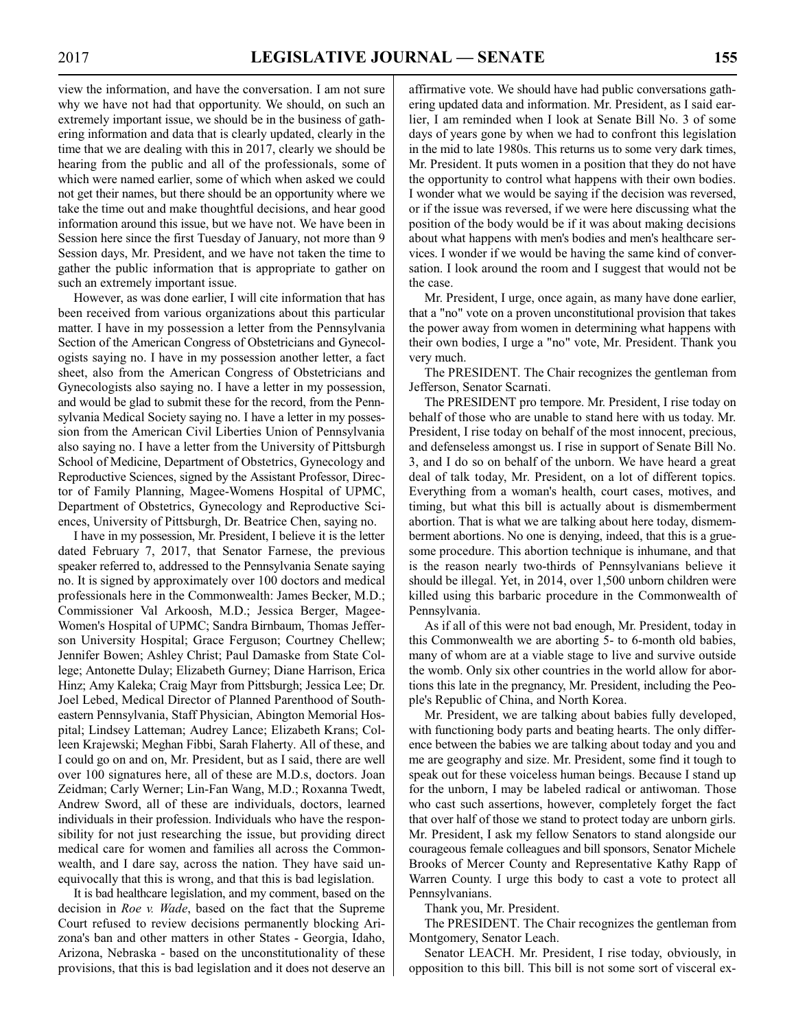view the information, and have the conversation. I am not sure why we have not had that opportunity. We should, on such an extremely important issue, we should be in the business of gathering information and data that is clearly updated, clearly in the time that we are dealing with this in 2017, clearly we should be hearing from the public and all of the professionals, some of which were named earlier, some of which when asked we could not get their names, but there should be an opportunity where we take the time out and make thoughtful decisions, and hear good information around this issue, but we have not. We have been in Session here since the first Tuesday of January, not more than 9 Session days, Mr. President, and we have not taken the time to gather the public information that is appropriate to gather on such an extremely important issue.

However, as was done earlier, I will cite information that has been received from various organizations about this particular matter. I have in my possession a letter from the Pennsylvania Section of the American Congress of Obstetricians and Gynecologists saying no. I have in my possession another letter, a fact sheet, also from the American Congress of Obstetricians and Gynecologists also saying no. I have a letter in my possession, and would be glad to submit these for the record, from the Pennsylvania Medical Society saying no. I have a letter in my possession from the American Civil Liberties Union of Pennsylvania also saying no. I have a letter from the University of Pittsburgh School of Medicine, Department of Obstetrics, Gynecology and Reproductive Sciences, signed by the Assistant Professor, Director of Family Planning, Magee-Womens Hospital of UPMC, Department of Obstetrics, Gynecology and Reproductive Sciences, University of Pittsburgh, Dr. Beatrice Chen, saying no.

I have in my possession, Mr. President, I believe it is the letter dated February 7, 2017, that Senator Farnese, the previous speaker referred to, addressed to the Pennsylvania Senate saying no. It is signed by approximately over 100 doctors and medical professionals here in the Commonwealth: James Becker, M.D.; Commissioner Val Arkoosh, M.D.; Jessica Berger, Magee-Women's Hospital of UPMC; Sandra Birnbaum, Thomas Jefferson University Hospital; Grace Ferguson; Courtney Chellew; Jennifer Bowen; Ashley Christ; Paul Damaske from State College; Antonette Dulay; Elizabeth Gurney; Diane Harrison, Erica Hinz; Amy Kaleka; Craig Mayr from Pittsburgh; Jessica Lee; Dr. Joel Lebed, Medical Director of Planned Parenthood of Southeastern Pennsylvania, Staff Physician, Abington Memorial Hospital; Lindsey Latteman; Audrey Lance; Elizabeth Krans; Colleen Krajewski; Meghan Fibbi, Sarah Flaherty. All of these, and I could go on and on, Mr. President, but as I said, there are well over 100 signatures here, all of these are M.D.s, doctors. Joan Zeidman; Carly Werner; Lin-Fan Wang, M.D.; Roxanna Twedt, Andrew Sword, all of these are individuals, doctors, learned individuals in their profession. Individuals who have the responsibility for not just researching the issue, but providing direct medical care for women and families all across the Commonwealth, and I dare say, across the nation. They have said unequivocally that this is wrong, and that this is bad legislation.

It is bad healthcare legislation, and my comment, based on the decision in *Roe v. Wade*, based on the fact that the Supreme Court refused to review decisions permanently blocking Arizona's ban and other matters in other States - Georgia, Idaho, Arizona, Nebraska - based on the unconstitutionality of these provisions, that this is bad legislation and it does not deserve an affirmative vote. We should have had public conversations gathering updated data and information. Mr. President, as I said earlier, I am reminded when I look at Senate Bill No. 3 of some days of years gone by when we had to confront this legislation in the mid to late 1980s. This returns us to some very dark times, Mr. President. It puts women in a position that they do not have the opportunity to control what happens with their own bodies. I wonder what we would be saying if the decision was reversed, or if the issue was reversed, if we were here discussing what the position of the body would be if it was about making decisions about what happens with men's bodies and men's healthcare services. I wonder if we would be having the same kind of conversation. I look around the room and I suggest that would not be the case.

Mr. President, I urge, once again, as many have done earlier, that a "no" vote on a proven unconstitutional provision that takes the power away from women in determining what happens with their own bodies, I urge a "no" vote, Mr. President. Thank you very much.

The PRESIDENT. The Chair recognizes the gentleman from Jefferson, Senator Scarnati.

The PRESIDENT pro tempore. Mr. President, I rise today on behalf of those who are unable to stand here with us today. Mr. President, I rise today on behalf of the most innocent, precious, and defenseless amongst us. I rise in support of Senate Bill No. 3, and I do so on behalf of the unborn. We have heard a great deal of talk today, Mr. President, on a lot of different topics. Everything from a woman's health, court cases, motives, and timing, but what this bill is actually about is dismemberment abortion. That is what we are talking about here today, dismemberment abortions. No one is denying, indeed, that this is a gruesome procedure. This abortion technique is inhumane, and that is the reason nearly two-thirds of Pennsylvanians believe it should be illegal. Yet, in 2014, over 1,500 unborn children were killed using this barbaric procedure in the Commonwealth of Pennsylvania.

As if all of this were not bad enough, Mr. President, today in this Commonwealth we are aborting 5- to 6-month old babies, many of whom are at a viable stage to live and survive outside the womb. Only six other countries in the world allow for abortions this late in the pregnancy, Mr. President, including the People's Republic of China, and North Korea.

Mr. President, we are talking about babies fully developed, with functioning body parts and beating hearts. The only difference between the babies we are talking about today and you and me are geography and size. Mr. President, some find it tough to speak out for these voiceless human beings. Because I stand up for the unborn, I may be labeled radical or antiwoman. Those who cast such assertions, however, completely forget the fact that over half of those we stand to protect today are unborn girls. Mr. President, I ask my fellow Senators to stand alongside our courageous female colleagues and bill sponsors, Senator Michele Brooks of Mercer County and Representative Kathy Rapp of Warren County. I urge this body to cast a vote to protect all Pennsylvanians.

Thank you, Mr. President.

The PRESIDENT. The Chair recognizes the gentleman from Montgomery, Senator Leach.

Senator LEACH. Mr. President, I rise today, obviously, in opposition to this bill. This bill is not some sort of visceral ex-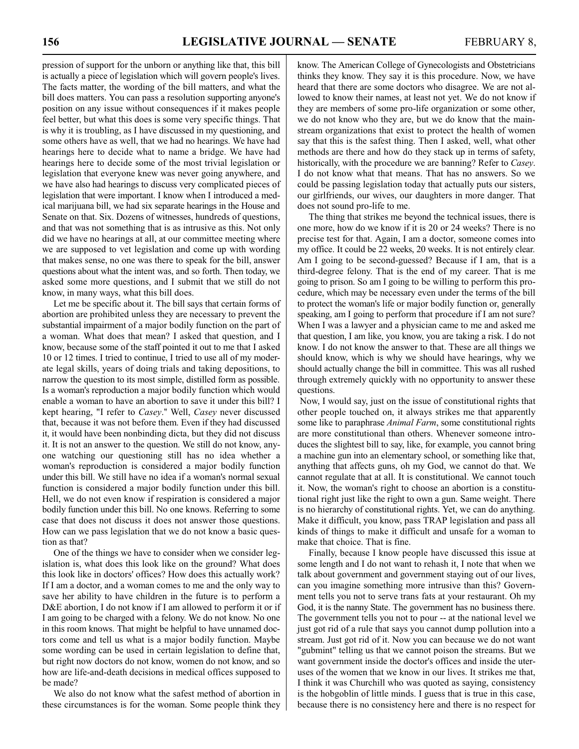pression of support for the unborn or anything like that, this bill is actually a piece of legislation which will govern people's lives. The facts matter, the wording of the bill matters, and what the bill does matters. You can pass a resolution supporting anyone's position on any issue without consequences if it makes people feel better, but what this does is some very specific things. That is why it is troubling, as I have discussed in my questioning, and some others have as well, that we had no hearings. We have had hearings here to decide what to name a bridge. We have had hearings here to decide some of the most trivial legislation or legislation that everyone knew was never going anywhere, and we have also had hearings to discuss very complicated pieces of legislation that were important. I know when I introduced a medical marijuana bill, we had six separate hearings in the House and Senate on that. Six. Dozens of witnesses, hundreds of questions, and that was not something that is as intrusive as this. Not only did we have no hearings at all, at our committee meeting where we are supposed to vet legislation and come up with wording that makes sense, no one was there to speak for the bill, answer questions about what the intent was, and so forth. Then today, we asked some more questions, and I submit that we still do not know, in many ways, what this bill does.

Let me be specific about it. The bill says that certain forms of abortion are prohibited unless they are necessary to prevent the substantial impairment of a major bodily function on the part of a woman. What does that mean? I asked that question, and I know, because some of the staff pointed it out to me that I asked 10 or 12 times. I tried to continue, I tried to use all of my moderate legal skills, years of doing trials and taking depositions, to narrow the question to its most simple, distilled form as possible. Is a woman's reproduction a major bodily function which would enable a woman to have an abortion to save it under this bill? I kept hearing, "I refer to *Casey*." Well, *Casey* never discussed that, because it was not before them. Even if they had discussed it, it would have been nonbinding dicta, but they did not discuss it. It is not an answer to the question. We still do not know, anyone watching our questioning still has no idea whether a woman's reproduction is considered a major bodily function under this bill. We still have no idea if a woman's normal sexual function is considered a major bodily function under this bill. Hell, we do not even know if respiration is considered a major bodily function under this bill. No one knows. Referring to some case that does not discuss it does not answer those questions. How can we pass legislation that we do not know a basic question as that?

One of the things we have to consider when we consider legislation is, what does this look like on the ground? What does this look like in doctors' offices? How does this actually work? If I am a doctor, and a woman comes to me and the only way to save her ability to have children in the future is to perform a D&E abortion, I do not know if I am allowed to perform it or if I am going to be charged with a felony. We do not know. No one in this room knows. That might be helpful to have unnamed doctors come and tell us what is a major bodily function. Maybe some wording can be used in certain legislation to define that, but right now doctors do not know, women do not know, and so how are life-and-death decisions in medical offices supposed to be made?

We also do not know what the safest method of abortion in these circumstances is for the woman. Some people think they know. The American College of Gynecologists and Obstetricians thinks they know. They say it is this procedure. Now, we have heard that there are some doctors who disagree. We are not allowed to know their names, at least not yet. We do not know if they are members of some pro-life organization or some other, we do not know who they are, but we do know that the mainstream organizations that exist to protect the health of women say that this is the safest thing. Then I asked, well, what other methods are there and how do they stack up in terms of safety, historically, with the procedure we are banning? Refer to *Casey*. I do not know what that means. That has no answers. So we could be passing legislation today that actually puts our sisters, our girlfriends, our wives, our daughters in more danger. That does not sound pro-life to me.

The thing that strikes me beyond the technical issues, there is one more, how do we know if it is 20 or 24 weeks? There is no precise test for that. Again, I am a doctor, someone comes into my office. It could be 22 weeks, 20 weeks. It is not entirely clear. Am I going to be second-guessed? Because if I am, that is a third-degree felony. That is the end of my career. That is me going to prison. So am I going to be willing to perform this procedure, which may be necessary even under the terms of the bill to protect the woman's life or major bodily function or, generally speaking, am I going to perform that procedure if I am not sure? When I was a lawyer and a physician came to me and asked me that question, I am like, you know, you are taking a risk. I do not know. I do not know the answer to that. These are all things we should know, which is why we should have hearings, why we should actually change the bill in committee. This was all rushed through extremely quickly with no opportunity to answer these questions.

Now, I would say, just on the issue of constitutional rights that other people touched on, it always strikes me that apparently some like to paraphrase *Animal Farm*, some constitutional rights are more constitutional than others. Whenever someone introduces the slightest bill to say, like, for example, you cannot bring a machine gun into an elementary school, or something like that, anything that affects guns, oh my God, we cannot do that. We cannot regulate that at all. It is constitutional. We cannot touch it. Now, the woman's right to choose an abortion is a constitutional right just like the right to own a gun. Same weight. There is no hierarchy of constitutional rights. Yet, we can do anything. Make it difficult, you know, pass TRAP legislation and pass all kinds of things to make it difficult and unsafe for a woman to make that choice. That is fine.

Finally, because I know people have discussed this issue at some length and I do not want to rehash it, I note that when we talk about government and government staying out of our lives, can you imagine something more intrusive than this? Government tells you not to serve trans fats at your restaurant. Oh my God, it is the nanny State. The government has no business there. The government tells you not to pour -- at the national level we just got rid of a rule that says you cannot dump pollution into a stream. Just got rid of it. Now you can because we do not want "gubmint" telling us that we cannot poison the streams. But we want government inside the doctor's offices and inside the uteruses of the women that we know in our lives. It strikes me that, I think it was Churchill who was quoted as saying, consistency is the hobgoblin of little minds. I guess that is true in this case, because there is no consistency here and there is no respect for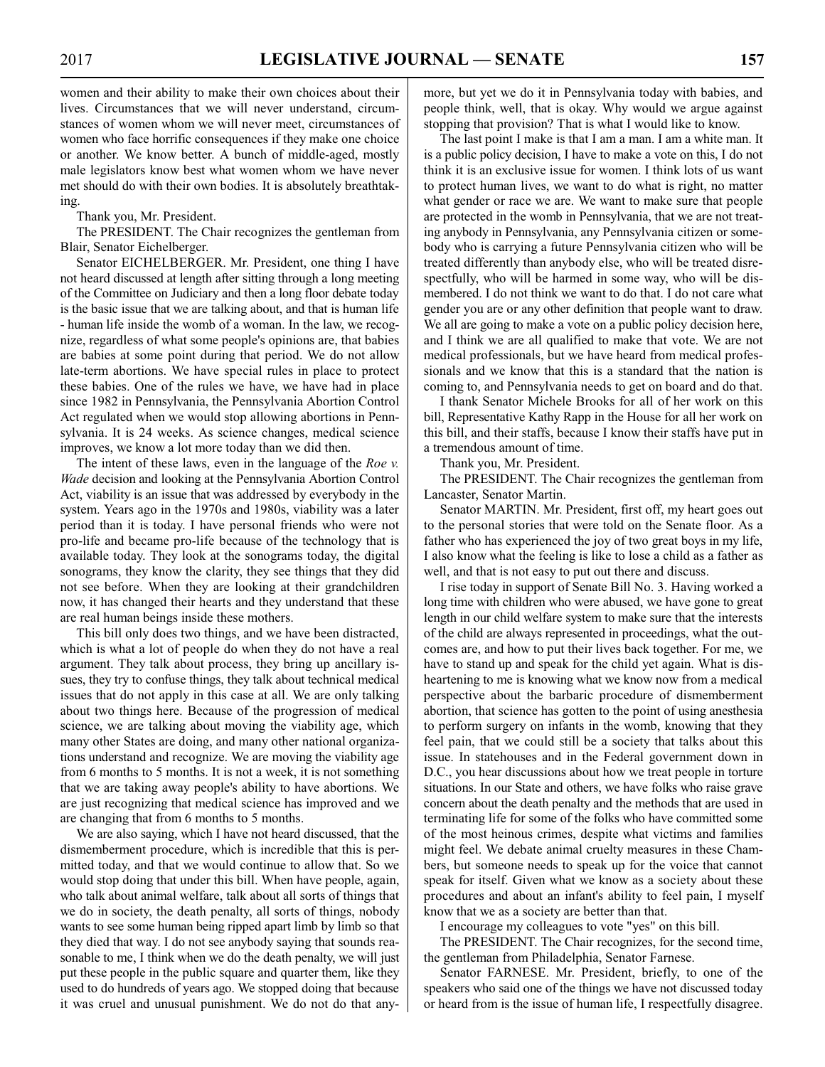women and their ability to make their own choices about their lives. Circumstances that we will never understand, circumstances of women whom we will never meet, circumstances of women who face horrific consequences if they make one choice or another. We know better. A bunch of middle-aged, mostly male legislators know best what women whom we have never met should do with their own bodies. It is absolutely breathtaking.

Thank you, Mr. President.

The PRESIDENT. The Chair recognizes the gentleman from Blair, Senator Eichelberger.

Senator EICHELBERGER. Mr. President, one thing I have not heard discussed at length after sitting through a long meeting of the Committee on Judiciary and then a long floor debate today is the basic issue that we are talking about, and that is human life - human life inside the womb of a woman. In the law, we recognize, regardless of what some people's opinions are, that babies are babies at some point during that period. We do not allow late-term abortions. We have special rules in place to protect these babies. One of the rules we have, we have had in place since 1982 in Pennsylvania, the Pennsylvania Abortion Control Act regulated when we would stop allowing abortions in Pennsylvania. It is 24 weeks. As science changes, medical science improves, we know a lot more today than we did then.

The intent of these laws, even in the language of the *Roe v. Wade* decision and looking at the Pennsylvania Abortion Control Act, viability is an issue that was addressed by everybody in the system. Years ago in the 1970s and 1980s, viability was a later period than it is today. I have personal friends who were not pro-life and became pro-life because of the technology that is available today. They look at the sonograms today, the digital sonograms, they know the clarity, they see things that they did not see before. When they are looking at their grandchildren now, it has changed their hearts and they understand that these are real human beings inside these mothers.

This bill only does two things, and we have been distracted, which is what a lot of people do when they do not have a real argument. They talk about process, they bring up ancillary issues, they try to confuse things, they talk about technical medical issues that do not apply in this case at all. We are only talking about two things here. Because of the progression of medical science, we are talking about moving the viability age, which many other States are doing, and many other national organizations understand and recognize. We are moving the viability age from 6 months to 5 months. It is not a week, it is not something that we are taking away people's ability to have abortions. We are just recognizing that medical science has improved and we are changing that from 6 months to 5 months.

We are also saying, which I have not heard discussed, that the dismemberment procedure, which is incredible that this is permitted today, and that we would continue to allow that. So we would stop doing that under this bill. When have people, again, who talk about animal welfare, talk about all sorts of things that we do in society, the death penalty, all sorts of things, nobody wants to see some human being ripped apart limb by limb so that they died that way. I do not see anybody saying that sounds reasonable to me, I think when we do the death penalty, we will just put these people in the public square and quarter them, like they used to do hundreds of years ago. We stopped doing that because it was cruel and unusual punishment. We do not do that anymore, but yet we do it in Pennsylvania today with babies, and people think, well, that is okay. Why would we argue against stopping that provision? That is what I would like to know.

The last point I make is that I am a man. I am a white man. It is a public policy decision, I have to make a vote on this, I do not think it is an exclusive issue for women. I think lots of us want to protect human lives, we want to do what is right, no matter what gender or race we are. We want to make sure that people are protected in the womb in Pennsylvania, that we are not treating anybody in Pennsylvania, any Pennsylvania citizen or somebody who is carrying a future Pennsylvania citizen who will be treated differently than anybody else, who will be treated disrespectfully, who will be harmed in some way, who will be dismembered. I do not think we want to do that. I do not care what gender you are or any other definition that people want to draw. We all are going to make a vote on a public policy decision here, and I think we are all qualified to make that vote. We are not medical professionals, but we have heard from medical professionals and we know that this is a standard that the nation is coming to, and Pennsylvania needs to get on board and do that.

I thank Senator Michele Brooks for all of her work on this bill, Representative Kathy Rapp in the House for all her work on this bill, and their staffs, because I know their staffs have put in a tremendous amount of time.

Thank you, Mr. President.

The PRESIDENT. The Chair recognizes the gentleman from Lancaster, Senator Martin.

Senator MARTIN. Mr. President, first off, my heart goes out to the personal stories that were told on the Senate floor. As a father who has experienced the joy of two great boys in my life, I also know what the feeling is like to lose a child as a father as well, and that is not easy to put out there and discuss.

I rise today in support of Senate Bill No. 3. Having worked a long time with children who were abused, we have gone to great length in our child welfare system to make sure that the interests of the child are always represented in proceedings, what the outcomes are, and how to put their lives back together. For me, we have to stand up and speak for the child yet again. What is disheartening to me is knowing what we know now from a medical perspective about the barbaric procedure of dismemberment abortion, that science has gotten to the point of using anesthesia to perform surgery on infants in the womb, knowing that they feel pain, that we could still be a society that talks about this issue. In statehouses and in the Federal government down in D.C., you hear discussions about how we treat people in torture situations. In our State and others, we have folks who raise grave concern about the death penalty and the methods that are used in terminating life for some of the folks who have committed some of the most heinous crimes, despite what victims and families might feel. We debate animal cruelty measures in these Chambers, but someone needs to speak up for the voice that cannot speak for itself. Given what we know as a society about these procedures and about an infant's ability to feel pain, I myself know that we as a society are better than that.

I encourage my colleagues to vote "yes" on this bill.

The PRESIDENT. The Chair recognizes, for the second time, the gentleman from Philadelphia, Senator Farnese.

Senator FARNESE. Mr. President, briefly, to one of the speakers who said one of the things we have not discussed today or heard from is the issue of human life, I respectfully disagree.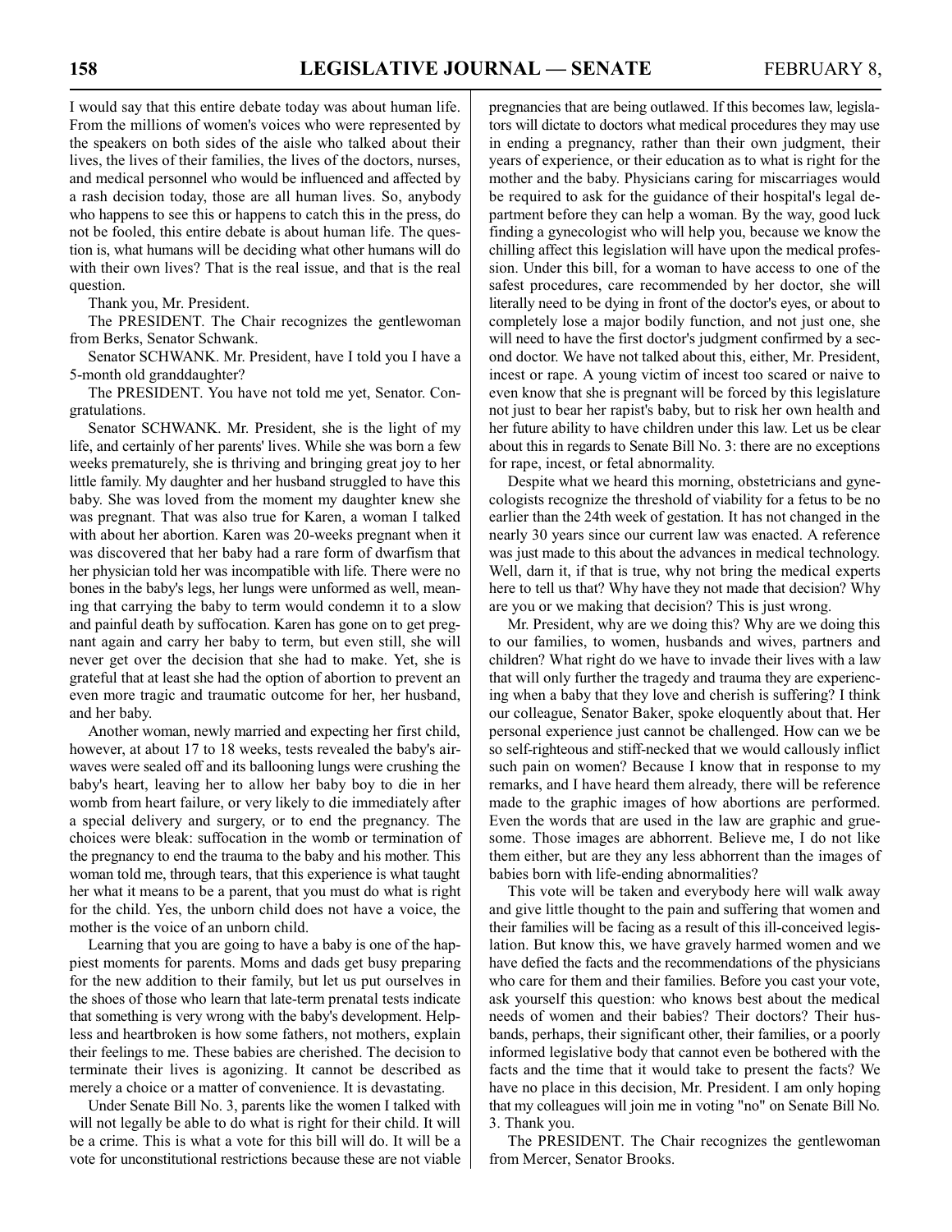I would say that this entire debate today was about human life. From the millions of women's voices who were represented by the speakers on both sides of the aisle who talked about their lives, the lives of their families, the lives of the doctors, nurses, and medical personnel who would be influenced and affected by a rash decision today, those are all human lives. So, anybody who happens to see this or happens to catch this in the press, do not be fooled, this entire debate is about human life. The question is, what humans will be deciding what other humans will do with their own lives? That is the real issue, and that is the real question.

Thank you, Mr. President.

The PRESIDENT. The Chair recognizes the gentlewoman from Berks, Senator Schwank.

Senator SCHWANK. Mr. President, have I told you I have a 5-month old granddaughter?

The PRESIDENT. You have not told me yet, Senator. Congratulations.

Senator SCHWANK. Mr. President, she is the light of my life, and certainly of her parents' lives. While she was born a few weeks prematurely, she is thriving and bringing great joy to her little family. My daughter and her husband struggled to have this baby. She was loved from the moment my daughter knew she was pregnant. That was also true for Karen, a woman I talked with about her abortion. Karen was 20-weeks pregnant when it was discovered that her baby had a rare form of dwarfism that her physician told her was incompatible with life. There were no bones in the baby's legs, her lungs were unformed as well, meaning that carrying the baby to term would condemn it to a slow and painful death by suffocation. Karen has gone on to get pregnant again and carry her baby to term, but even still, she will never get over the decision that she had to make. Yet, she is grateful that at least she had the option of abortion to prevent an even more tragic and traumatic outcome for her, her husband, and her baby.

Another woman, newly married and expecting her first child, however, at about 17 to 18 weeks, tests revealed the baby's airwaves were sealed off and its ballooning lungs were crushing the baby's heart, leaving her to allow her baby boy to die in her womb from heart failure, or very likely to die immediately after a special delivery and surgery, or to end the pregnancy. The choices were bleak: suffocation in the womb or termination of the pregnancy to end the trauma to the baby and his mother. This woman told me, through tears, that this experience is what taught her what it means to be a parent, that you must do what is right for the child. Yes, the unborn child does not have a voice, the mother is the voice of an unborn child.

Learning that you are going to have a baby is one of the happiest moments for parents. Moms and dads get busy preparing for the new addition to their family, but let us put ourselves in the shoes of those who learn that late-term prenatal tests indicate that something is very wrong with the baby's development. Helpless and heartbroken is how some fathers, not mothers, explain their feelings to me. These babies are cherished. The decision to terminate their lives is agonizing. It cannot be described as merely a choice or a matter of convenience. It is devastating.

Under Senate Bill No. 3, parents like the women I talked with will not legally be able to do what is right for their child. It will be a crime. This is what a vote for this bill will do. It will be a vote for unconstitutional restrictions because these are not viable pregnancies that are being outlawed. If this becomes law, legislators will dictate to doctors what medical procedures they may use in ending a pregnancy, rather than their own judgment, their years of experience, or their education as to what is right for the mother and the baby. Physicians caring for miscarriages would be required to ask for the guidance of their hospital's legal department before they can help a woman. By the way, good luck finding a gynecologist who will help you, because we know the chilling affect this legislation will have upon the medical profession. Under this bill, for a woman to have access to one of the safest procedures, care recommended by her doctor, she will literally need to be dying in front of the doctor's eyes, or about to completely lose a major bodily function, and not just one, she will need to have the first doctor's judgment confirmed by a second doctor. We have not talked about this, either, Mr. President, incest or rape. A young victim of incest too scared or naive to even know that she is pregnant will be forced by this legislature not just to bear her rapist's baby, but to risk her own health and her future ability to have children under this law. Let us be clear about this in regards to Senate Bill No. 3: there are no exceptions for rape, incest, or fetal abnormality.

Despite what we heard this morning, obstetricians and gynecologists recognize the threshold of viability for a fetus to be no earlier than the 24th week of gestation. It has not changed in the nearly 30 years since our current law was enacted. A reference was just made to this about the advances in medical technology. Well, darn it, if that is true, why not bring the medical experts here to tell us that? Why have they not made that decision? Why are you or we making that decision? This is just wrong.

Mr. President, why are we doing this? Why are we doing this to our families, to women, husbands and wives, partners and children? What right do we have to invade their lives with a law that will only further the tragedy and trauma they are experiencing when a baby that they love and cherish is suffering? I think our colleague, Senator Baker, spoke eloquently about that. Her personal experience just cannot be challenged. How can we be so self-righteous and stiff-necked that we would callously inflict such pain on women? Because I know that in response to my remarks, and I have heard them already, there will be reference made to the graphic images of how abortions are performed. Even the words that are used in the law are graphic and gruesome. Those images are abhorrent. Believe me, I do not like them either, but are they any less abhorrent than the images of babies born with life-ending abnormalities?

This vote will be taken and everybody here will walk away and give little thought to the pain and suffering that women and their families will be facing as a result of this ill-conceived legislation. But know this, we have gravely harmed women and we have defied the facts and the recommendations of the physicians who care for them and their families. Before you cast your vote, ask yourself this question: who knows best about the medical needs of women and their babies? Their doctors? Their husbands, perhaps, their significant other, their families, or a poorly informed legislative body that cannot even be bothered with the facts and the time that it would take to present the facts? We have no place in this decision, Mr. President. I am only hoping that my colleagues will join me in voting "no" on Senate Bill No. 3. Thank you.

The PRESIDENT. The Chair recognizes the gentlewoman from Mercer, Senator Brooks.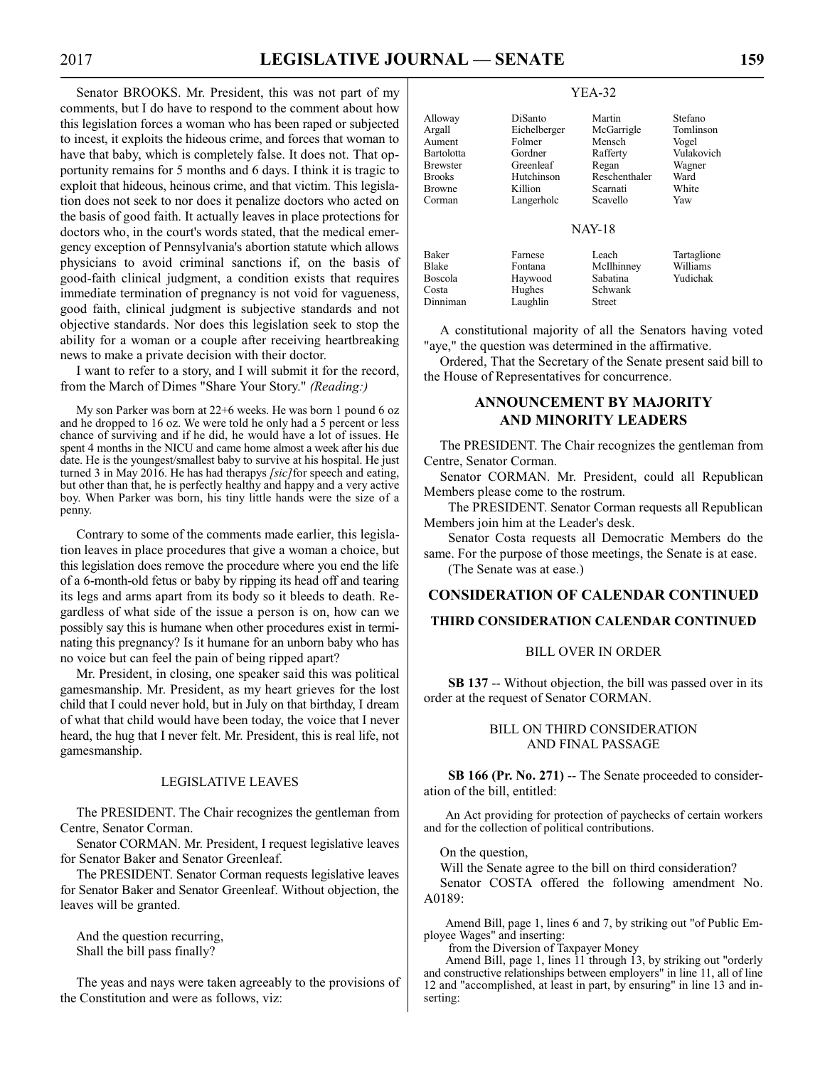Senator BROOKS. Mr. President, this was not part of my comments, but I do have to respond to the comment about how this legislation forces a woman who has been raped or subjected to incest, it exploits the hideous crime, and forces that woman to have that baby, which is completely false. It does not. That opportunity remains for 5 months and 6 days. I think it is tragic to exploit that hideous, heinous crime, and that victim. This legislation does not seek to nor does it penalize doctors who acted on the basis of good faith. It actually leaves in place protections for doctors who, in the court's words stated, that the medical emergency exception of Pennsylvania's abortion statute which allows physicians to avoid criminal sanctions if, on the basis of good-faith clinical judgment, a condition exists that requires immediate termination of pregnancy is not void for vagueness, good faith, clinical judgment is subjective standards and not objective standards. Nor does this legislation seek to stop the ability for a woman or a couple after receiving heartbreaking news to make a private decision with their doctor.

I want to refer to a story, and I will submit it for the record, from the March of Dimes "Share Your Story." *(Reading:)*

> My son Parker was born at 22+6 weeks. He was born 1 pound 6 oz and he dropped to 16 oz. We were told he only had a 5 percent or less chance of surviving and if he did, he would have a lot of issues. He spent 4 months in the NICU and came home almost a week after his due date. He is the youngest/smallest baby to survive at his hospital. He just turned 3 in May 2016. He has had therapys *[sic]* for speech and eating, but other than that, he is perfectly healthy and happy and a very active boy. When Parker was born, his tiny little hands were the size of a penny.

Contrary to some of the comments made earlier, this legislation leaves in place procedures that give a woman a choice, but this legislation does remove the procedure where you end the life of a 6-month-old fetus or baby by ripping its head off and tearing its legs and arms apart from its body so it bleeds to death. Regardless of what side of the issue a person is on, how can we possibly say this is humane when other procedures exist in terminating this pregnancy? Is it humane for an unborn baby who has no voice but can feel the pain of being ripped apart?

Mr. President, in closing, one speaker said this was political gamesmanship. Mr. President, as my heart grieves for the lost child that I could never hold, but in July on that birthday, I dream of what that child would have been today, the voice that I never heard, the hug that I never felt. Mr. President, this is real life, not gamesmanship.

### LEGISLATIVE LEAVES

The PRESIDENT. The Chair recognizes the gentleman from Centre, Senator Corman.

Senator CORMAN. Mr. President, I request legislative leaves for Senator Baker and Senator Greenleaf.

The PRESIDENT. Senator Corman requests legislative leaves for Senator Baker and Senator Greenleaf. Without objection, the leaves will be granted.

And the question recurring,
Shall the bill pass finally?

The yeas and nays were taken agreeably to the provisions of the Constitution and were as follows, viz:

YEA-32

| | | | |
|---|---|---|---|
| Alloway | DiSanto | Martin | Stefano |
| Argall | Eichelberger | McGarrigle | Tomlinson |
| Aument | Folmer | Mensch | Vogel |
| Bartolotta | Gordner | Rafferty | Vulakovich |
| Brewster | Greenleaf | Regan | Wagner |
| Brooks | Hutchinson | Reschenthaler | Ward |
| Browne | Killion | Scarnati | White |
| Corman | Langerholc | Scavello | Yaw |

NAY-18

| | | | |
|---|---|---|---|
| Baker | Farnese | Leach | Tartaglione |
| Blake | Fontana | McIlhinney | Williams |
| Boscola | Haywood | Sabatina | Yudichak |
| Costa | Hughes | Schwank | |
| Dinniman | Laughlin | Street | |

A constitutional majority of all the Senators having voted "aye," the question was determined in the affirmative.

Ordered, That the Secretary of the Senate present said bill to the House of Representatives for concurrence.

## ANNOUNCEMENT BY MAJORITY AND MINORITY LEADERS

The PRESIDENT. The Chair recognizes the gentleman from Centre, Senator Corman.

Senator CORMAN. Mr. President, could all Republican Members please come to the rostrum.

The PRESIDENT. Senator Corman requests all Republican Members join him at the Leader's desk.

Senator Costa requests all Democratic Members do the same. For the purpose of those meetings, the Senate is at ease.

(The Senate was at ease.)

## CONSIDERATION OF CALENDAR CONTINUED

### THIRD CONSIDERATION CALENDAR CONTINUED

#### BILL OVER IN ORDER

**SB 137** -- Without objection, the bill was passed over in its order at the request of Senator CORMAN.

#### BILL ON THIRD CONSIDERATION AND FINAL PASSAGE

**SB 166 (Pr. No. 271)** -- The Senate proceeded to consideration of the bill, entitled:

> An Act providing for protection of paychecks of certain workers and for the collection of political contributions.

On the question,
Will the Senate agree to the bill on third consideration?

Senator COSTA offered the following amendment No. A0189:

> Amend Bill, page 1, lines 6 and 7, by striking out "of Public Employee Wages" and inserting:
>
> from the Diversion of Taxpayer Money
>
> Amend Bill, page 1, lines 11 through 13, by striking out "orderly and constructive relationships between employers" in line 11, all of line 12 and "accomplished, at least in part, by ensuring" in line 13 and inserting: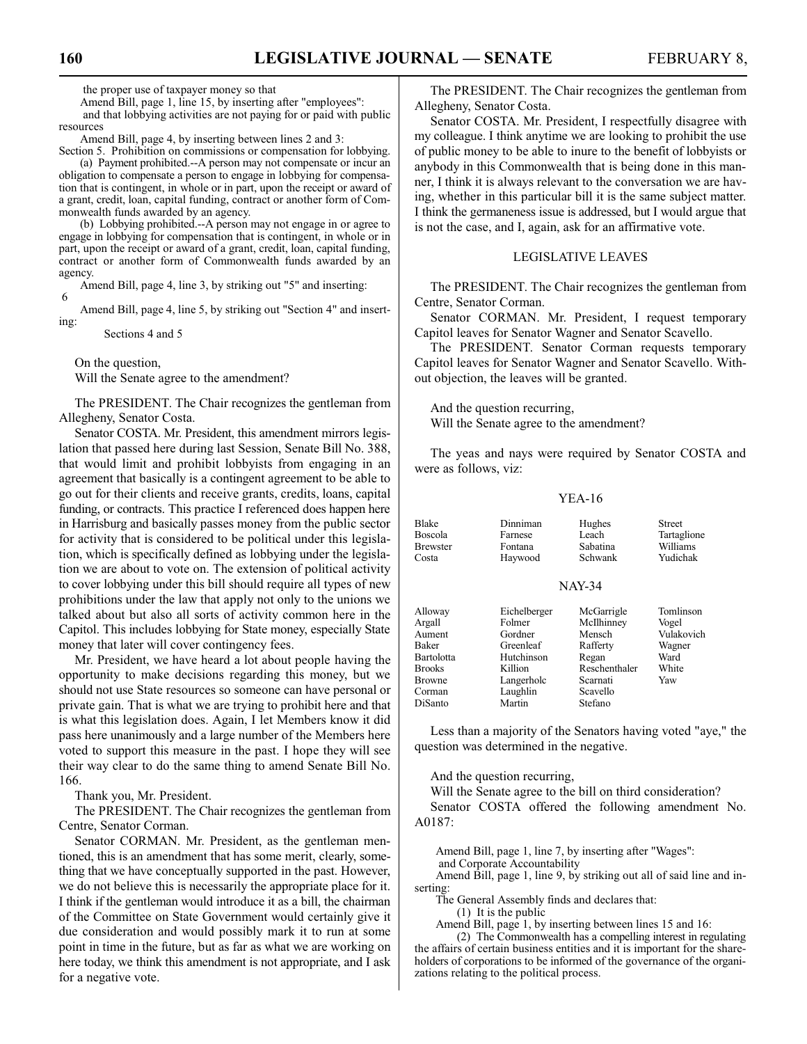the proper use of taxpayer money so that

Amend Bill, page 1, line 15, by inserting after "employees":

and that lobbying activities are not paying for or paid with public resources

Amend Bill, page 4, by inserting between lines 2 and 3:

Section 5. Prohibition on commissions or compensation for lobbying.

(a) Payment prohibited.--A person may not compensate or incur an obligation to compensate a person to engage in lobbying for compensation that is contingent, in whole or in part, upon the receipt or award of a grant, credit, loan, capital funding, contract or another form of Commonwealth funds awarded by an agency.

(b) Lobbying prohibited.--A person may not engage in or agree to engage in lobbying for compensation that is contingent, in whole or in part, upon the receipt or award of a grant, credit, loan, capital funding, contract or another form of Commonwealth funds awarded by an agency.

Amend Bill, page 4, line 3, by striking out "5" and inserting:

6

Amend Bill, page 4, line 5, by striking out "Section 4" and inserting:

Sections 4 and 5

On the question,

Will the Senate agree to the amendment?

The PRESIDENT. The Chair recognizes the gentleman from Allegheny, Senator Costa.

Senator COSTA. Mr. President, this amendment mirrors legislation that passed here during last Session, Senate Bill No. 388, that would limit and prohibit lobbyists from engaging in an agreement that basically is a contingent agreement to be able to go out for their clients and receive grants, credits, loans, capital funding, or contracts. This practice I referenced does happen here in Harrisburg and basically passes money from the public sector for activity that is considered to be political under this legislation, which is specifically defined as lobbying under the legislation we are about to vote on. The extension of political activity to cover lobbying under this bill should require all types of new prohibitions under the law that apply not only to the unions we talked about but also all sorts of activity common here in the Capitol. This includes lobbying for State money, especially State money that later will cover contingency fees.

Mr. President, we have heard a lot about people having the opportunity to make decisions regarding this money, but we should not use State resources so someone can have personal or private gain. That is what we are trying to prohibit here and that is what this legislation does. Again, I let Members know it did pass here unanimously and a large number of the Members here voted to support this measure in the past. I hope they will see their way clear to do the same thing to amend Senate Bill No. 166.

Thank you, Mr. President.

The PRESIDENT. The Chair recognizes the gentleman from Centre, Senator Corman.

Senator CORMAN. Mr. President, as the gentleman mentioned, this is an amendment that has some merit, clearly, something that we have conceptually supported in the past. However, we do not believe this is necessarily the appropriate place for it. I think if the gentleman would introduce it as a bill, the chairman of the Committee on State Government would certainly give it due consideration and would possibly mark it to run at some point in time in the future, but as far as what we are working on here today, we think this amendment is not appropriate, and I ask for a negative vote.

The PRESIDENT. The Chair recognizes the gentleman from Allegheny, Senator Costa.

Senator COSTA. Mr. President, I respectfully disagree with my colleague. I think anytime we are looking to prohibit the use of public money to be able to inure to the benefit of lobbyists or anybody in this Commonwealth that is being done in this manner, I think it is always relevant to the conversation we are having, whether in this particular bill it is the same subject matter. I think the germaneness issue is addressed, but I would argue that is not the case, and I, again, ask for an affirmative vote.

## LEGISLATIVE LEAVES

The PRESIDENT. The Chair recognizes the gentleman from Centre, Senator Corman.

Senator CORMAN. Mr. President, I request temporary Capitol leaves for Senator Wagner and Senator Scavello.

The PRESIDENT. Senator Corman requests temporary Capitol leaves for Senator Wagner and Senator Scavello. Without objection, the leaves will be granted.

And the question recurring,

Will the Senate agree to the amendment?

The yeas and nays were required by Senator COSTA and were as follows, viz:

YEA-16

| | | | |
|---|---|---|---|
| Blake | Dinniman | Hughes | Street |
| Boscola | Farnese | Leach | Tartaglione |
| Brewster | Fontana | Sabatina | Williams |
| Costa | Haywood | Schwank | Yudichak |

NAY-34

| | | | |
|---|---|---|---|
| Alloway | Eichelberger | McGarrigle | Tomlinson |
| Argall | Folmer | McIlhinney | Vogel |
| Aument | Gordner | Mensch | Vulakovich |
| Baker | Greenleaf | Rafferty | Wagner |
| Bartolotta | Hutchinson | Regan | Ward |
| Brooks | Killion | Reschenthaler | White |
| Browne | Langerholc | Scarnati | Yaw |
| Corman | Laughlin | Scavello | |
| DiSanto | Martin | Stefano | |

Less than a majority of the Senators having voted "aye," the question was determined in the negative.

And the question recurring,

Will the Senate agree to the bill on third consideration?

Senator COSTA offered the following amendment No. A0187:

Amend Bill, page 1, line 7, by inserting after "Wages":

and Corporate Accountability

Amend Bill, page 1, line 9, by striking out all of said line and inserting:

The General Assembly finds and declares that:

(1) It is the public

Amend Bill, page 1, by inserting between lines 15 and 16:

(2) The Commonwealth has a compelling interest in regulating the affairs of certain business entities and it is important for the shareholders of corporations to be informed of the governance of the organizations relating to the political process.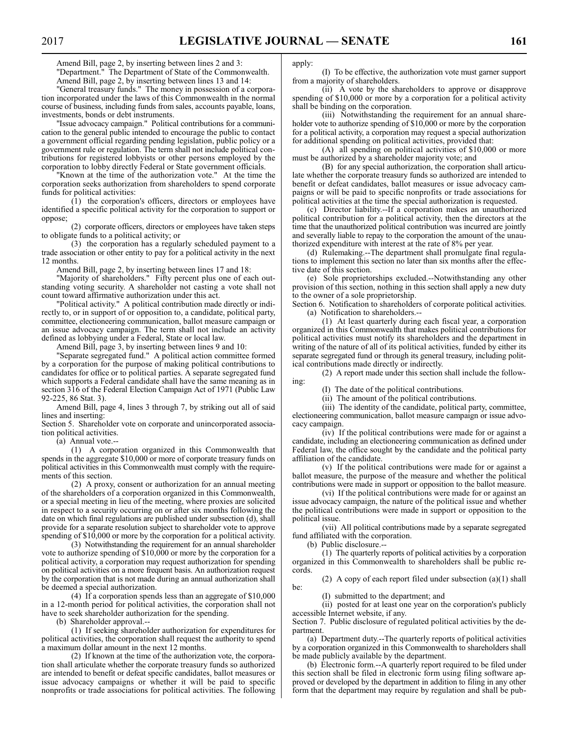Amend Bill, page 2, by inserting between lines 2 and 3:

"Department." The Department of State of the Commonwealth.

Amend Bill, page 2, by inserting between lines 13 and 14:

"General treasury funds." The money in possession of a corporation incorporated under the laws of this Commonwealth in the normal course of business, including funds from sales, accounts payable, loans, investments, bonds or debt instruments.

"Issue advocacy campaign." Political contributions for a communication to the general public intended to encourage the public to contact a government official regarding pending legislation, public policy or a government rule or regulation. The term shall not include political contributions for registered lobbyists or other persons employed by the corporation to lobby directly Federal or State government officials.

"Known at the time of the authorization vote." At the time the corporation seeks authorization from shareholders to spend corporate funds for political activities:

(1) the corporation's officers, directors or employees have identified a specific political activity for the corporation to support or oppose;

(2) corporate officers, directors or employees have taken steps to obligate funds to a political activity; or

(3) the corporation has a regularly scheduled payment to a trade association or other entity to pay for a political activity in the next 12 months.

Amend Bill, page 2, by inserting between lines 17 and 18:

"Majority of shareholders." Fifty percent plus one of each outstanding voting security. A shareholder not casting a vote shall not count toward affirmative authorization under this act.

"Political activity." A political contribution made directly or indirectly to, or in support of or opposition to, a candidate, political party, committee, electioneering communication, ballot measure campaign or an issue advocacy campaign. The term shall not include an activity defined as lobbying under a Federal, State or local law.

Amend Bill, page 3, by inserting between lines 9 and 10:

"Separate segregated fund." A political action committee formed by a corporation for the purpose of making political contributions to candidates for office or to political parties. A separate segregated fund which supports a Federal candidate shall have the same meaning as in section 316 of the Federal Election Campaign Act of 1971 (Public Law 92-225, 86 Stat. 3).

Amend Bill, page 4, lines 3 through 7, by striking out all of said lines and inserting:

Section 5. Shareholder vote on corporate and unincorporated association political activities.

(a) Annual vote.--

(1) A corporation organized in this Commonwealth that spends in the aggregate $10,000 or more of corporate treasury funds on political activities in this Commonwealth must comply with the requirements of this section.

(2) A proxy, consent or authorization for an annual meeting of the shareholders of a corporation organized in this Commonwealth, or a special meeting in lieu of the meeting, where proxies are solicited in respect to a security occurring on or after six months following the date on which final regulations are published under subsection (d), shall provide for a separate resolution subject to shareholder vote to approve spending of $10,000 or more by the corporation for a political activity.

(3) Notwithstanding the requirement for an annual shareholder vote to authorize spending of $10,000 or more by the corporation for a political activity, a corporation may request authorization for spending on political activities on a more frequent basis. An authorization request by the corporation that is not made during an annual authorization shall be deemed a special authorization.

(4) If a corporation spends less than an aggregate of $10,000 in a 12-month period for political activities, the corporation shall not have to seek shareholder authorization for the spending.

(b) Shareholder approval.--

(1) If seeking shareholder authorization for expenditures for political activities, the corporation shall request the authority to spend a maximum dollar amount in the next 12 months.

(2) If known at the time of the authorization vote, the corporation shall articulate whether the corporate treasury funds so authorized are intended to benefit or defeat specific candidates, ballot measures or issue advocacy campaigns or whether it will be paid to specific nonprofits or trade associations for political activities. The following apply:

(I) To be effective, the authorization vote must garner support from a majority of shareholders.

(ii) A vote by the shareholders to approve or disapprove spending of $10,000 or more by a corporation for a political activity shall be binding on the corporation.

(iii) Notwithstanding the requirement for an annual shareholder vote to authorize spending of $10,000 or more by the corporation for a political activity, a corporation may request a special authorization for additional spending on political activities, provided that:

(A) all spending on political activities of $10,000 or more must be authorized by a shareholder majority vote; and

(B) for any special authorization, the corporation shall articulate whether the corporate treasury funds so authorized are intended to benefit or defeat candidates, ballot measures or issue advocacy campaigns or will be paid to specific nonprofits or trade associations for political activities at the time the special authorization is requested.

(c) Director liability.--If a corporation makes an unauthorized political contribution for a political activity, then the directors at the time that the unauthorized political contribution was incurred are jointly and severally liable to repay to the corporation the amount of the unauthorized expenditure with interest at the rate of 8% per year.

(d) Rulemaking.--The department shall promulgate final regulations to implement this section no later than six months after the effective date of this section.

(e) Sole proprietorships excluded.--Notwithstanding any other provision of this section, nothing in this section shall apply a new duty to the owner of a sole proprietorship.

Section 6. Notification to shareholders of corporate political activities.

(a) Notification to shareholders.--

(1) At least quarterly during each fiscal year, a corporation organized in this Commonwealth that makes political contributions for political activities must notify its shareholders and the department in writing of the nature of all of its political activities, funded by either its separate segregated fund or through its general treasury, including political contributions made directly or indirectly.

(2) A report made under this section shall include the following:

(I) The date of the political contributions.

(ii) The amount of the political contributions.

(iii) The identity of the candidate, political party, committee, electioneering communication, ballot measure campaign or issue advocacy campaign.

(iv) If the political contributions were made for or against a candidate, including an electioneering communication as defined under Federal law, the office sought by the candidate and the political party affiliation of the candidate.

(v) If the political contributions were made for or against a ballot measure, the purpose of the measure and whether the political contributions were made in support or opposition to the ballot measure.

(vi) If the political contributions were made for or against an issue advocacy campaign, the nature of the political issue and whether the political contributions were made in support or opposition to the political issue.

(vii) All political contributions made by a separate segregated fund affiliated with the corporation.

(b) Public disclosure.--

(1) The quarterly reports of political activities by a corporation organized in this Commonwealth to shareholders shall be public records.

(2) A copy of each report filed under subsection (a)(1) shall be:

(I) submitted to the department; and

(ii) posted for at least one year on the corporation's publicly accessible Internet website, if any.

Section 7. Public disclosure of regulated political activities by the department.

(a) Department duty.--The quarterly reports of political activities by a corporation organized in this Commonwealth to shareholders shall be made publicly available by the department.

(b) Electronic form.--A quarterly report required to be filed under this section shall be filed in electronic form using filing software approved or developed by the department in addition to filing in any other form that the department may require by regulation and shall be pub-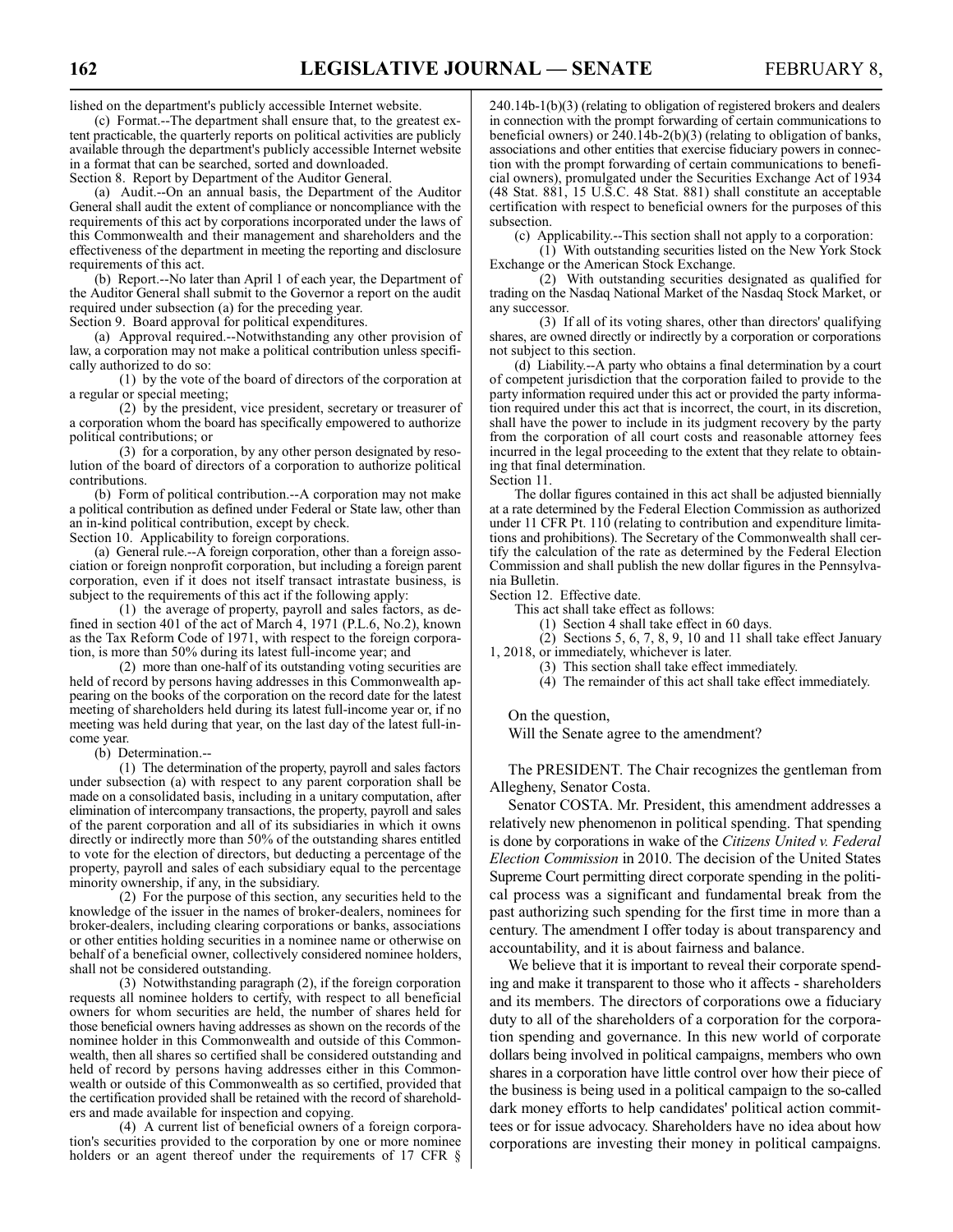lished on the department's publicly accessible Internet website.

(c) Format.--The department shall ensure that, to the greatest extent practicable, the quarterly reports on political activities are publicly available through the department's publicly accessible Internet website in a format that can be searched, sorted and downloaded.

Section 8. Report by Department of the Auditor General.

(a) Audit.--On an annual basis, the Department of the Auditor General shall audit the extent of compliance or noncompliance with the requirements of this act by corporations incorporated under the laws of this Commonwealth and their management and shareholders and the effectiveness of the department in meeting the reporting and disclosure requirements of this act.

(b) Report.--No later than April 1 of each year, the Department of the Auditor General shall submit to the Governor a report on the audit required under subsection (a) for the preceding year.

Section 9. Board approval for political expenditures.

(a) Approval required.--Notwithstanding any other provision of law, a corporation may not make a political contribution unless specifically authorized to do so:

(1) by the vote of the board of directors of the corporation at a regular or special meeting;

(2) by the president, vice president, secretary or treasurer of a corporation whom the board has specifically empowered to authorize political contributions; or

(3) for a corporation, by any other person designated by resolution of the board of directors of a corporation to authorize political contributions.

(b) Form of political contribution.--A corporation may not make a political contribution as defined under Federal or State law, other than an in-kind political contribution, except by check.

Section 10. Applicability to foreign corporations.

(a) General rule.--A foreign corporation, other than a foreign association or foreign nonprofit corporation, but including a foreign parent corporation, even if it does not itself transact intrastate business, is subject to the requirements of this act if the following apply:

(1) the average of property, payroll and sales factors, as defined in section 401 of the act of March 4, 1971 (P.L.6, No.2), known as the Tax Reform Code of 1971, with respect to the foreign corporation, is more than 50% during its latest full-income year; and

(2) more than one-half of its outstanding voting securities are held of record by persons having addresses in this Commonwealth appearing on the books of the corporation on the record date for the latest meeting of shareholders held during its latest full-income year or, if no meeting was held during that year, on the last day of the latest full-income year.

(b) Determination.--

(1) The determination of the property, payroll and sales factors under subsection (a) with respect to any parent corporation shall be made on a consolidated basis, including in a unitary computation, after elimination of intercompany transactions, the property, payroll and sales of the parent corporation and all of its subsidiaries in which it owns directly or indirectly more than 50% of the outstanding shares entitled to vote for the election of directors, but deducting a percentage of the property, payroll and sales of each subsidiary equal to the percentage minority ownership, if any, in the subsidiary.

(2) For the purpose of this section, any securities held to the knowledge of the issuer in the names of broker-dealers, nominees for broker-dealers, including clearing corporations or banks, associations or other entities holding securities in a nominee name or otherwise on behalf of a beneficial owner, collectively considered nominee holders, shall not be considered outstanding.

(3) Notwithstanding paragraph (2), if the foreign corporation requests all nominee holders to certify, with respect to all beneficial owners for whom securities are held, the number of shares held for those beneficial owners having addresses as shown on the records of the nominee holder in this Commonwealth and outside of this Commonwealth, then all shares so certified shall be considered outstanding and held of record by persons having addresses either in this Commonwealth or outside of this Commonwealth as so certified, provided that the certification provided shall be retained with the record of shareholders and made available for inspection and copying.

(4) A current list of beneficial owners of a foreign corporation's securities provided to the corporation by one or more nominee holders or an agent thereof under the requirements of 17 CFR § 240.14b-1(b)(3) (relating to obligation of registered brokers and dealers in connection with the prompt forwarding of certain communications to beneficial owners) or 240.14b-2(b)(3) (relating to obligation of banks, associations and other entities that exercise fiduciary powers in connection with the prompt forwarding of certain communications to beneficial owners), promulgated under the Securities Exchange Act of 1934 (48 Stat. 881, 15 U.S.C. 48 Stat. 881) shall constitute an acceptable certification with respect to beneficial owners for the purposes of this subsection.

(c) Applicability.--This section shall not apply to a corporation:

(1) With outstanding securities listed on the New York Stock Exchange or the American Stock Exchange.

(2) With outstanding securities designated as qualified for trading on the Nasdaq National Market of the Nasdaq Stock Market, or any successor.

(3) If all of its voting shares, other than directors' qualifying shares, are owned directly or indirectly by a corporation or corporations not subject to this section.

(d) Liability.--A party who obtains a final determination by a court of competent jurisdiction that the corporation failed to provide to the party information required under this act or provided the party information required under this act that is incorrect, the court, in its discretion, shall have the power to include in its judgment recovery by the party from the corporation of all court costs and reasonable attorney fees incurred in the legal proceeding to the extent that they relate to obtaining that final determination.

Section 11.

The dollar figures contained in this act shall be adjusted biennially at a rate determined by the Federal Election Commission as authorized under 11 CFR Pt. 110 (relating to contribution and expenditure limitations and prohibitions). The Secretary of the Commonwealth shall certify the calculation of the rate as determined by the Federal Election Commission and shall publish the new dollar figures in the Pennsylvania Bulletin.

Section 12. Effective date.

This act shall take effect as follows:

(1) Section 4 shall take effect in 60 days.

(2) Sections 5, 6, 7, 8, 9, 10 and 11 shall take effect January 1, 2018, or immediately, whichever is later.

(3) This section shall take effect immediately.

(4) The remainder of this act shall take effect immediately.

On the question,

Will the Senate agree to the amendment?

The PRESIDENT. The Chair recognizes the gentleman from Allegheny, Senator Costa.

Senator COSTA. Mr. President, this amendment addresses a relatively new phenomenon in political spending. That spending is done by corporations in wake of the *Citizens United v. Federal Election Commission* in 2010. The decision of the United States Supreme Court permitting direct corporate spending in the political process was a significant and fundamental break from the past authorizing such spending for the first time in more than a century. The amendment I offer today is about transparency and accountability, and it is about fairness and balance.

We believe that it is important to reveal their corporate spending and make it transparent to those who it affects - shareholders and its members. The directors of corporations owe a fiduciary duty to all of the shareholders of a corporation for the corporation spending and governance. In this new world of corporate dollars being involved in political campaigns, members who own shares in a corporation have little control over how their piece of the business is being used in a political campaign to the so-called dark money efforts to help candidates' political action committees or for issue advocacy. Shareholders have no idea about how corporations are investing their money in political campaigns.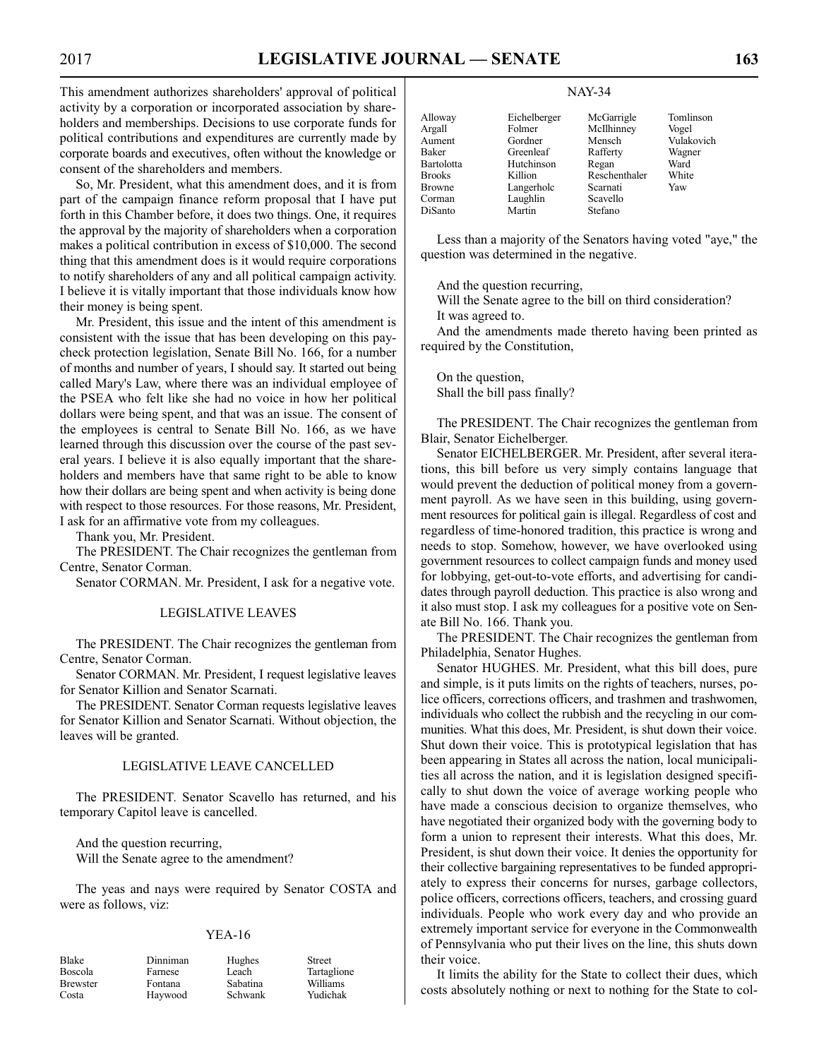This amendment authorizes shareholders' approval of political activity by a corporation or incorporated association by shareholders and memberships. Decisions to use corporate funds for political contributions and expenditures are currently made by corporate boards and executives, often without the knowledge or consent of the shareholders and members.

So, Mr. President, what this amendment does, and it is from part of the campaign finance reform proposal that I have put forth in this Chamber before, it does two things. One, it requires the approval by the majority of shareholders when a corporation makes a political contribution in excess of $10,000. The second thing that this amendment does is it would require corporations to notify shareholders of any and all political campaign activity. I believe it is vitally important that those individuals know how their money is being spent.

Mr. President, this issue and the intent of this amendment is consistent with the issue that has been developing on this paycheck protection legislation, Senate Bill No. 166, for a number of months and number of years, I should say. It started out being called Mary's Law, where there was an individual employee of the PSEA who felt like she had no voice in how her political dollars were being spent, and that was an issue. The consent of the employees is central to Senate Bill No. 166, as we have learned through this discussion over the course of the past several years. I believe it is also equally important that the shareholders and members have that same right to be able to know how their dollars are being spent and when activity is being done with respect to those resources. For those reasons, Mr. President, I ask for an affirmative vote from my colleagues.

Thank you, Mr. President.

The PRESIDENT. The Chair recognizes the gentleman from Centre, Senator Corman.

Senator CORMAN. Mr. President, I ask for a negative vote.

## LEGISLATIVE LEAVES

The PRESIDENT. The Chair recognizes the gentleman from Centre, Senator Corman.

Senator CORMAN. Mr. President, I request legislative leaves for Senator Killion and Senator Scarnati.

The PRESIDENT. Senator Corman requests legislative leaves for Senator Killion and Senator Scarnati. Without objection, the leaves will be granted.

## LEGISLATIVE LEAVE CANCELLED

The PRESIDENT. Senator Scavello has returned, and his temporary Capitol leave is cancelled.

And the question recurring,

Will the Senate agree to the amendment?

The yeas and nays were required by Senator COSTA and were as follows, viz:

YEA-16

| | | | |
|---|---|---|---|
| Blake | Dinniman | Hughes | Street |
| Boscola | Farnese | Leach | Tartaglione |
| Brewster | Fontana | Sabatina | Williams |
| Costa | Haywood | Schwank | Yudichak |

NAY-34

| | | | |
|---|---|---|---|
| Alloway | Eichelberger | McGarrigle | Tomlinson |
| Argall | Folmer | McIlhinney | Vogel |
| Aument | Gordner | Mensch | Vulakovich |
| Baker | Greenleaf | Rafferty | Wagner |
| Bartolotta | Hutchinson | Regan | Ward |
| Brooks | Killion | Reschenthaler | White |
| Browne | Langerholc | Scarnati | Yaw |
| Corman | Laughlin | Scavello | |
| DiSanto | Martin | Stefano | |

Less than a majority of the Senators having voted "aye," the question was determined in the negative.

And the question recurring,

Will the Senate agree to the bill on third consideration?

It was agreed to.

And the amendments made thereto having been printed as required by the Constitution,

On the question,

Shall the bill pass finally?

The PRESIDENT. The Chair recognizes the gentleman from Blair, Senator Eichelberger.

Senator EICHELBERGER. Mr. President, after several iterations, this bill before us very simply contains language that would prevent the deduction of political money from a government payroll. As we have seen in this building, using government resources for political gain is illegal. Regardless of cost and regardless of time-honored tradition, this practice is wrong and needs to stop. Somehow, however, we have overlooked using government resources to collect campaign funds and money used for lobbying, get-out-to-vote efforts, and advertising for candidates through payroll deduction. This practice is also wrong and it also must stop. I ask my colleagues for a positive vote on Senate Bill No. 166. Thank you.

The PRESIDENT. The Chair recognizes the gentleman from Philadelphia, Senator Hughes.

Senator HUGHES. Mr. President, what this bill does, pure and simple, is it puts limits on the rights of teachers, nurses, police officers, corrections officers, and trashmen and trashwomen, individuals who collect the rubbish and the recycling in our communities. What this does, Mr. President, is shut down their voice. Shut down their voice. This is prototypical legislation that has been appearing in States all across the nation, local municipalities all across the nation, and it is legislation designed specifically to shut down the voice of average working people who have made a conscious decision to organize themselves, who have negotiated their organized body with the governing body to form a union to represent their interests. What this does, Mr. President, is shut down their voice. It denies the opportunity for their collective bargaining representatives to be funded appropriately to express their concerns for nurses, garbage collectors, police officers, corrections officers, teachers, and crossing guard individuals. People who work every day and who provide an extremely important service for everyone in the Commonwealth of Pennsylvania who put their lives on the line, this shuts down their voice.

It limits the ability for the State to collect their dues, which costs absolutely nothing or next to nothing for the State to col-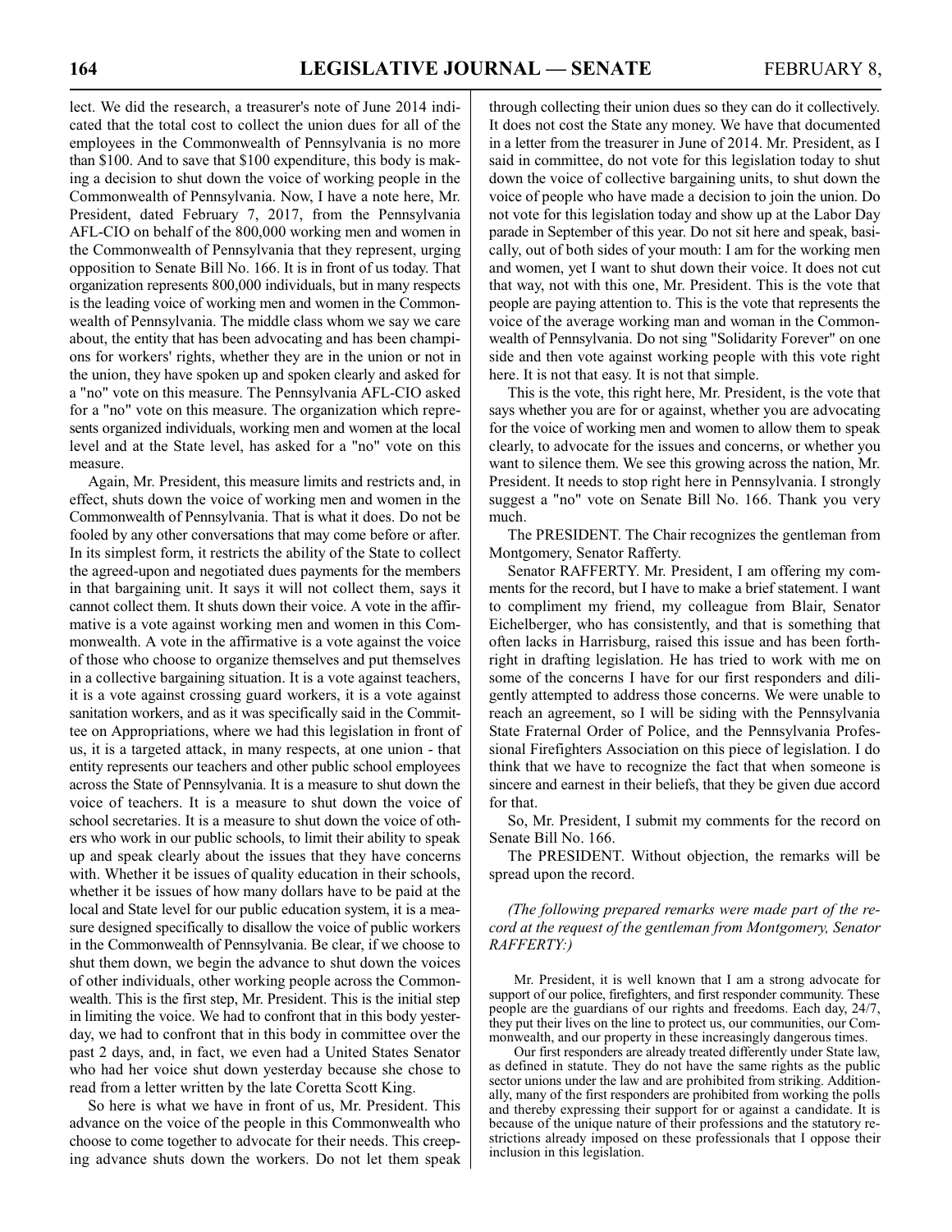lect. We did the research, a treasurer's note of June 2014 indicated that the total cost to collect the union dues for all of the employees in the Commonwealth of Pennsylvania is no more than $100. And to save that $100 expenditure, this body is making a decision to shut down the voice of working people in the Commonwealth of Pennsylvania. Now, I have a note here, Mr. President, dated February 7, 2017, from the Pennsylvania AFL-CIO on behalf of the 800,000 working men and women in the Commonwealth of Pennsylvania that they represent, urging opposition to Senate Bill No. 166. It is in front of us today. That organization represents 800,000 individuals, but in many respects is the leading voice of working men and women in the Commonwealth of Pennsylvania. The middle class whom we say we care about, the entity that has been advocating and has been champions for workers' rights, whether they are in the union or not in the union, they have spoken up and spoken clearly and asked for a "no" vote on this measure. The Pennsylvania AFL-CIO asked for a "no" vote on this measure. The organization which represents organized individuals, working men and women at the local level and at the State level, has asked for a "no" vote on this measure.

Again, Mr. President, this measure limits and restricts and, in effect, shuts down the voice of working men and women in the Commonwealth of Pennsylvania. That is what it does. Do not be fooled by any other conversations that may come before or after. In its simplest form, it restricts the ability of the State to collect the agreed-upon and negotiated dues payments for the members in that bargaining unit. It says it will not collect them, says it cannot collect them. It shuts down their voice. A vote in the affirmative is a vote against working men and women in this Commonwealth. A vote in the affirmative is a vote against the voice of those who choose to organize themselves and put themselves in a collective bargaining situation. It is a vote against teachers, it is a vote against crossing guard workers, it is a vote against sanitation workers, and as it was specifically said in the Committee on Appropriations, where we had this legislation in front of us, it is a targeted attack, in many respects, at one union - that entity represents our teachers and other public school employees across the State of Pennsylvania. It is a measure to shut down the voice of teachers. It is a measure to shut down the voice of school secretaries. It is a measure to shut down the voice of others who work in our public schools, to limit their ability to speak up and speak clearly about the issues that they have concerns with. Whether it be issues of quality education in their schools, whether it be issues of how many dollars have to be paid at the local and State level for our public education system, it is a measure designed specifically to disallow the voice of public workers in the Commonwealth of Pennsylvania. Be clear, if we choose to shut them down, we begin the advance to shut down the voices of other individuals, other working people across the Commonwealth. This is the first step, Mr. President. This is the initial step in limiting the voice. We had to confront that in this body yesterday, we had to confront that in this body in committee over the past 2 days, and, in fact, we even had a United States Senator who had her voice shut down yesterday because she chose to read from a letter written by the late Coretta Scott King.

So here is what we have in front of us, Mr. President. This advance on the voice of the people in this Commonwealth who choose to come together to advocate for their needs. This creeping advance shuts down the workers. Do not let them speak through collecting their union dues so they can do it collectively. It does not cost the State any money. We have that documented in a letter from the treasurer in June of 2014. Mr. President, as I said in committee, do not vote for this legislation today to shut down the voice of collective bargaining units, to shut down the voice of people who have made a decision to join the union. Do not vote for this legislation today and show up at the Labor Day parade in September of this year. Do not sit here and speak, basically, out of both sides of your mouth: I am for the working men and women, yet I want to shut down their voice. It does not cut that way, not with this one, Mr. President. This is the vote that people are paying attention to. This is the vote that represents the voice of the average working man and woman in the Commonwealth of Pennsylvania. Do not sing "Solidarity Forever" on one side and then vote against working people with this vote right here. It is not that easy. It is not that simple.

This is the vote, this right here, Mr. President, is the vote that says whether you are for or against, whether you are advocating for the voice of working men and women to allow them to speak clearly, to advocate for the issues and concerns, or whether you want to silence them. We see this growing across the nation, Mr. President. It needs to stop right here in Pennsylvania. I strongly suggest a "no" vote on Senate Bill No. 166. Thank you very much.

The PRESIDENT. The Chair recognizes the gentleman from Montgomery, Senator Rafferty.

Senator RAFFERTY. Mr. President, I am offering my comments for the record, but I have to make a brief statement. I want to compliment my friend, my colleague from Blair, Senator Eichelberger, who has consistently, and that is something that often lacks in Harrisburg, raised this issue and has been forthright in drafting legislation. He has tried to work with me on some of the concerns I have for our first responders and diligently attempted to address those concerns. We were unable to reach an agreement, so I will be siding with the Pennsylvania State Fraternal Order of Police, and the Pennsylvania Professional Firefighters Association on this piece of legislation. I do think that we have to recognize the fact that when someone is sincere and earnest in their beliefs, that they be given due accord for that.

So, Mr. President, I submit my comments for the record on Senate Bill No. 166.

The PRESIDENT. Without objection, the remarks will be spread upon the record.

*(The following prepared remarks were made part of the record at the request of the gentleman from Montgomery, Senator RAFFERTY:)*

Mr. President, it is well known that I am a strong advocate for support of our police, firefighters, and first responder community. These people are the guardians of our rights and freedoms. Each day, 24/7, they put their lives on the line to protect us, our communities, our Commonwealth, and our property in these increasingly dangerous times.

Our first responders are already treated differently under State law, as defined in statute. They do not have the same rights as the public sector unions under the law and are prohibited from striking. Additionally, many of the first responders are prohibited from working the polls and thereby expressing their support for or against a candidate. It is because of the unique nature of their professions and the statutory restrictions already imposed on these professionals that I oppose their inclusion in this legislation.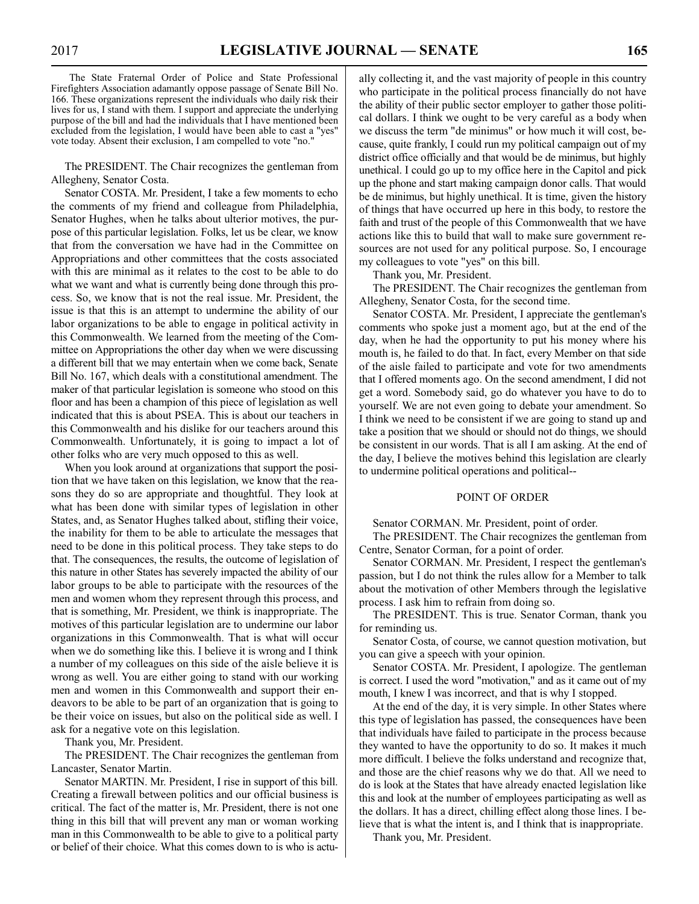The State Fraternal Order of Police and State Professional Firefighters Association adamantly oppose passage of Senate Bill No. 166. These organizations represent the individuals who daily risk their lives for us, I stand with them. I support and appreciate the underlying purpose of the bill and had the individuals that I have mentioned been excluded from the legislation, I would have been able to cast a "yes" vote today. Absent their exclusion, I am compelled to vote "no."

The PRESIDENT. The Chair recognizes the gentleman from Allegheny, Senator Costa.

Senator COSTA. Mr. President, I take a few moments to echo the comments of my friend and colleague from Philadelphia, Senator Hughes, when he talks about ulterior motives, the purpose of this particular legislation. Folks, let us be clear, we know that from the conversation we have had in the Committee on Appropriations and other committees that the costs associated with this are minimal as it relates to the cost to be able to do what we want and what is currently being done through this process. So, we know that is not the real issue. Mr. President, the issue is that this is an attempt to undermine the ability of our labor organizations to be able to engage in political activity in this Commonwealth. We learned from the meeting of the Committee on Appropriations the other day when we were discussing a different bill that we may entertain when we come back, Senate Bill No. 167, which deals with a constitutional amendment. The maker of that particular legislation is someone who stood on this floor and has been a champion of this piece of legislation as well indicated that this is about PSEA. This is about our teachers in this Commonwealth and his dislike for our teachers around this Commonwealth. Unfortunately, it is going to impact a lot of other folks who are very much opposed to this as well.

When you look around at organizations that support the position that we have taken on this legislation, we know that the reasons they do so are appropriate and thoughtful. They look at what has been done with similar types of legislation in other States, and, as Senator Hughes talked about, stifling their voice, the inability for them to be able to articulate the messages that need to be done in this political process. They take steps to do that. The consequences, the results, the outcome of legislation of this nature in other States has severely impacted the ability of our labor groups to be able to participate with the resources of the men and women whom they represent through this process, and that is something, Mr. President, we think is inappropriate. The motives of this particular legislation are to undermine our labor organizations in this Commonwealth. That is what will occur when we do something like this. I believe it is wrong and I think a number of my colleagues on this side of the aisle believe it is wrong as well. You are either going to stand with our working men and women in this Commonwealth and support their endeavors to be able to be part of an organization that is going to be their voice on issues, but also on the political side as well. I ask for a negative vote on this legislation.

Thank you, Mr. President.

The PRESIDENT. The Chair recognizes the gentleman from Lancaster, Senator Martin.

Senator MARTIN. Mr. President, I rise in support of this bill. Creating a firewall between politics and our official business is critical. The fact of the matter is, Mr. President, there is not one thing in this bill that will prevent any man or woman working man in this Commonwealth to be able to give to a political party or belief of their choice. What this comes down to is who is actually collecting it, and the vast majority of people in this country who participate in the political process financially do not have the ability of their public sector employer to gather those political dollars. I think we ought to be very careful as a body when we discuss the term "de minimus" or how much it will cost, because, quite frankly, I could run my political campaign out of my district office officially and that would be de minimus, but highly unethical. I could go up to my office here in the Capitol and pick up the phone and start making campaign donor calls. That would be de minimus, but highly unethical. It is time, given the history of things that have occurred up here in this body, to restore the faith and trust of the people of this Commonwealth that we have actions like this to build that wall to make sure government resources are not used for any political purpose. So, I encourage my colleagues to vote "yes" on this bill.

Thank you, Mr. President.

The PRESIDENT. The Chair recognizes the gentleman from Allegheny, Senator Costa, for the second time.

Senator COSTA. Mr. President, I appreciate the gentleman's comments who spoke just a moment ago, but at the end of the day, when he had the opportunity to put his money where his mouth is, he failed to do that. In fact, every Member on that side of the aisle failed to participate and vote for two amendments that I offered moments ago. On the second amendment, I did not get a word. Somebody said, go do whatever you have to do to yourself. We are not even going to debate your amendment. So I think we need to be consistent if we are going to stand up and take a position that we should or should not do things, we should be consistent in our words. That is all I am asking. At the end of the day, I believe the motives behind this legislation are clearly to undermine political operations and political--

## POINT OF ORDER

Senator CORMAN. Mr. President, point of order.

The PRESIDENT. The Chair recognizes the gentleman from Centre, Senator Corman, for a point of order.

Senator CORMAN. Mr. President, I respect the gentleman's passion, but I do not think the rules allow for a Member to talk about the motivation of other Members through the legislative process. I ask him to refrain from doing so.

The PRESIDENT. This is true. Senator Corman, thank you for reminding us.

Senator Costa, of course, we cannot question motivation, but you can give a speech with your opinion.

Senator COSTA. Mr. President, I apologize. The gentleman is correct. I used the word "motivation," and as it came out of my mouth, I knew I was incorrect, and that is why I stopped.

At the end of the day, it is very simple. In other States where this type of legislation has passed, the consequences have been that individuals have failed to participate in the process because they wanted to have the opportunity to do so. It makes it much more difficult. I believe the folks understand and recognize that, and those are the chief reasons why we do that. All we need to do is look at the States that have already enacted legislation like this and look at the number of employees participating as well as the dollars. It has a direct, chilling effect along those lines. I believe that is what the intent is, and I think that is inappropriate.

Thank you, Mr. President.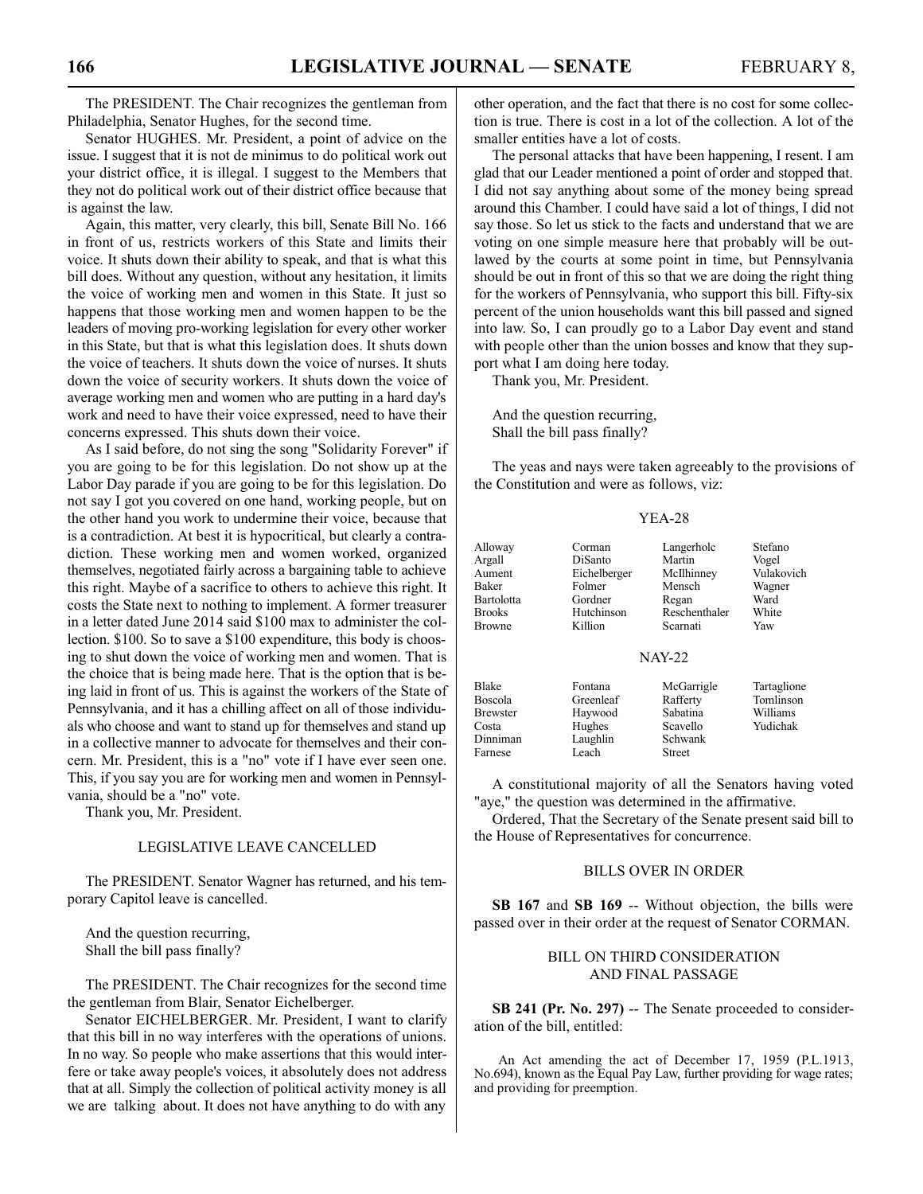The PRESIDENT. The Chair recognizes the gentleman from Philadelphia, Senator Hughes, for the second time.

Senator HUGHES. Mr. President, a point of advice on the issue. I suggest that it is not de minimus to do political work out your district office, it is illegal. I suggest to the Members that they not do political work out of their district office because that is against the law.

Again, this matter, very clearly, this bill, Senate Bill No. 166 in front of us, restricts workers of this State and limits their voice. It shuts down their ability to speak, and that is what this bill does. Without any question, without any hesitation, it limits the voice of working men and women in this State. It just so happens that those working men and women happen to be the leaders of moving pro-working legislation for every other worker in this State, but that is what this legislation does. It shuts down the voice of teachers. It shuts down the voice of nurses. It shuts down the voice of security workers. It shuts down the voice of average working men and women who are putting in a hard day's work and need to have their voice expressed, need to have their concerns expressed. This shuts down their voice.

As I said before, do not sing the song "Solidarity Forever" if you are going to be for this legislation. Do not show up at the Labor Day parade if you are going to be for this legislation. Do not say I got you covered on one hand, working people, but on the other hand you work to undermine their voice, because that is a contradiction. At best it is hypocritical, but clearly a contradiction. These working men and women worked, organized themselves, negotiated fairly across a bargaining table to achieve this right. Maybe of a sacrifice to others to achieve this right. It costs the State next to nothing to implement. A former treasurer in a letter dated June 2014 said $100 max to administer the collection. $100. So to save a $100 expenditure, this body is choosing to shut down the voice of working men and women. That is the choice that is being made here. That is the option that is being laid in front of us. This is against the workers of the State of Pennsylvania, and it has a chilling affect on all of those individuals who choose and want to stand up for themselves and stand up in a collective manner to advocate for themselves and their concern. Mr. President, this is a "no" vote if I have ever seen one. This, if you say you are for working men and women in Pennsylvania, should be a "no" vote.

Thank you, Mr. President.

## LEGISLATIVE LEAVE CANCELLED

The PRESIDENT. Senator Wagner has returned, and his temporary Capitol leave is cancelled.

And the question recurring,
Shall the bill pass finally?

The PRESIDENT. The Chair recognizes for the second time the gentleman from Blair, Senator Eichelberger.

Senator EICHELBERGER. Mr. President, I want to clarify that this bill in no way interferes with the operations of unions. In no way. So people who make assertions that this would interfere or take away people's voices, it absolutely does not address that at all. Simply the collection of political activity money is all we are talking about. It does not have anything to do with any other operation, and the fact that there is no cost for some collection is true. There is cost in a lot of the collection. A lot of the smaller entities have a lot of costs.

The personal attacks that have been happening, I resent. I am glad that our Leader mentioned a point of order and stopped that. I did not say anything about some of the money being spread around this Chamber. I could have said a lot of things, I did not say those. So let us stick to the facts and understand that we are voting on one simple measure here that probably will be outlawed by the courts at some point in time, but Pennsylvania should be out in front of this so that we are doing the right thing for the workers of Pennsylvania, who support this bill. Fifty-six percent of the union households want this bill passed and signed into law. So, I can proudly go to a Labor Day event and stand with people other than the union bosses and know that they support what I am doing here today.

Thank you, Mr. President.

And the question recurring,
Shall the bill pass finally?

The yeas and nays were taken agreeably to the provisions of the Constitution and were as follows, viz:

YEA-28

| | | | |
|---|---|---|---|
| Alloway | Corman | Langerholc | Stefano |
| Argall | DiSanto | Martin | Vogel |
| Aument | Eichelberger | McIlhinney | Vulakovich |
| Baker | Folmer | Mensch | Wagner |
| Bartolotta | Gordner | Regan | Ward |
| Brooks | Hutchinson | Reschenthaler | White |
| Browne | Killion | Scarnati | Yaw |

NAY-22

| | | | |
|---|---|---|---|
| Blake | Fontana | McGarrigle | Tartaglione |
| Boscola | Greenleaf | Rafferty | Tomlinson |
| Brewster | Haywood | Sabatina | Williams |
| Costa | Hughes | Scavello | Yudichak |
| Dinniman | Laughlin | Schwank | |
| Farnese | Leach | Street | |

A constitutional majority of all the Senators having voted "aye," the question was determined in the affirmative.

Ordered, That the Secretary of the Senate present said bill to the House of Representatives for concurrence.

## BILLS OVER IN ORDER

**SB 167** and **SB 169** -- Without objection, the bills were passed over in their order at the request of Senator CORMAN.

## BILL ON THIRD CONSIDERATION AND FINAL PASSAGE

**SB 241 (Pr. No. 297)** -- The Senate proceeded to consideration of the bill, entitled:

An Act amending the act of December 17, 1959 (P.L.1913, No.694), known as the Equal Pay Law, further providing for wage rates; and providing for preemption.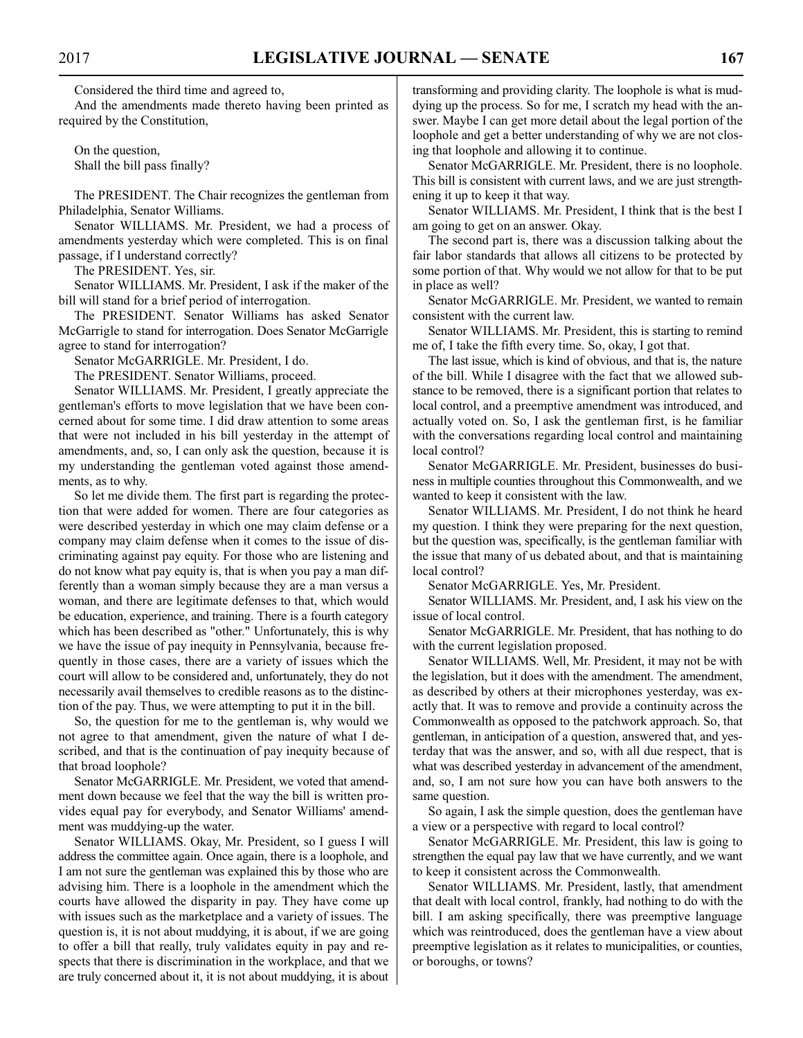Considered the third time and agreed to,

And the amendments made thereto having been printed as required by the Constitution,

On the question,
Shall the bill pass finally?

The PRESIDENT. The Chair recognizes the gentleman from Philadelphia, Senator Williams.

Senator WILLIAMS. Mr. President, we had a process of amendments yesterday which were completed. This is on final passage, if I understand correctly?

The PRESIDENT. Yes, sir.

Senator WILLIAMS. Mr. President, I ask if the maker of the bill will stand for a brief period of interrogation.

The PRESIDENT. Senator Williams has asked Senator McGarrigle to stand for interrogation. Does Senator McGarrigle agree to stand for interrogation?

Senator McGARRIGLE. Mr. President, I do.

The PRESIDENT. Senator Williams, proceed.

Senator WILLIAMS. Mr. President, I greatly appreciate the gentleman's efforts to move legislation that we have been concerned about for some time. I did draw attention to some areas that were not included in his bill yesterday in the attempt of amendments, and, so, I can only ask the question, because it is my understanding the gentleman voted against those amendments, as to why.

So let me divide them. The first part is regarding the protection that were added for women. There are four categories as were described yesterday in which one may claim defense or a company may claim defense when it comes to the issue of discriminating against pay equity. For those who are listening and do not know what pay equity is, that is when you pay a man differently than a woman simply because they are a man versus a woman, and there are legitimate defenses to that, which would be education, experience, and training. There is a fourth category which has been described as "other." Unfortunately, this is why we have the issue of pay inequity in Pennsylvania, because frequently in those cases, there are a variety of issues which the court will allow to be considered and, unfortunately, they do not necessarily avail themselves to credible reasons as to the distinction of the pay. Thus, we were attempting to put it in the bill.

So, the question for me to the gentleman is, why would we not agree to that amendment, given the nature of what I described, and that is the continuation of pay inequity because of that broad loophole?

Senator McGARRIGLE. Mr. President, we voted that amendment down because we feel that the way the bill is written provides equal pay for everybody, and Senator Williams' amendment was muddying-up the water.

Senator WILLIAMS. Okay, Mr. President, so I guess I will address the committee again. Once again, there is a loophole, and I am not sure the gentleman was explained this by those who are advising him. There is a loophole in the amendment which the courts have allowed the disparity in pay. They have come up with issues such as the marketplace and a variety of issues. The question is, it is not about muddying, it is about, if we are going to offer a bill that really, truly validates equity in pay and respects that there is discrimination in the workplace, and that we are truly concerned about it, it is not about muddying, it is about transforming and providing clarity. The loophole is what is muddying up the process. So for me, I scratch my head with the answer. Maybe I can get more detail about the legal portion of the loophole and get a better understanding of why we are not closing that loophole and allowing it to continue.

Senator McGARRIGLE. Mr. President, there is no loophole. This bill is consistent with current laws, and we are just strengthening it up to keep it that way.

Senator WILLIAMS. Mr. President, I think that is the best I am going to get on an answer. Okay.

The second part is, there was a discussion talking about the fair labor standards that allows all citizens to be protected by some portion of that. Why would we not allow for that to be put in place as well?

Senator McGARRIGLE. Mr. President, we wanted to remain consistent with the current law.

Senator WILLIAMS. Mr. President, this is starting to remind me of, I take the fifth every time. So, okay, I got that.

The last issue, which is kind of obvious, and that is, the nature of the bill. While I disagree with the fact that we allowed substance to be removed, there is a significant portion that relates to local control, and a preemptive amendment was introduced, and actually voted on. So, I ask the gentleman first, is he familiar with the conversations regarding local control and maintaining local control?

Senator McGARRIGLE. Mr. President, businesses do business in multiple counties throughout this Commonwealth, and we wanted to keep it consistent with the law.

Senator WILLIAMS. Mr. President, I do not think he heard my question. I think they were preparing for the next question, but the question was, specifically, is the gentleman familiar with the issue that many of us debated about, and that is maintaining local control?

Senator McGARRIGLE. Yes, Mr. President.

Senator WILLIAMS. Mr. President, and, I ask his view on the issue of local control.

Senator McGARRIGLE. Mr. President, that has nothing to do with the current legislation proposed.

Senator WILLIAMS. Well, Mr. President, it may not be with the legislation, but it does with the amendment. The amendment, as described by others at their microphones yesterday, was exactly that. It was to remove and provide a continuity across the Commonwealth as opposed to the patchwork approach. So, that gentleman, in anticipation of a question, answered that, and yesterday that was the answer, and so, with all due respect, that is what was described yesterday in advancement of the amendment, and, so, I am not sure how you can have both answers to the same question.

So again, I ask the simple question, does the gentleman have a view or a perspective with regard to local control?

Senator McGARRIGLE. Mr. President, this law is going to strengthen the equal pay law that we have currently, and we want to keep it consistent across the Commonwealth.

Senator WILLIAMS. Mr. President, lastly, that amendment that dealt with local control, frankly, had nothing to do with the bill. I am asking specifically, there was preemptive language which was reintroduced, does the gentleman have a view about preemptive legislation as it relates to municipalities, or counties, or boroughs, or towns?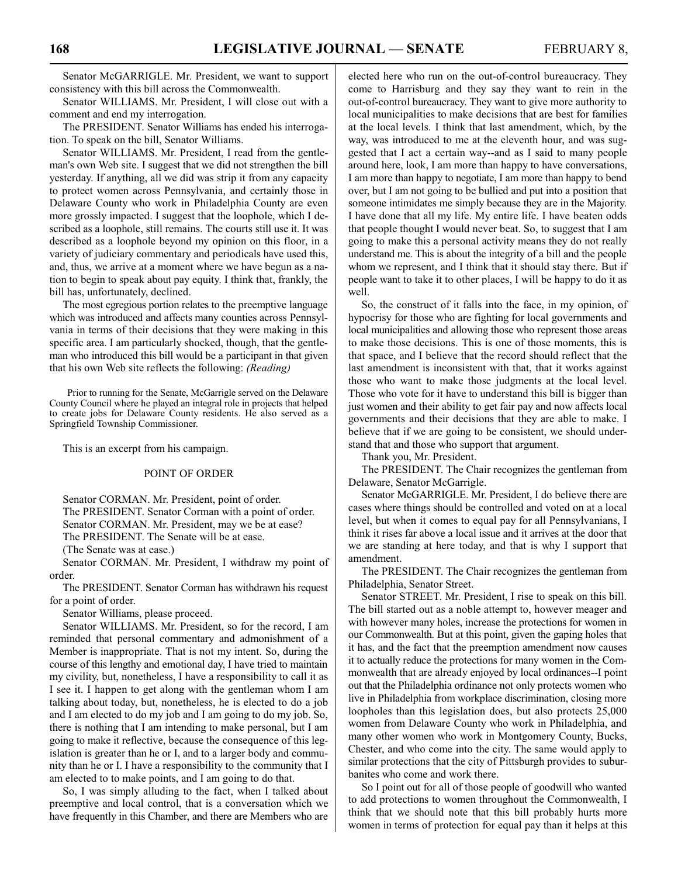Senator McGARRIGLE. Mr. President, we want to support consistency with this bill across the Commonwealth.

Senator WILLIAMS. Mr. President, I will close out with a comment and end my interrogation.

The PRESIDENT. Senator Williams has ended his interrogation. To speak on the bill, Senator Williams.

Senator WILLIAMS. Mr. President, I read from the gentleman's own Web site. I suggest that we did not strengthen the bill yesterday. If anything, all we did was strip it from any capacity to protect women across Pennsylvania, and certainly those in Delaware County who work in Philadelphia County are even more grossly impacted. I suggest that the loophole, which I described as a loophole, still remains. The courts still use it. It was described as a loophole beyond my opinion on this floor, in a variety of judiciary commentary and periodicals have used this, and, thus, we arrive at a moment where we have begun as a nation to begin to speak about pay equity. I think that, frankly, the bill has, unfortunately, declined.

The most egregious portion relates to the preemptive language which was introduced and affects many counties across Pennsylvania in terms of their decisions that they were making in this specific area. I am particularly shocked, though, that the gentleman who introduced this bill would be a participant in that given that his own Web site reflects the following: *(Reading)*

> Prior to running for the Senate, McGarrigle served on the Delaware County Council where he played an integral role in projects that helped to create jobs for Delaware County residents. He also served as a Springfield Township Commissioner.

This is an excerpt from his campaign.

POINT OF ORDER

Senator CORMAN. Mr. President, point of order.

The PRESIDENT. Senator Corman with a point of order.

Senator CORMAN. Mr. President, may we be at ease?

The PRESIDENT. The Senate will be at ease.

(The Senate was at ease.)

Senator CORMAN. Mr. President, I withdraw my point of order.

The PRESIDENT. Senator Corman has withdrawn his request for a point of order.

Senator Williams, please proceed.

Senator WILLIAMS. Mr. President, so for the record, I am reminded that personal commentary and admonishment of a Member is inappropriate. That is not my intent. So, during the course of this lengthy and emotional day, I have tried to maintain my civility, but, nonetheless, I have a responsibility to call it as I see it. I happen to get along with the gentleman whom I am talking about today, but, nonetheless, he is elected to do a job and I am elected to do my job and I am going to do my job. So, there is nothing that I am intending to make personal, but I am going to make it reflective, because the consequence of this legislation is greater than he or I, and to a larger body and community than he or I. I have a responsibility to the community that I am elected to to make points, and I am going to do that.

So, I was simply alluding to the fact, when I talked about preemptive and local control, that is a conversation which we have frequently in this Chamber, and there are Members who are elected here who run on the out-of-control bureaucracy. They come to Harrisburg and they say they want to rein in the out-of-control bureaucracy. They want to give more authority to local municipalities to make decisions that are best for families at the local levels. I think that last amendment, which, by the way, was introduced to me at the eleventh hour, and was suggested that I act a certain way--and as I said to many people around here, look, I am more than happy to have conversations, I am more than happy to negotiate, I am more than happy to bend over, but I am not going to be bullied and put into a position that someone intimidates me simply because they are in the Majority. I have done that all my life. My entire life. I have beaten odds that people thought I would never beat. So, to suggest that I am going to make this a personal activity means they do not really understand me. This is about the integrity of a bill and the people whom we represent, and I think that it should stay there. But if people want to take it to other places, I will be happy to do it as well.

So, the construct of it falls into the face, in my opinion, of hypocrisy for those who are fighting for local governments and local municipalities and allowing those who represent those areas to make those decisions. This is one of those moments, this is that space, and I believe that the record should reflect that the last amendment is inconsistent with that, that it works against those who want to make those judgments at the local level. Those who vote for it have to understand this bill is bigger than just women and their ability to get fair pay and now affects local governments and their decisions that they are able to make. I believe that if we are going to be consistent, we should understand that and those who support that argument.

Thank you, Mr. President.

The PRESIDENT. The Chair recognizes the gentleman from Delaware, Senator McGarrigle.

Senator McGARRIGLE. Mr. President, I do believe there are cases where things should be controlled and voted on at a local level, but when it comes to equal pay for all Pennsylvanians, I think it rises far above a local issue and it arrives at the door that we are standing at here today, and that is why I support that amendment.

The PRESIDENT. The Chair recognizes the gentleman from Philadelphia, Senator Street.

Senator STREET. Mr. President, I rise to speak on this bill. The bill started out as a noble attempt to, however meager and with however many holes, increase the protections for women in our Commonwealth. But at this point, given the gaping holes that it has, and the fact that the preemption amendment now causes it to actually reduce the protections for many women in the Commonwealth that are already enjoyed by local ordinances--I point out that the Philadelphia ordinance not only protects women who live in Philadelphia from workplace discrimination, closing more loopholes than this legislation does, but also protects 25,000 women from Delaware County who work in Philadelphia, and many other women who work in Montgomery County, Bucks, Chester, and who come into the city. The same would apply to similar protections that the city of Pittsburgh provides to suburbanites who come and work there.

So I point out for all of those people of goodwill who wanted to add protections to women throughout the Commonwealth, I think that we should note that this bill probably hurts more women in terms of protection for equal pay than it helps at this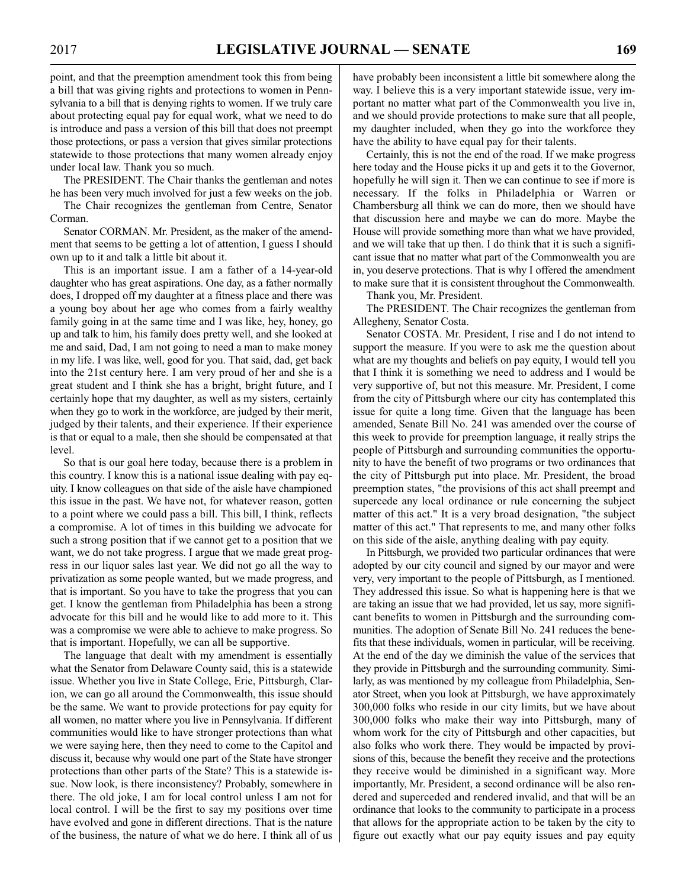point, and that the preemption amendment took this from being a bill that was giving rights and protections to women in Pennsylvania to a bill that is denying rights to women. If we truly care about protecting equal pay for equal work, what we need to do is introduce and pass a version of this bill that does not preempt those protections, or pass a version that gives similar protections statewide to those protections that many women already enjoy under local law. Thank you so much.

The PRESIDENT. The Chair thanks the gentleman and notes he has been very much involved for just a few weeks on the job.

The Chair recognizes the gentleman from Centre, Senator Corman.

Senator CORMAN. Mr. President, as the maker of the amendment that seems to be getting a lot of attention, I guess I should own up to it and talk a little bit about it.

This is an important issue. I am a father of a 14-year-old daughter who has great aspirations. One day, as a father normally does, I dropped off my daughter at a fitness place and there was a young boy about her age who comes from a fairly wealthy family going in at the same time and I was like, hey, honey, go up and talk to him, his family does pretty well, and she looked at me and said, Dad, I am not going to need a man to make money in my life. I was like, well, good for you. That said, dad, get back into the 21st century here. I am very proud of her and she is a great student and I think she has a bright, bright future, and I certainly hope that my daughter, as well as my sisters, certainly when they go to work in the workforce, are judged by their merit, judged by their talents, and their experience. If their experience is that or equal to a male, then she should be compensated at that level.

So that is our goal here today, because there is a problem in this country. I know this is a national issue dealing with pay equity. I know colleagues on that side of the aisle have championed this issue in the past. We have not, for whatever reason, gotten to a point where we could pass a bill. This bill, I think, reflects a compromise. A lot of times in this building we advocate for such a strong position that if we cannot get to a position that we want, we do not take progress. I argue that we made great progress in our liquor sales last year. We did not go all the way to privatization as some people wanted, but we made progress, and that is important. So you have to take the progress that you can get. I know the gentleman from Philadelphia has been a strong advocate for this bill and he would like to add more to it. This was a compromise we were able to achieve to make progress. So that is important. Hopefully, we can all be supportive.

The language that dealt with my amendment is essentially what the Senator from Delaware County said, this is a statewide issue. Whether you live in State College, Erie, Pittsburgh, Clarion, we can go all around the Commonwealth, this issue should be the same. We want to provide protections for pay equity for all women, no matter where you live in Pennsylvania. If different communities would like to have stronger protections than what we were saying here, then they need to come to the Capitol and discuss it, because why would one part of the State have stronger protections than other parts of the State? This is a statewide issue. Now look, is there inconsistency? Probably, somewhere in there. The old joke, I am for local control unless I am not for local control. I will be the first to say my positions over time have evolved and gone in different directions. That is the nature of the business, the nature of what we do here. I think all of us have probably been inconsistent a little bit somewhere along the way. I believe this is a very important statewide issue, very important no matter what part of the Commonwealth you live in, and we should provide protections to make sure that all people, my daughter included, when they go into the workforce they have the ability to have equal pay for their talents.

Certainly, this is not the end of the road. If we make progress here today and the House picks it up and gets it to the Governor, hopefully he will sign it. Then we can continue to see if more is necessary. If the folks in Philadelphia or Warren or Chambersburg all think we can do more, then we should have that discussion here and maybe we can do more. Maybe the House will provide something more than what we have provided, and we will take that up then. I do think that it is such a significant issue that no matter what part of the Commonwealth you are in, you deserve protections. That is why I offered the amendment to make sure that it is consistent throughout the Commonwealth.

Thank you, Mr. President.

The PRESIDENT. The Chair recognizes the gentleman from Allegheny, Senator Costa.

Senator COSTA. Mr. President, I rise and I do not intend to support the measure. If you were to ask me the question about what are my thoughts and beliefs on pay equity, I would tell you that I think it is something we need to address and I would be very supportive of, but not this measure. Mr. President, I come from the city of Pittsburgh where our city has contemplated this issue for quite a long time. Given that the language has been amended, Senate Bill No. 241 was amended over the course of this week to provide for preemption language, it really strips the people of Pittsburgh and surrounding communities the opportunity to have the benefit of two programs or two ordinances that the city of Pittsburgh put into place. Mr. President, the broad preemption states, "the provisions of this act shall preempt and supercede any local ordinance or rule concerning the subject matter of this act." It is a very broad designation, "the subject matter of this act." That represents to me, and many other folks on this side of the aisle, anything dealing with pay equity.

In Pittsburgh, we provided two particular ordinances that were adopted by our city council and signed by our mayor and were very, very important to the people of Pittsburgh, as I mentioned. They addressed this issue. So what is happening here is that we are taking an issue that we had provided, let us say, more significant benefits to women in Pittsburgh and the surrounding communities. The adoption of Senate Bill No. 241 reduces the benefits that these individuals, women in particular, will be receiving. At the end of the day we diminish the value of the services that they provide in Pittsburgh and the surrounding community. Similarly, as was mentioned by my colleague from Philadelphia, Senator Street, when you look at Pittsburgh, we have approximately 300,000 folks who reside in our city limits, but we have about 300,000 folks who make their way into Pittsburgh, many of whom work for the city of Pittsburgh and other capacities, but also folks who work there. They would be impacted by provisions of this, because the benefit they receive and the protections they receive would be diminished in a significant way. More importantly, Mr. President, a second ordinance will be also rendered and superceded and rendered invalid, and that will be an ordinance that looks to the community to participate in a process that allows for the appropriate action to be taken by the city to figure out exactly what our pay equity issues and pay equity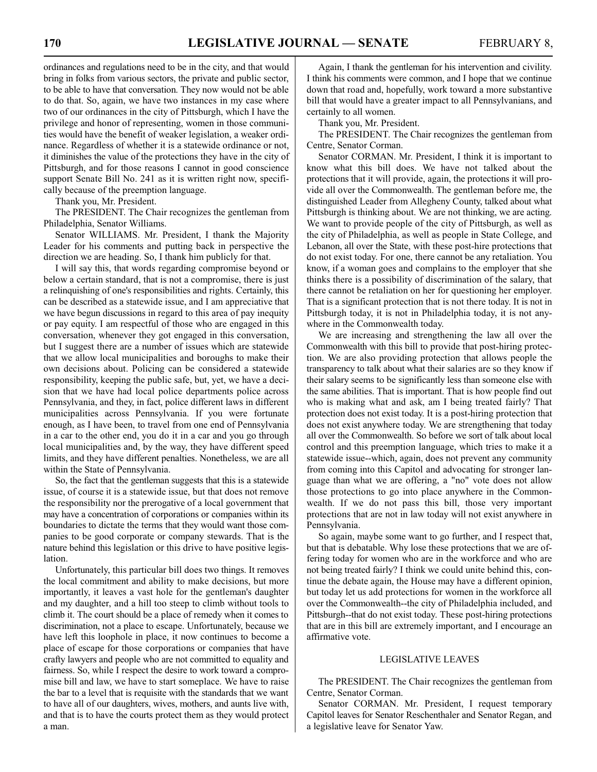ordinances and regulations need to be in the city, and that would bring in folks from various sectors, the private and public sector, to be able to have that conversation. They now would not be able to do that. So, again, we have two instances in my case where two of our ordinances in the city of Pittsburgh, which I have the privilege and honor of representing, women in those communities would have the benefit of weaker legislation, a weaker ordinance. Regardless of whether it is a statewide ordinance or not, it diminishes the value of the protections they have in the city of Pittsburgh, and for those reasons I cannot in good conscience support Senate Bill No. 241 as it is written right now, specifically because of the preemption language.

Thank you, Mr. President.

The PRESIDENT. The Chair recognizes the gentleman from Philadelphia, Senator Williams.

Senator WILLIAMS. Mr. President, I thank the Majority Leader for his comments and putting back in perspective the direction we are heading. So, I thank him publicly for that.

I will say this, that words regarding compromise beyond or below a certain standard, that is not a compromise, there is just a relinquishing of one's responsibilities and rights. Certainly, this can be described as a statewide issue, and I am appreciative that we have begun discussions in regard to this area of pay inequity or pay equity. I am respectful of those who are engaged in this conversation, whenever they got engaged in this conversation, but I suggest there are a number of issues which are statewide that we allow local municipalities and boroughs to make their own decisions about. Policing can be considered a statewide responsibility, keeping the public safe, but, yet, we have a decision that we have had local police departments police across Pennsylvania, and they, in fact, police different laws in different municipalities across Pennsylvania. If you were fortunate enough, as I have been, to travel from one end of Pennsylvania in a car to the other end, you do it in a car and you go through local municipalities and, by the way, they have different speed limits, and they have different penalties. Nonetheless, we are all within the State of Pennsylvania.

So, the fact that the gentleman suggests that this is a statewide issue, of course it is a statewide issue, but that does not remove the responsibility nor the prerogative of a local government that may have a concentration of corporations or companies within its boundaries to dictate the terms that they would want those companies to be good corporate or company stewards. That is the nature behind this legislation or this drive to have positive legislation.

Unfortunately, this particular bill does two things. It removes the local commitment and ability to make decisions, but more importantly, it leaves a vast hole for the gentleman's daughter and my daughter, and a hill too steep to climb without tools to climb it. The court should be a place of remedy when it comes to discrimination, not a place to escape. Unfortunately, because we have left this loophole in place, it now continues to become a place of escape for those corporations or companies that have crafty lawyers and people who are not committed to equality and fairness. So, while I respect the desire to work toward a compromise bill and law, we have to start someplace. We have to raise the bar to a level that is requisite with the standards that we want to have all of our daughters, wives, mothers, and aunts live with, and that is to have the courts protect them as they would protect a man.

Again, I thank the gentleman for his intervention and civility. I think his comments were common, and I hope that we continue down that road and, hopefully, work toward a more substantive bill that would have a greater impact to all Pennsylvanians, and certainly to all women.

Thank you, Mr. President.

The PRESIDENT. The Chair recognizes the gentleman from Centre, Senator Corman.

Senator CORMAN. Mr. President, I think it is important to know what this bill does. We have not talked about the protections that it will provide, again, the protections it will provide all over the Commonwealth. The gentleman before me, the distinguished Leader from Allegheny County, talked about what Pittsburgh is thinking about. We are not thinking, we are acting. We want to provide people of the city of Pittsburgh, as well as the city of Philadelphia, as well as people in State College, and Lebanon, all over the State, with these post-hire protections that do not exist today. For one, there cannot be any retaliation. You know, if a woman goes and complains to the employer that she thinks there is a possibility of discrimination of the salary, that there cannot be retaliation on her for questioning her employer. That is a significant protection that is not there today. It is not in Pittsburgh today, it is not in Philadelphia today, it is not anywhere in the Commonwealth today.

We are increasing and strengthening the law all over the Commonwealth with this bill to provide that post-hiring protection. We are also providing protection that allows people the transparency to talk about what their salaries are so they know if their salary seems to be significantly less than someone else with the same abilities. That is important. That is how people find out who is making what and ask, am I being treated fairly? That protection does not exist today. It is a post-hiring protection that does not exist anywhere today. We are strengthening that today all over the Commonwealth. So before we sort of talk about local control and this preemption language, which tries to make it a statewide issue--which, again, does not prevent any community from coming into this Capitol and advocating for stronger language than what we are offering, a "no" vote does not allow those protections to go into place anywhere in the Commonwealth. If we do not pass this bill, those very important protections that are not in law today will not exist anywhere in Pennsylvania.

So again, maybe some want to go further, and I respect that, but that is debatable. Why lose these protections that we are offering today for women who are in the workforce and who are not being treated fairly? I think we could unite behind this, continue the debate again, the House may have a different opinion, but today let us add protections for women in the workforce all over the Commonwealth--the city of Philadelphia included, and Pittsburgh--that do not exist today. These post-hiring protections that are in this bill are extremely important, and I encourage an affirmative vote.

## LEGISLATIVE LEAVES

The PRESIDENT. The Chair recognizes the gentleman from Centre, Senator Corman.

Senator CORMAN. Mr. President, I request temporary Capitol leaves for Senator Reschenthaler and Senator Regan, and a legislative leave for Senator Yaw.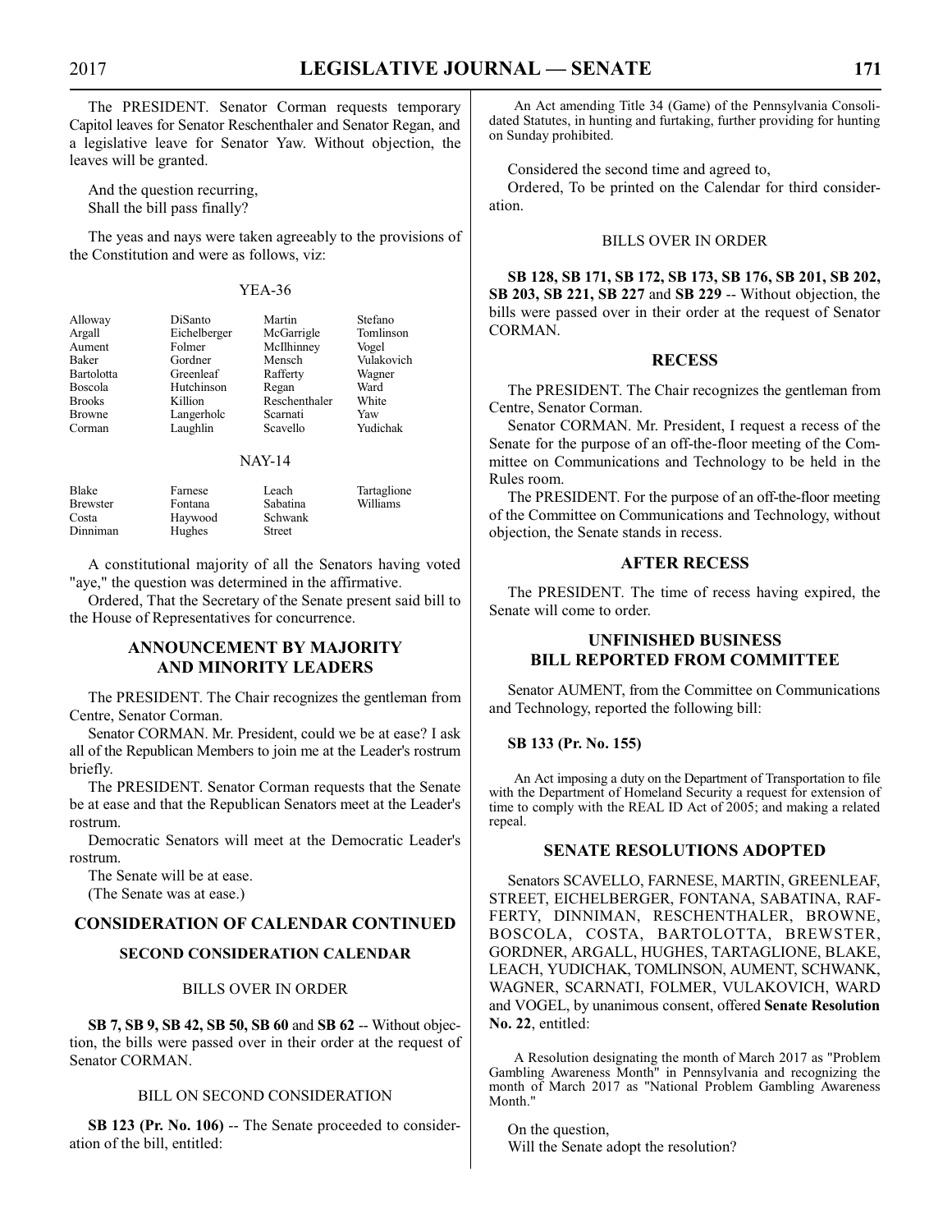The PRESIDENT. Senator Corman requests temporary Capitol leaves for Senator Reschenthaler and Senator Regan, and a legislative leave for Senator Yaw. Without objection, the leaves will be granted.

And the question recurring,
Shall the bill pass finally?

The yeas and nays were taken agreeably to the provisions of the Constitution and were as follows, viz:

YEA-36

| | | | |
|---|---|---|---|
| Alloway | DiSanto | Martin | Stefano |
| Argall | Eichelberger | McGarrigle | Tomlinson |
| Aument | Folmer | McIlhinney | Vogel |
| Baker | Gordner | Mensch | Vulakovich |
| Bartolotta | Greenleaf | Rafferty | Wagner |
| Boscola | Hutchinson | Regan | Ward |
| Brooks | Killion | Reschenthaler | White |
| Browne | Langerholc | Scarnati | Yaw |
| Corman | Laughlin | Scavello | Yudichak |

NAY-14

| | | | |
|---|---|---|---|
| Blake | Farnese | Leach | Tartaglione |
| Brewster | Fontana | Sabatina | Williams |
| Costa | Haywood | Schwank | |
| Dinniman | Hughes | Street | |

A constitutional majority of all the Senators having voted "aye," the question was determined in the affirmative.

Ordered, That the Secretary of the Senate present said bill to the House of Representatives for concurrence.

## ANNOUNCEMENT BY MAJORITY AND MINORITY LEADERS

The PRESIDENT. The Chair recognizes the gentleman from Centre, Senator Corman.

Senator CORMAN. Mr. President, could we be at ease? I ask all of the Republican Members to join me at the Leader's rostrum briefly.

The PRESIDENT. Senator Corman requests that the Senate be at ease and that the Republican Senators meet at the Leader's rostrum.

Democratic Senators will meet at the Democratic Leader's rostrum.

The Senate will be at ease.

(The Senate was at ease.)

## CONSIDERATION OF CALENDAR CONTINUED

### SECOND CONSIDERATION CALENDAR

#### BILLS OVER IN ORDER

**SB 7, SB 9, SB 42, SB 50, SB 60** and **SB 62** -- Without objection, the bills were passed over in their order at the request of Senator CORMAN.

#### BILL ON SECOND CONSIDERATION

**SB 123 (Pr. No. 106)** -- The Senate proceeded to consideration of the bill, entitled:

An Act amending Title 34 (Game) of the Pennsylvania Consolidated Statutes, in hunting and furtaking, further providing for hunting on Sunday prohibited.

Considered the second time and agreed to,

Ordered, To be printed on the Calendar for third consideration.

#### BILLS OVER IN ORDER

**SB 128, SB 171, SB 172, SB 173, SB 176, SB 201, SB 202, SB 203, SB 221, SB 227** and **SB 229** -- Without objection, the bills were passed over in their order at the request of Senator CORMAN.

## RECESS

The PRESIDENT. The Chair recognizes the gentleman from Centre, Senator Corman.

Senator CORMAN. Mr. President, I request a recess of the Senate for the purpose of an off-the-floor meeting of the Committee on Communications and Technology to be held in the Rules room.

The PRESIDENT. For the purpose of an off-the-floor meeting of the Committee on Communications and Technology, without objection, the Senate stands in recess.

## AFTER RECESS

The PRESIDENT. The time of recess having expired, the Senate will come to order.

## UNFINISHED BUSINESS BILL REPORTED FROM COMMITTEE

Senator AUMENT, from the Committee on Communications and Technology, reported the following bill:

**SB 133 (Pr. No. 155)**

An Act imposing a duty on the Department of Transportation to file with the Department of Homeland Security a request for extension of time to comply with the REAL ID Act of 2005; and making a related repeal.

## SENATE RESOLUTIONS ADOPTED

Senators SCAVELLO, FARNESE, MARTIN, GREENLEAF, STREET, EICHELBERGER, FONTANA, SABATINA, RAFFERTY, DINNIMAN, RESCHENTHALER, BROWNE, BOSCOLA, COSTA, BARTOLOTTA, BREWSTER, GORDNER, ARGALL, HUGHES, TARTAGLIONE, BLAKE, LEACH, YUDICHAK, TOMLINSON, AUMENT, SCHWANK, WAGNER, SCARNATI, FOLMER, VULAKOVICH, WARD and VOGEL, by unanimous consent, offered **Senate Resolution No. 22**, entitled:

A Resolution designating the month of March 2017 as "Problem Gambling Awareness Month" in Pennsylvania and recognizing the month of March 2017 as "National Problem Gambling Awareness Month."

On the question,
Will the Senate adopt the resolution?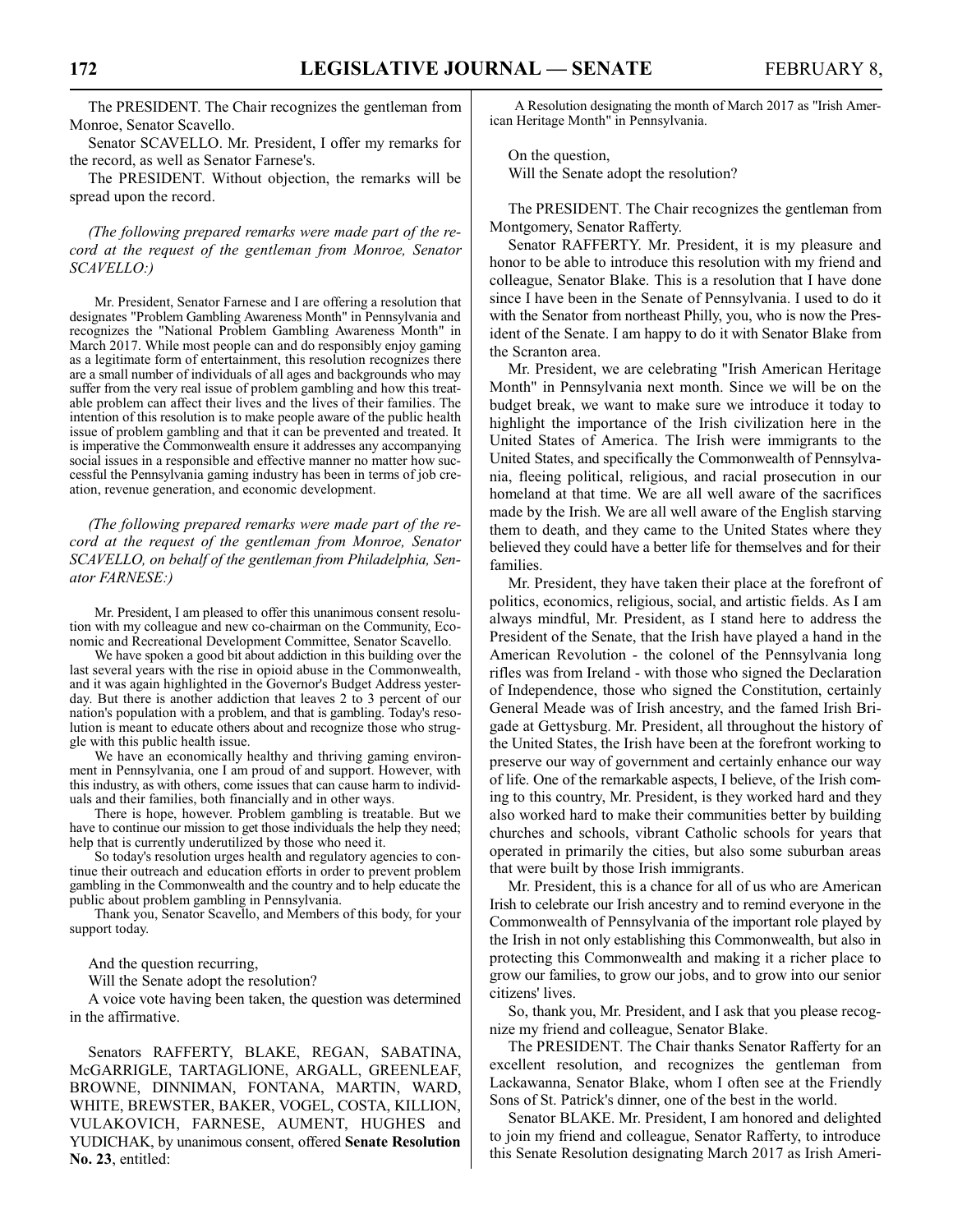The PRESIDENT. The Chair recognizes the gentleman from Monroe, Senator Scavello.

Senator SCAVELLO. Mr. President, I offer my remarks for the record, as well as Senator Farnese's.

The PRESIDENT. Without objection, the remarks will be spread upon the record.

*(The following prepared remarks were made part of the record at the request of the gentleman from Monroe, Senator SCAVELLO:)*

Mr. President, Senator Farnese and I are offering a resolution that designates "Problem Gambling Awareness Month" in Pennsylvania and recognizes the "National Problem Gambling Awareness Month" in March 2017. While most people can and do responsibly enjoy gaming as a legitimate form of entertainment, this resolution recognizes there are a small number of individuals of all ages and backgrounds who may suffer from the very real issue of problem gambling and how this treatable problem can affect their lives and the lives of their families. The intention of this resolution is to make people aware of the public health issue of problem gambling and that it can be prevented and treated. It is imperative the Commonwealth ensure it addresses any accompanying social issues in a responsible and effective manner no matter how successful the Pennsylvania gaming industry has been in terms of job creation, revenue generation, and economic development.

*(The following prepared remarks were made part of the record at the request of the gentleman from Monroe, Senator SCAVELLO, on behalf of the gentleman from Philadelphia, Senator FARNESE:)*

Mr. President, I am pleased to offer this unanimous consent resolution with my colleague and new co-chairman on the Community, Economic and Recreational Development Committee, Senator Scavello.

We have spoken a good bit about addiction in this building over the last several years with the rise in opioid abuse in the Commonwealth, and it was again highlighted in the Governor's Budget Address yesterday. But there is another addiction that leaves 2 to 3 percent of our nation's population with a problem, and that is gambling. Today's resolution is meant to educate others about and recognize those who struggle with this public health issue.

We have an economically healthy and thriving gaming environment in Pennsylvania, one I am proud of and support. However, with this industry, as with others, come issues that can cause harm to individuals and their families, both financially and in other ways.

There is hope, however. Problem gambling is treatable. But we have to continue our mission to get those individuals the help they need; help that is currently underutilized by those who need it.

So today's resolution urges health and regulatory agencies to continue their outreach and education efforts in order to prevent problem gambling in the Commonwealth and the country and to help educate the public about problem gambling in Pennsylvania.

Thank you, Senator Scavello, and Members of this body, for your support today.

And the question recurring,

Will the Senate adopt the resolution?

A voice vote having been taken, the question was determined in the affirmative.

Senators RAFFERTY, BLAKE, REGAN, SABATINA, McGARRIGLE, TARTAGLIONE, ARGALL, GREENLEAF, BROWNE, DINNIMAN, FONTANA, MARTIN, WARD, WHITE, BREWSTER, BAKER, VOGEL, COSTA, KILLION, VULAKOVICH, FARNESE, AUMENT, HUGHES and YUDICHAK, by unanimous consent, offered **Senate Resolution No. 23**, entitled:

A Resolution designating the month of March 2017 as "Irish American Heritage Month" in Pennsylvania.

On the question,

Will the Senate adopt the resolution?

The PRESIDENT. The Chair recognizes the gentleman from Montgomery, Senator Rafferty.

Senator RAFFERTY. Mr. President, it is my pleasure and honor to be able to introduce this resolution with my friend and colleague, Senator Blake. This is a resolution that I have done since I have been in the Senate of Pennsylvania. I used to do it with the Senator from northeast Philly, you, who is now the President of the Senate. I am happy to do it with Senator Blake from the Scranton area.

Mr. President, we are celebrating "Irish American Heritage Month" in Pennsylvania next month. Since we will be on the budget break, we want to make sure we introduce it today to highlight the importance of the Irish civilization here in the United States of America. The Irish were immigrants to the United States, and specifically the Commonwealth of Pennsylvania, fleeing political, religious, and racial prosecution in our homeland at that time. We are all well aware of the sacrifices made by the Irish. We are all well aware of the English starving them to death, and they came to the United States where they believed they could have a better life for themselves and for their families.

Mr. President, they have taken their place at the forefront of politics, economics, religious, social, and artistic fields. As I am always mindful, Mr. President, as I stand here to address the President of the Senate, that the Irish have played a hand in the American Revolution - the colonel of the Pennsylvania long rifles was from Ireland - with those who signed the Declaration of Independence, those who signed the Constitution, certainly General Meade was of Irish ancestry, and the famed Irish Brigade at Gettysburg. Mr. President, all throughout the history of the United States, the Irish have been at the forefront working to preserve our way of government and certainly enhance our way of life. One of the remarkable aspects, I believe, of the Irish coming to this country, Mr. President, is they worked hard and they also worked hard to make their communities better by building churches and schools, vibrant Catholic schools for years that operated in primarily the cities, but also some suburban areas that were built by those Irish immigrants.

Mr. President, this is a chance for all of us who are American Irish to celebrate our Irish ancestry and to remind everyone in the Commonwealth of Pennsylvania of the important role played by the Irish in not only establishing this Commonwealth, but also in protecting this Commonwealth and making it a richer place to grow our families, to grow our jobs, and to grow into our senior citizens' lives.

So, thank you, Mr. President, and I ask that you please recognize my friend and colleague, Senator Blake.

The PRESIDENT. The Chair thanks Senator Rafferty for an excellent resolution, and recognizes the gentleman from Lackawanna, Senator Blake, whom I often see at the Friendly Sons of St. Patrick's dinner, one of the best in the world.

Senator BLAKE. Mr. President, I am honored and delighted to join my friend and colleague, Senator Rafferty, to introduce this Senate Resolution designating March 2017 as Irish Ameri-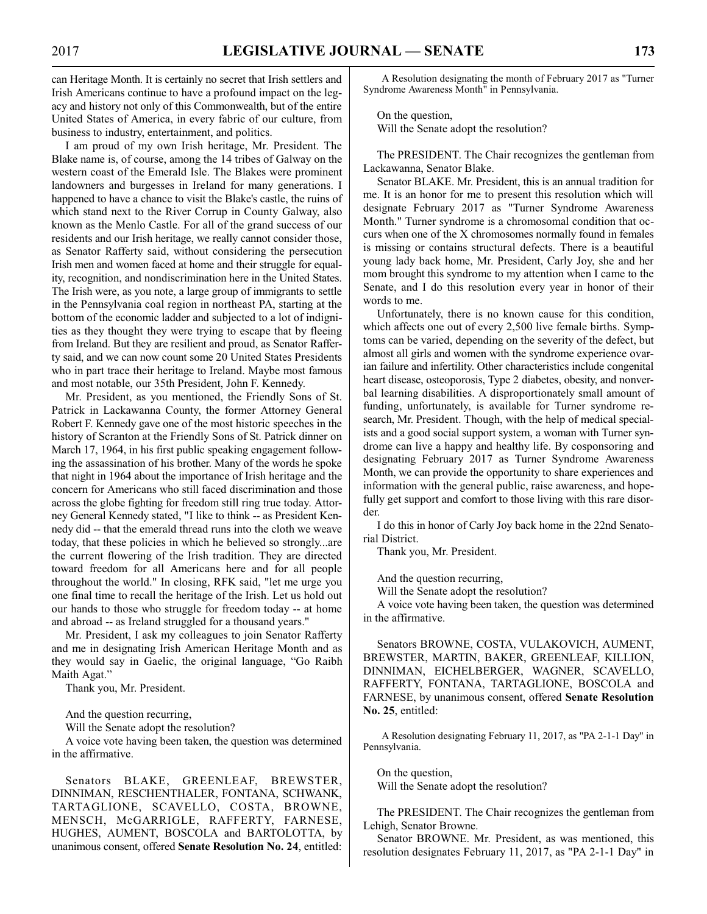can Heritage Month. It is certainly no secret that Irish settlers and Irish Americans continue to have a profound impact on the legacy and history not only of this Commonwealth, but of the entire United States of America, in every fabric of our culture, from business to industry, entertainment, and politics.

I am proud of my own Irish heritage, Mr. President. The Blake name is, of course, among the 14 tribes of Galway on the western coast of the Emerald Isle. The Blakes were prominent landowners and burgesses in Ireland for many generations. I happened to have a chance to visit the Blake's castle, the ruins of which stand next to the River Corrup in County Galway, also known as the Menlo Castle. For all of the grand success of our residents and our Irish heritage, we really cannot consider those, as Senator Rafferty said, without considering the persecution Irish men and women faced at home and their struggle for equality, recognition, and nondiscrimination here in the United States. The Irish were, as you note, a large group of immigrants to settle in the Pennsylvania coal region in northeast PA, starting at the bottom of the economic ladder and subjected to a lot of indignities as they thought they were trying to escape that by fleeing from Ireland. But they are resilient and proud, as Senator Rafferty said, and we can now count some 20 United States Presidents who in part trace their heritage to Ireland. Maybe most famous and most notable, our 35th President, John F. Kennedy.

Mr. President, as you mentioned, the Friendly Sons of St. Patrick in Lackawanna County, the former Attorney General Robert F. Kennedy gave one of the most historic speeches in the history of Scranton at the Friendly Sons of St. Patrick dinner on March 17, 1964, in his first public speaking engagement following the assassination of his brother. Many of the words he spoke that night in 1964 about the importance of Irish heritage and the concern for Americans who still faced discrimination and those across the globe fighting for freedom still ring true today. Attorney General Kennedy stated, "I like to think -- as President Kennedy did -- that the emerald thread runs into the cloth we weave today, that these policies in which he believed so strongly...are the current flowering of the Irish tradition. They are directed toward freedom for all Americans here and for all people throughout the world." In closing, RFK said, "let me urge you one final time to recall the heritage of the Irish. Let us hold out our hands to those who struggle for freedom today -- at home and abroad -- as Ireland struggled for a thousand years."

Mr. President, I ask my colleagues to join Senator Rafferty and me in designating Irish American Heritage Month and as they would say in Gaelic, the original language, "Go Raibh Maith Agat."

Thank you, Mr. President.

And the question recurring,

Will the Senate adopt the resolution?

A voice vote having been taken, the question was determined in the affirmative.

Senators BLAKE, GREENLEAF, BREWSTER, DINNIMAN, RESCHENTHALER, FONTANA, SCHWANK, TARTAGLIONE, SCAVELLO, COSTA, BROWNE, MENSCH, McGARRIGLE, RAFFERTY, FARNESE, HUGHES, AUMENT, BOSCOLA and BARTOLOTTA, by unanimous consent, offered **Senate Resolution No. 24**, entitled:

A Resolution designating the month of February 2017 as "Turner Syndrome Awareness Month" in Pennsylvania.

On the question,

Will the Senate adopt the resolution?

The PRESIDENT. The Chair recognizes the gentleman from Lackawanna, Senator Blake.

Senator BLAKE. Mr. President, this is an annual tradition for me. It is an honor for me to present this resolution which will designate February 2017 as "Turner Syndrome Awareness Month." Turner syndrome is a chromosomal condition that occurs when one of the X chromosomes normally found in females is missing or contains structural defects. There is a beautiful young lady back home, Mr. President, Carly Joy, she and her mom brought this syndrome to my attention when I came to the Senate, and I do this resolution every year in honor of their words to me.

Unfortunately, there is no known cause for this condition, which affects one out of every 2,500 live female births. Symptoms can be varied, depending on the severity of the defect, but almost all girls and women with the syndrome experience ovarian failure and infertility. Other characteristics include congenital heart disease, osteoporosis, Type 2 diabetes, obesity, and nonverbal learning disabilities. A disproportionately small amount of funding, unfortunately, is available for Turner syndrome research, Mr. President. Though, with the help of medical specialists and a good social support system, a woman with Turner syndrome can live a happy and healthy life. By cosponsoring and designating February 2017 as Turner Syndrome Awareness Month, we can provide the opportunity to share experiences and information with the general public, raise awareness, and hopefully get support and comfort to those living with this rare disorder.

I do this in honor of Carly Joy back home in the 22nd Senatorial District.

Thank you, Mr. President.

And the question recurring,

Will the Senate adopt the resolution?

A voice vote having been taken, the question was determined in the affirmative.

Senators BROWNE, COSTA, VULAKOVICH, AUMENT, BREWSTER, MARTIN, BAKER, GREENLEAF, KILLION, DINNIMAN, EICHELBERGER, WAGNER, SCAVELLO, RAFFERTY, FONTANA, TARTAGLIONE, BOSCOLA and FARNESE, by unanimous consent, offered **Senate Resolution No. 25**, entitled:

A Resolution designating February 11, 2017, as "PA 2-1-1 Day" in Pennsylvania.

On the question,

Will the Senate adopt the resolution?

The PRESIDENT. The Chair recognizes the gentleman from Lehigh, Senator Browne.

Senator BROWNE. Mr. President, as was mentioned, this resolution designates February 11, 2017, as "PA 2-1-1 Day" in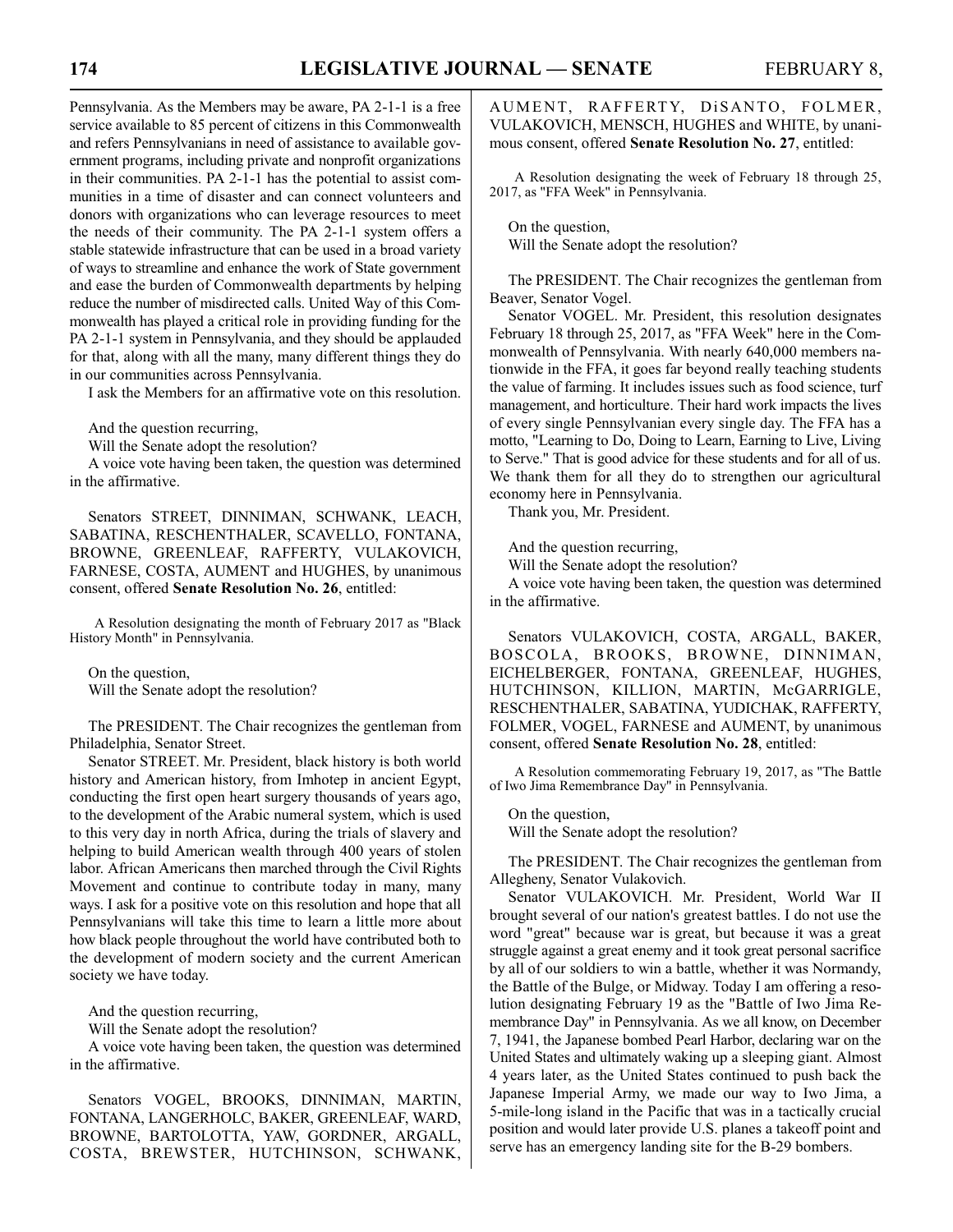Pennsylvania. As the Members may be aware, PA 2-1-1 is a free service available to 85 percent of citizens in this Commonwealth and refers Pennsylvanians in need of assistance to available government programs, including private and nonprofit organizations in their communities. PA 2-1-1 has the potential to assist communities in a time of disaster and can connect volunteers and donors with organizations who can leverage resources to meet the needs of their community. The PA 2-1-1 system offers a stable statewide infrastructure that can be used in a broad variety of ways to streamline and enhance the work of State government and ease the burden of Commonwealth departments by helping reduce the number of misdirected calls. United Way of this Commonwealth has played a critical role in providing funding for the PA 2-1-1 system in Pennsylvania, and they should be applauded for that, along with all the many, many different things they do in our communities across Pennsylvania.

I ask the Members for an affirmative vote on this resolution.

And the question recurring,

Will the Senate adopt the resolution?

A voice vote having been taken, the question was determined in the affirmative.

Senators STREET, DINNIMAN, SCHWANK, LEACH, SABATINA, RESCHENTHALER, SCAVELLO, FONTANA, BROWNE, GREENLEAF, RAFFERTY, VULAKOVICH, FARNESE, COSTA, AUMENT and HUGHES, by unanimous consent, offered **Senate Resolution No. 26**, entitled:

A Resolution designating the month of February 2017 as "Black History Month" in Pennsylvania.

On the question,

Will the Senate adopt the resolution?

The PRESIDENT. The Chair recognizes the gentleman from Philadelphia, Senator Street.

Senator STREET. Mr. President, black history is both world history and American history, from Imhotep in ancient Egypt, conducting the first open heart surgery thousands of years ago, to the development of the Arabic numeral system, which is used to this very day in north Africa, during the trials of slavery and helping to build American wealth through 400 years of stolen labor. African Americans then marched through the Civil Rights Movement and continue to contribute today in many, many ways. I ask for a positive vote on this resolution and hope that all Pennsylvanians will take this time to learn a little more about how black people throughout the world have contributed both to the development of modern society and the current American society we have today.

And the question recurring,

Will the Senate adopt the resolution?

A voice vote having been taken, the question was determined in the affirmative.

Senators VOGEL, BROOKS, DINNIMAN, MARTIN, FONTANA, LANGERHOLC, BAKER, GREENLEAF, WARD, BROWNE, BARTOLOTTA, YAW, GORDNER, ARGALL, COSTA, BREWSTER, HUTCHINSON, SCHWANK, AUMENT, RAFFERTY, DiSANTO, FOLMER, VULAKOVICH, MENSCH, HUGHES and WHITE, by unanimous consent, offered **Senate Resolution No. 27**, entitled:

A Resolution designating the week of February 18 through 25, 2017, as "FFA Week" in Pennsylvania.

On the question,

Will the Senate adopt the resolution?

The PRESIDENT. The Chair recognizes the gentleman from Beaver, Senator Vogel.

Senator VOGEL. Mr. President, this resolution designates February 18 through 25, 2017, as "FFA Week" here in the Commonwealth of Pennsylvania. With nearly 640,000 members nationwide in the FFA, it goes far beyond really teaching students the value of farming. It includes issues such as food science, turf management, and horticulture. Their hard work impacts the lives of every single Pennsylvanian every single day. The FFA has a motto, "Learning to Do, Doing to Learn, Earning to Live, Living to Serve." That is good advice for these students and for all of us. We thank them for all they do to strengthen our agricultural economy here in Pennsylvania.

Thank you, Mr. President.

And the question recurring,

Will the Senate adopt the resolution?

A voice vote having been taken, the question was determined in the affirmative.

Senators VULAKOVICH, COSTA, ARGALL, BAKER, BOSCOLA, BROOKS, BROWNE, DINNIMAN, EICHELBERGER, FONTANA, GREENLEAF, HUGHES, HUTCHINSON, KILLION, MARTIN, McGARRIGLE, RESCHENTHALER, SABATINA, YUDICHAK, RAFFERTY, FOLMER, VOGEL, FARNESE and AUMENT, by unanimous consent, offered **Senate Resolution No. 28**, entitled:

A Resolution commemorating February 19, 2017, as "The Battle of Iwo Jima Remembrance Day" in Pennsylvania.

On the question,

Will the Senate adopt the resolution?

The PRESIDENT. The Chair recognizes the gentleman from Allegheny, Senator Vulakovich.

Senator VULAKOVICH. Mr. President, World War II brought several of our nation's greatest battles. I do not use the word "great" because war is great, but because it was a great struggle against a great enemy and it took great personal sacrifice by all of our soldiers to win a battle, whether it was Normandy, the Battle of the Bulge, or Midway. Today I am offering a resolution designating February 19 as the "Battle of Iwo Jima Remembrance Day" in Pennsylvania. As we all know, on December 7, 1941, the Japanese bombed Pearl Harbor, declaring war on the United States and ultimately waking up a sleeping giant. Almost 4 years later, as the United States continued to push back the Japanese Imperial Army, we made our way to Iwo Jima, a 5-mile-long island in the Pacific that was in a tactically crucial position and would later provide U.S. planes a takeoff point and serve has an emergency landing site for the B-29 bombers.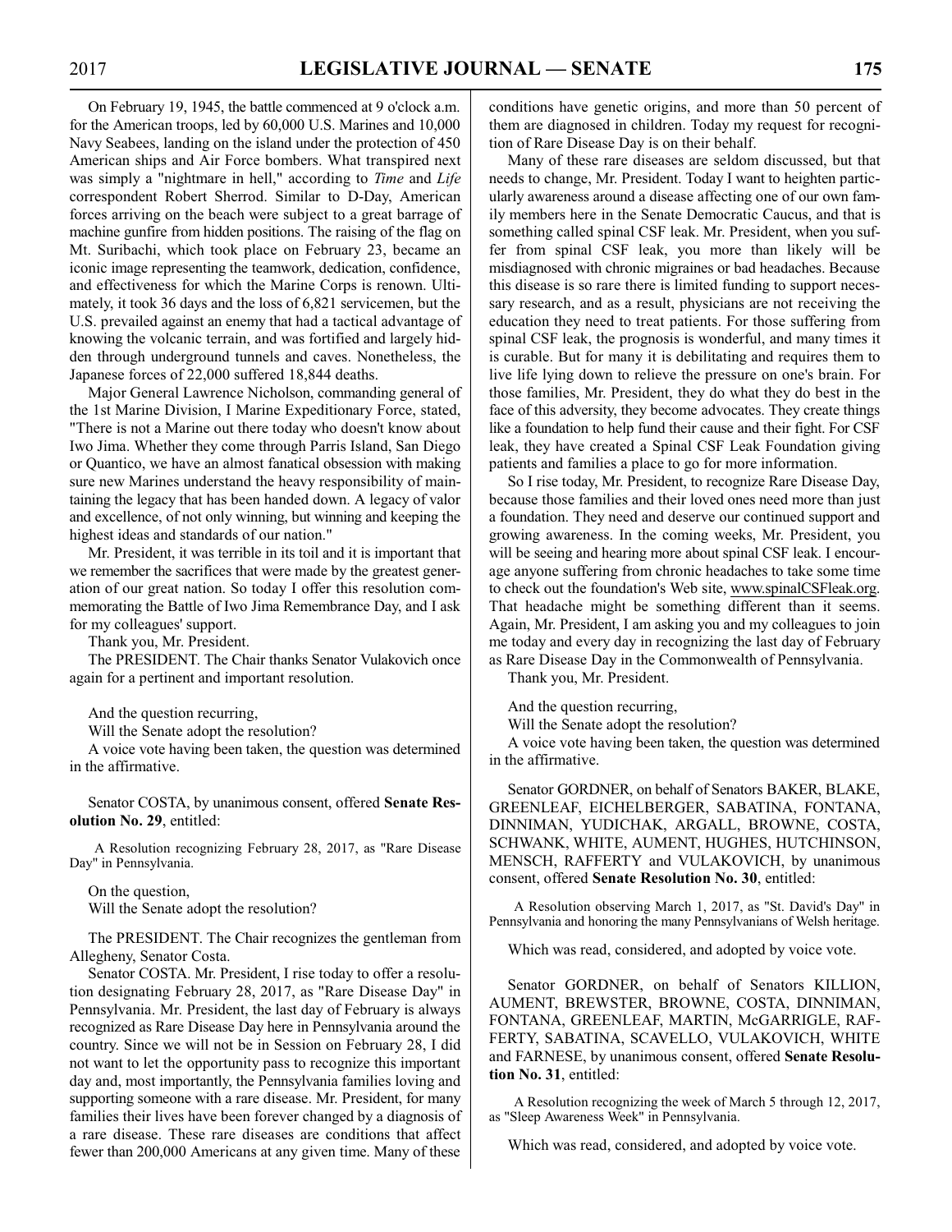On February 19, 1945, the battle commenced at 9 o'clock a.m. for the American troops, led by 60,000 U.S. Marines and 10,000 Navy Seabees, landing on the island under the protection of 450 American ships and Air Force bombers. What transpired next was simply a "nightmare in hell," according to *Time* and *Life* correspondent Robert Sherrod. Similar to D-Day, American forces arriving on the beach were subject to a great barrage of machine gunfire from hidden positions. The raising of the flag on Mt. Suribachi, which took place on February 23, became an iconic image representing the teamwork, dedication, confidence, and effectiveness for which the Marine Corps is renown. Ultimately, it took 36 days and the loss of 6,821 servicemen, but the U.S. prevailed against an enemy that had a tactical advantage of knowing the volcanic terrain, and was fortified and largely hidden through underground tunnels and caves. Nonetheless, the Japanese forces of 22,000 suffered 18,844 deaths.

Major General Lawrence Nicholson, commanding general of the 1st Marine Division, I Marine Expeditionary Force, stated, "There is not a Marine out there today who doesn't know about Iwo Jima. Whether they come through Parris Island, San Diego or Quantico, we have an almost fanatical obsession with making sure new Marines understand the heavy responsibility of maintaining the legacy that has been handed down. A legacy of valor and excellence, of not only winning, but winning and keeping the highest ideas and standards of our nation."

Mr. President, it was terrible in its toil and it is important that we remember the sacrifices that were made by the greatest generation of our great nation. So today I offer this resolution commemorating the Battle of Iwo Jima Remembrance Day, and I ask for my colleagues' support.

Thank you, Mr. President.

The PRESIDENT. The Chair thanks Senator Vulakovich once again for a pertinent and important resolution.

And the question recurring,

Will the Senate adopt the resolution?

A voice vote having been taken, the question was determined in the affirmative.

Senator COSTA, by unanimous consent, offered **Senate Resolution No. 29**, entitled:

A Resolution recognizing February 28, 2017, as "Rare Disease Day" in Pennsylvania.

On the question,

Will the Senate adopt the resolution?

The PRESIDENT. The Chair recognizes the gentleman from Allegheny, Senator Costa.

Senator COSTA. Mr. President, I rise today to offer a resolution designating February 28, 2017, as "Rare Disease Day" in Pennsylvania. Mr. President, the last day of February is always recognized as Rare Disease Day here in Pennsylvania around the country. Since we will not be in Session on February 28, I did not want to let the opportunity pass to recognize this important day and, most importantly, the Pennsylvania families loving and supporting someone with a rare disease. Mr. President, for many families their lives have been forever changed by a diagnosis of a rare disease. These rare diseases are conditions that affect fewer than 200,000 Americans at any given time. Many of these conditions have genetic origins, and more than 50 percent of them are diagnosed in children. Today my request for recognition of Rare Disease Day is on their behalf.

Many of these rare diseases are seldom discussed, but that needs to change, Mr. President. Today I want to heighten particularly awareness around a disease affecting one of our own family members here in the Senate Democratic Caucus, and that is something called spinal CSF leak. Mr. President, when you suffer from spinal CSF leak, you more than likely will be misdiagnosed with chronic migraines or bad headaches. Because this disease is so rare there is limited funding to support necessary research, and as a result, physicians are not receiving the education they need to treat patients. For those suffering from spinal CSF leak, the prognosis is wonderful, and many times it is curable. But for many it is debilitating and requires them to live life lying down to relieve the pressure on one's brain. For those families, Mr. President, they do what they do best in the face of this adversity, they become advocates. They create things like a foundation to help fund their cause and their fight. For CSF leak, they have created a Spinal CSF Leak Foundation giving patients and families a place to go for more information.

So I rise today, Mr. President, to recognize Rare Disease Day, because those families and their loved ones need more than just a foundation. They need and deserve our continued support and growing awareness. In the coming weeks, Mr. President, you will be seeing and hearing more about spinal CSF leak. I encourage anyone suffering from chronic headaches to take some time to check out the foundation's Web site, www.spinalCSFleak.org. That headache might be something different than it seems. Again, Mr. President, I am asking you and my colleagues to join me today and every day in recognizing the last day of February as Rare Disease Day in the Commonwealth of Pennsylvania.

Thank you, Mr. President.

And the question recurring,

Will the Senate adopt the resolution?

A voice vote having been taken, the question was determined in the affirmative.

Senator GORDNER, on behalf of Senators BAKER, BLAKE, GREENLEAF, EICHELBERGER, SABATINA, FONTANA, DINNIMAN, YUDICHAK, ARGALL, BROWNE, COSTA, SCHWANK, WHITE, AUMENT, HUGHES, HUTCHINSON, MENSCH, RAFFERTY and VULAKOVICH, by unanimous consent, offered **Senate Resolution No. 30**, entitled:

A Resolution observing March 1, 2017, as "St. David's Day" in Pennsylvania and honoring the many Pennsylvanians of Welsh heritage.

Which was read, considered, and adopted by voice vote.

Senator GORDNER, on behalf of Senators KILLION, AUMENT, BREWSTER, BROWNE, COSTA, DINNIMAN, FONTANA, GREENLEAF, MARTIN, McGARRIGLE, RAFFERTY, SABATINA, SCAVELLO, VULAKOVICH, WHITE and FARNESE, by unanimous consent, offered **Senate Resolution No. 31**, entitled:

A Resolution recognizing the week of March 5 through 12, 2017, as "Sleep Awareness Week" in Pennsylvania.

Which was read, considered, and adopted by voice vote.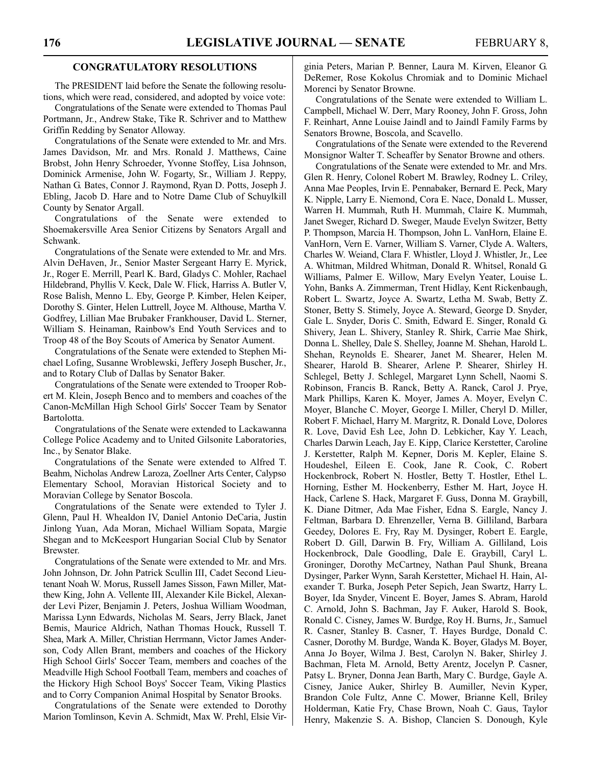## CONGRATULATORY RESOLUTIONS

The PRESIDENT laid before the Senate the following resolutions, which were read, considered, and adopted by voice vote:

Congratulations of the Senate were extended to Thomas Paul Portmann, Jr., Andrew Stake, Tike R. Schriver and to Matthew Griffin Redding by Senator Alloway.

Congratulations of the Senate were extended to Mr. and Mrs. James Davidson, Mr. and Mrs. Ronald J. Matthews, Caine Brobst, John Henry Schroeder, Yvonne Stoffey, Lisa Johnson, Dominick Armenise, John W. Fogarty, Sr., William J. Reppy, Nathan G. Bates, Connor J. Raymond, Ryan D. Potts, Joseph J. Ebling, Jacob D. Hare and to Notre Dame Club of Schuylkill County by Senator Argall.

Congratulations of the Senate were extended to Shoemakersville Area Senior Citizens by Senators Argall and Schwank.

Congratulations of the Senate were extended to Mr. and Mrs. Alvin DeHaven, Jr., Senior Master Sergeant Harry E. Myrick, Jr., Roger E. Merrill, Pearl K. Bard, Gladys C. Mohler, Rachael Hildebrand, Phyllis V. Keck, Dale W. Flick, Harriss A. Butler V, Rose Balish, Menno L. Eby, George P. Kimber, Helen Keiper, Dorothy S. Ginter, Helen Luttrell, Joyce M. Althouse, Martha V. Godfrey, Lillian Mae Brubaker Frankhouser, David L. Sterner, William S. Heinaman, Rainbow's End Youth Services and to Troop 48 of the Boy Scouts of America by Senator Aument.

Congratulations of the Senate were extended to Stephen Michael Lofing, Susanne Wroblewski, Jeffery Joseph Buscher, Jr., and to Rotary Club of Dallas by Senator Baker.

Congratulations of the Senate were extended to Trooper Robert M. Klein, Joseph Benco and to members and coaches of the Canon-McMillan High School Girls' Soccer Team by Senator Bartolotta.

Congratulations of the Senate were extended to Lackawanna College Police Academy and to United Gilsonite Laboratories, Inc., by Senator Blake.

Congratulations of the Senate were extended to Alfred T. Beahm, Nicholas Andrew Laroza, Zoellner Arts Center, Calypso Elementary School, Moravian Historical Society and to Moravian College by Senator Boscola.

Congratulations of the Senate were extended to Tyler J. Glenn, Paul H. Whealdon IV, Daniel Antonio DeCaria, Justin Jinlong Yuan, Ada Moran, Michael William Sopata, Margie Shegan and to McKeesport Hungarian Social Club by Senator Brewster.

Congratulations of the Senate were extended to Mr. and Mrs. John Johnson, Dr. John Patrick Scullin III, Cadet Second Lieutenant Noah W. Morus, Russell James Sisson, Fawn Miller, Matthew King, John A. Vellente III, Alexander Kile Bickel, Alexander Levi Pizer, Benjamin J. Peters, Joshua William Woodman, Marissa Lynn Edwards, Nicholas M. Sears, Jerry Black, Janet Bemis, Maurice Aldrich, Nathan Thomas Houck, Russell T. Shea, Mark A. Miller, Christian Herrmann, Victor James Anderson, Cody Allen Brant, members and coaches of the Hickory High School Girls' Soccer Team, members and coaches of the Meadville High School Football Team, members and coaches of the Hickory High School Boys' Soccer Team, Viking Plastics and to Corry Companion Animal Hospital by Senator Brooks.

Congratulations of the Senate were extended to Dorothy Marion Tomlinson, Kevin A. Schmidt, Max W. Prehl, Elsie Virginia Peters, Marian P. Benner, Laura M. Kirven, Eleanor G. DeRemer, Rose Kokolus Chromiak and to Dominic Michael Morenci by Senator Browne.

Congratulations of the Senate were extended to William L. Campbell, Michael W. Derr, Mary Rooney, John F. Gross, John F. Reinhart, Anne Louise Jaindl and to Jaindl Family Farms by Senators Browne, Boscola, and Scavello.

Congratulations of the Senate were extended to the Reverend Monsignor Walter T. Scheaffer by Senator Browne and others.

Congratulations of the Senate were extended to Mr. and Mrs. Glen R. Henry, Colonel Robert M. Brawley, Rodney L. Criley, Anna Mae Peoples, Irvin E. Pennabaker, Bernard E. Peck, Mary K. Nipple, Larry E. Niemond, Cora E. Nace, Donald L. Musser, Warren H. Mummah, Ruth H. Mummah, Claire K. Mummah, Janet Sweger, Richard D. Sweger, Maude Evelyn Switzer, Betty P. Thompson, Marcia H. Thompson, John L. VanHorn, Elaine E. VanHorn, Vern E. Varner, William S. Varner, Clyde A. Walters, Charles W. Weiand, Clara F. Whistler, Lloyd J. Whistler, Jr., Lee A. Whitman, Mildred Whitman, Donald R. Whitsel, Ronald G. Williams, Palmer E. Willow, Mary Evelyn Yeater, Louise L. Yohn, Banks A. Zimmerman, Trent Hidlay, Kent Rickenbaugh, Robert L. Swartz, Joyce A. Swartz, Letha M. Swab, Betty Z. Stoner, Betty S. Stimely, Joyce A. Steward, George D. Snyder, Gale L. Snyder, Doris C. Smith, Edward E. Singer, Ronald G. Shivery, Jean L. Shivery, Stanley R. Shirk, Carrie Mae Shirk, Donna L. Shelley, Dale S. Shelley, Joanne M. Shehan, Harold L. Shehan, Reynolds E. Shearer, Janet M. Shearer, Helen M. Shearer, Harold B. Shearer, Arlene P. Shearer, Shirley H. Schlegel, Betty J. Schlegel, Margaret Lynn Schell, Naomi S. Robinson, Francis B. Ranck, Betty A. Ranck, Carol J. Prye, Mark Phillips, Karen K. Moyer, James A. Moyer, Evelyn C. Moyer, Blanche C. Moyer, George I. Miller, Cheryl D. Miller, Robert F. Michael, Harry M. Margritz, R. Donald Love, Dolores R. Love, David Esh Lee, John D. Lebkicher, Kay Y. Leach, Charles Darwin Leach, Jay E. Kipp, Clarice Kerstetter, Caroline J. Kerstetter, Ralph M. Kepner, Doris M. Kepler, Elaine S. Houdeshel, Eileen E. Cook, Jane R. Cook, C. Robert Hockenbrock, Robert N. Hostler, Betty T. Hostler, Ethel L. Horning, Esther M. Hockenberry, Esther M. Hart, Joyce H. Hack, Carlene S. Hack, Margaret F. Guss, Donna M. Graybill, K. Diane Ditmer, Ada Mae Fisher, Edna S. Eargle, Nancy J. Feltman, Barbara D. Ehrenzeller, Verna B. Gilliland, Barbara Geedey, Dolores E. Fry, Ray M. Dysinger, Robert E. Eargle, Robert D. Gill, Darwin B. Fry, William A. Gilliland, Lois Hockenbrock, Dale Goodling, Dale E. Graybill, Caryl L. Groninger, Dorothy McCartney, Nathan Paul Shunk, Breana Dysinger, Parker Wynn, Sarah Kerstetter, Michael H. Hain, Alexander T. Burka, Joseph Peter Sepich, Jean Swartz, Harry L. Boyer, Ida Snyder, Vincent E. Boyer, James S. Abram, Harold C. Arnold, John S. Bachman, Jay F. Auker, Harold S. Book, Ronald C. Cisney, James W. Burdge, Roy H. Burns, Jr., Samuel R. Casner, Stanley B. Casner, T. Hayes Burdge, Donald C. Casner, Dorothy M. Burdge, Wanda K. Boyer, Gladys M. Boyer, Anna Jo Boyer, Wilma J. Best, Carolyn N. Baker, Shirley J. Bachman, Fleta M. Arnold, Betty Arentz, Jocelyn P. Casner, Patsy L. Bryner, Donna Jean Barth, Mary C. Burdge, Gayle A. Cisney, Janice Auker, Shirley B. Aumiller, Nevin Kyper, Brandon Cole Fultz, Anne C. Mower, Brianne Kell, Briley Holderman, Katie Fry, Chase Brown, Noah C. Gaus, Taylor Henry, Makenzie S. A. Bishop, Clancien S. Donough, Kyle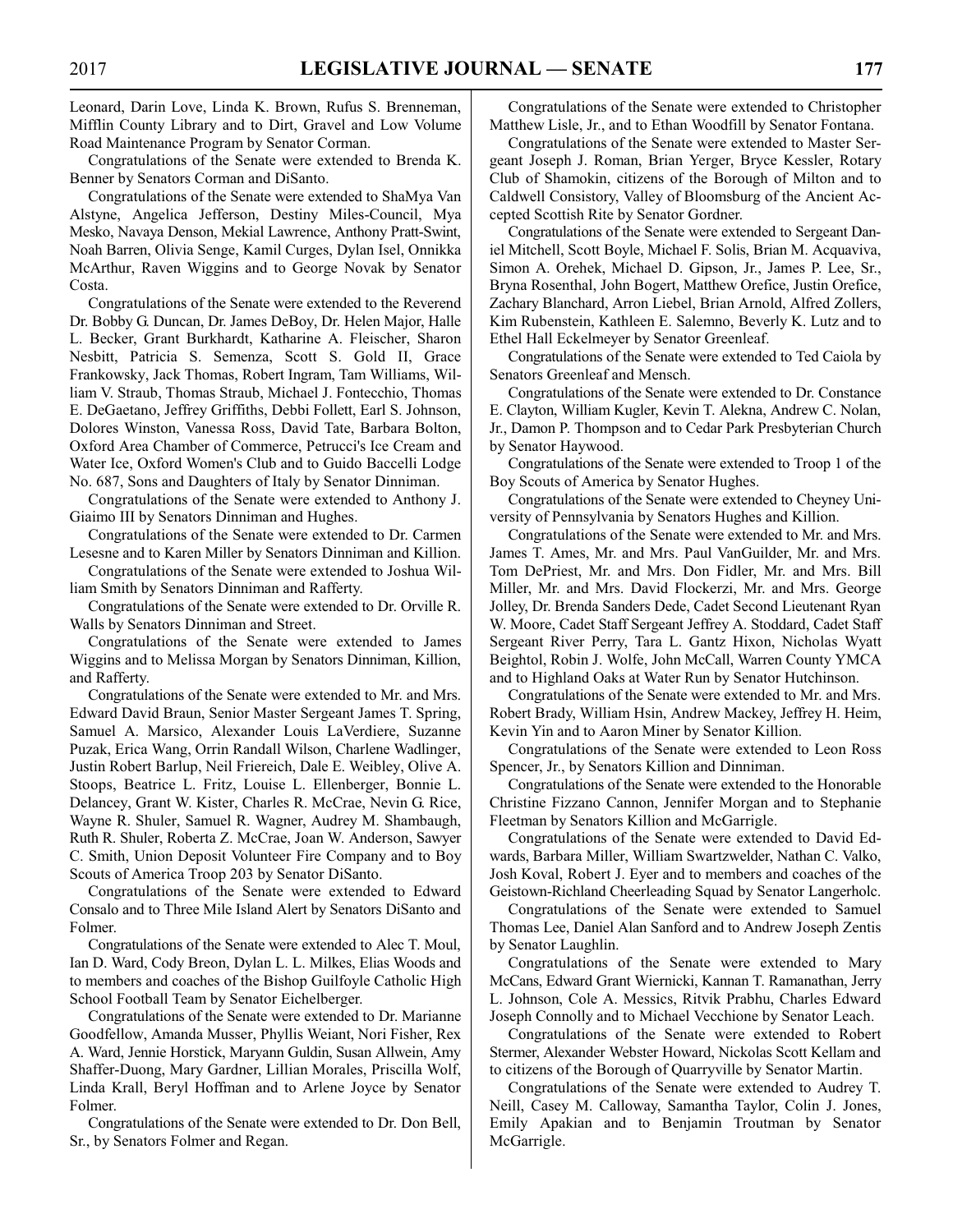Leonard, Darin Love, Linda K. Brown, Rufus S. Brenneman, Mifflin County Library and to Dirt, Gravel and Low Volume Road Maintenance Program by Senator Corman.

Congratulations of the Senate were extended to Brenda K. Benner by Senators Corman and DiSanto.

Congratulations of the Senate were extended to ShaMya Van Alstyne, Angelica Jefferson, Destiny Miles-Council, Mya Mesko, Navaya Denson, Mekial Lawrence, Anthony Pratt-Swint, Noah Barren, Olivia Senge, Kamil Curges, Dylan Isel, Onnikka McArthur, Raven Wiggins and to George Novak by Senator Costa.

Congratulations of the Senate were extended to the Reverend Dr. Bobby G. Duncan, Dr. James DeBoy, Dr. Helen Major, Halle L. Becker, Grant Burkhardt, Katharine A. Fleischer, Sharon Nesbitt, Patricia S. Semenza, Scott S. Gold II, Grace Frankowsky, Jack Thomas, Robert Ingram, Tam Williams, William V. Straub, Thomas Straub, Michael J. Fontecchio, Thomas E. DeGaetano, Jeffrey Griffiths, Debbi Follett, Earl S. Johnson, Dolores Winston, Vanessa Ross, David Tate, Barbara Bolton, Oxford Area Chamber of Commerce, Petrucci's Ice Cream and Water Ice, Oxford Women's Club and to Guido Baccelli Lodge No. 687, Sons and Daughters of Italy by Senator Dinniman.

Congratulations of the Senate were extended to Anthony J. Giaimo III by Senators Dinniman and Hughes.

Congratulations of the Senate were extended to Dr. Carmen Lesesne and to Karen Miller by Senators Dinniman and Killion.

Congratulations of the Senate were extended to Joshua William Smith by Senators Dinniman and Rafferty.

Congratulations of the Senate were extended to Dr. Orville R. Walls by Senators Dinniman and Street.

Congratulations of the Senate were extended to James Wiggins and to Melissa Morgan by Senators Dinniman, Killion, and Rafferty.

Congratulations of the Senate were extended to Mr. and Mrs. Edward David Braun, Senior Master Sergeant James T. Spring, Samuel A. Marsico, Alexander Louis LaVerdiere, Suzanne Puzak, Erica Wang, Orrin Randall Wilson, Charlene Wadlinger, Justin Robert Barlup, Neil Friereich, Dale E. Weibley, Olive A. Stoops, Beatrice L. Fritz, Louise L. Ellenberger, Bonnie L. Delancey, Grant W. Kister, Charles R. McCrae, Nevin G. Rice, Wayne R. Shuler, Samuel R. Wagner, Audrey M. Shambaugh, Ruth R. Shuler, Roberta Z. McCrae, Joan W. Anderson, Sawyer C. Smith, Union Deposit Volunteer Fire Company and to Boy Scouts of America Troop 203 by Senator DiSanto.

Congratulations of the Senate were extended to Edward Consalo and to Three Mile Island Alert by Senators DiSanto and Folmer.

Congratulations of the Senate were extended to Alec T. Moul, Ian D. Ward, Cody Breon, Dylan L. L. Milkes, Elias Woods and to members and coaches of the Bishop Guilfoyle Catholic High School Football Team by Senator Eichelberger.

Congratulations of the Senate were extended to Dr. Marianne Goodfellow, Amanda Musser, Phyllis Weiant, Nori Fisher, Rex A. Ward, Jennie Horstick, Maryann Guldin, Susan Allwein, Amy Shaffer-Duong, Mary Gardner, Lillian Morales, Priscilla Wolf, Linda Krall, Beryl Hoffman and to Arlene Joyce by Senator Folmer.

Congratulations of the Senate were extended to Dr. Don Bell, Sr., by Senators Folmer and Regan.

Congratulations of the Senate were extended to Christopher Matthew Lisle, Jr., and to Ethan Woodfill by Senator Fontana.

Congratulations of the Senate were extended to Master Sergeant Joseph J. Roman, Brian Yerger, Bryce Kessler, Rotary Club of Shamokin, citizens of the Borough of Milton and to Caldwell Consistory, Valley of Bloomsburg of the Ancient Accepted Scottish Rite by Senator Gordner.

Congratulations of the Senate were extended to Sergeant Daniel Mitchell, Scott Boyle, Michael F. Solis, Brian M. Acquaviva, Simon A. Orehek, Michael D. Gipson, Jr., James P. Lee, Sr., Bryna Rosenthal, John Bogert, Matthew Orefice, Justin Orefice, Zachary Blanchard, Arron Liebel, Brian Arnold, Alfred Zollers, Kim Rubenstein, Kathleen E. Salemno, Beverly K. Lutz and to Ethel Hall Eckelmeyer by Senator Greenleaf.

Congratulations of the Senate were extended to Ted Caiola by Senators Greenleaf and Mensch.

Congratulations of the Senate were extended to Dr. Constance E. Clayton, William Kugler, Kevin T. Alekna, Andrew C. Nolan, Jr., Damon P. Thompson and to Cedar Park Presbyterian Church by Senator Haywood.

Congratulations of the Senate were extended to Troop 1 of the Boy Scouts of America by Senator Hughes.

Congratulations of the Senate were extended to Cheyney University of Pennsylvania by Senators Hughes and Killion.

Congratulations of the Senate were extended to Mr. and Mrs. James T. Ames, Mr. and Mrs. Paul VanGuilder, Mr. and Mrs. Tom DePriest, Mr. and Mrs. Don Fidler, Mr. and Mrs. Bill Miller, Mr. and Mrs. David Flockerzi, Mr. and Mrs. George Jolley, Dr. Brenda Sanders Dede, Cadet Second Lieutenant Ryan W. Moore, Cadet Staff Sergeant Jeffrey A. Stoddard, Cadet Staff Sergeant River Perry, Tara L. Gantz Hixon, Nicholas Wyatt Beightol, Robin J. Wolfe, John McCall, Warren County YMCA and to Highland Oaks at Water Run by Senator Hutchinson.

Congratulations of the Senate were extended to Mr. and Mrs. Robert Brady, William Hsin, Andrew Mackey, Jeffrey H. Heim, Kevin Yin and to Aaron Miner by Senator Killion.

Congratulations of the Senate were extended to Leon Ross Spencer, Jr., by Senators Killion and Dinniman.

Congratulations of the Senate were extended to the Honorable Christine Fizzano Cannon, Jennifer Morgan and to Stephanie Fleetman by Senators Killion and McGarrigle.

Congratulations of the Senate were extended to David Edwards, Barbara Miller, William Swartzwelder, Nathan C. Valko, Josh Koval, Robert J. Eyer and to members and coaches of the Geistown-Richland Cheerleading Squad by Senator Langerholc.

Congratulations of the Senate were extended to Samuel Thomas Lee, Daniel Alan Sanford and to Andrew Joseph Zentis by Senator Laughlin.

Congratulations of the Senate were extended to Mary McCans, Edward Grant Wiernicki, Kannan T. Ramanathan, Jerry L. Johnson, Cole A. Messics, Ritvik Prabhu, Charles Edward Joseph Connolly and to Michael Vecchione by Senator Leach.

Congratulations of the Senate were extended to Robert Stermer, Alexander Webster Howard, Nickolas Scott Kellam and to citizens of the Borough of Quarryville by Senator Martin.

Congratulations of the Senate were extended to Audrey T. Neill, Casey M. Calloway, Samantha Taylor, Colin J. Jones, Emily Apakian and to Benjamin Troutman by Senator McGarrigle.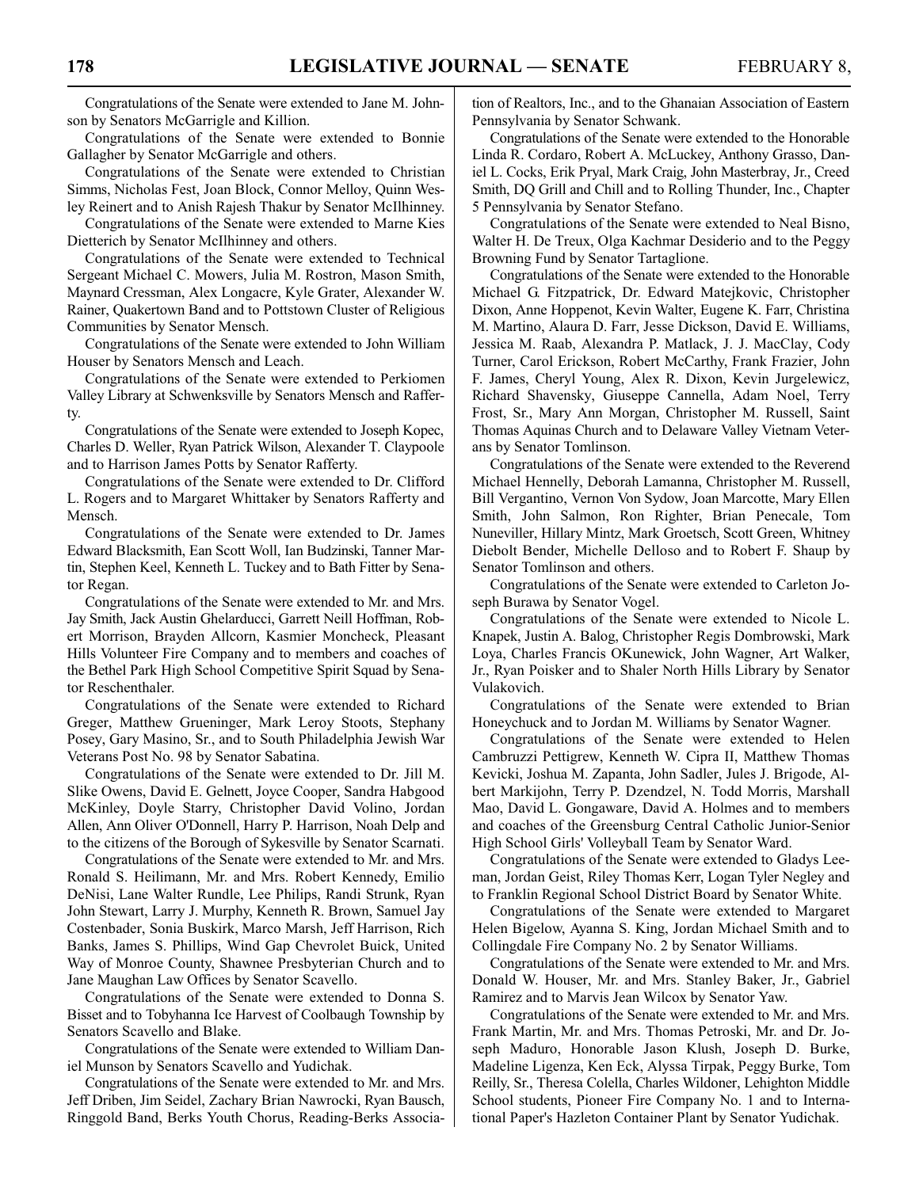Congratulations of the Senate were extended to Jane M. Johnson by Senators McGarrigle and Killion.

Congratulations of the Senate were extended to Bonnie Gallagher by Senator McGarrigle and others.

Congratulations of the Senate were extended to Christian Simms, Nicholas Fest, Joan Block, Connor Melloy, Quinn Wesley Reinert and to Anish Rajesh Thakur by Senator McIlhinney.

Congratulations of the Senate were extended to Marne Kies Dietterich by Senator McIlhinney and others.

Congratulations of the Senate were extended to Technical Sergeant Michael C. Mowers, Julia M. Rostron, Mason Smith, Maynard Cressman, Alex Longacre, Kyle Grater, Alexander W. Rainer, Quakertown Band and to Pottstown Cluster of Religious Communities by Senator Mensch.

Congratulations of the Senate were extended to John William Houser by Senators Mensch and Leach.

Congratulations of the Senate were extended to Perkiomen Valley Library at Schwenksville by Senators Mensch and Rafferty.

Congratulations of the Senate were extended to Joseph Kopec, Charles D. Weller, Ryan Patrick Wilson, Alexander T. Claypoole and to Harrison James Potts by Senator Rafferty.

Congratulations of the Senate were extended to Dr. Clifford L. Rogers and to Margaret Whittaker by Senators Rafferty and Mensch.

Congratulations of the Senate were extended to Dr. James Edward Blacksmith, Ean Scott Woll, Ian Budzinski, Tanner Martin, Stephen Keel, Kenneth L. Tuckey and to Bath Fitter by Senator Regan.

Congratulations of the Senate were extended to Mr. and Mrs. Jay Smith, Jack Austin Ghelarducci, Garrett Neill Hoffman, Robert Morrison, Brayden Allcorn, Kasmier Moncheck, Pleasant Hills Volunteer Fire Company and to members and coaches of the Bethel Park High School Competitive Spirit Squad by Senator Reschenthaler.

Congratulations of the Senate were extended to Richard Greger, Matthew Grueninger, Mark Leroy Stoots, Stephany Posey, Gary Masino, Sr., and to South Philadelphia Jewish War Veterans Post No. 98 by Senator Sabatina.

Congratulations of the Senate were extended to Dr. Jill M. Slike Owens, David E. Gelnett, Joyce Cooper, Sandra Habgood McKinley, Doyle Starry, Christopher David Volino, Jordan Allen, Ann Oliver O'Donnell, Harry P. Harrison, Noah Delp and to the citizens of the Borough of Sykesville by Senator Scarnati.

Congratulations of the Senate were extended to Mr. and Mrs. Ronald S. Heilimann, Mr. and Mrs. Robert Kennedy, Emilio DeNisi, Lane Walter Rundle, Lee Philips, Randi Strunk, Ryan John Stewart, Larry J. Murphy, Kenneth R. Brown, Samuel Jay Costenbader, Sonia Buskirk, Marco Marsh, Jeff Harrison, Rich Banks, James S. Phillips, Wind Gap Chevrolet Buick, United Way of Monroe County, Shawnee Presbyterian Church and to Jane Maughan Law Offices by Senator Scavello.

Congratulations of the Senate were extended to Donna S. Bisset and to Tobyhanna Ice Harvest of Coolbaugh Township by Senators Scavello and Blake.

Congratulations of the Senate were extended to William Daniel Munson by Senators Scavello and Yudichak.

Congratulations of the Senate were extended to Mr. and Mrs. Jeff Driben, Jim Seidel, Zachary Brian Nawrocki, Ryan Bausch, Ringgold Band, Berks Youth Chorus, Reading-Berks Association of Realtors, Inc., and to the Ghanaian Association of Eastern Pennsylvania by Senator Schwank.

Congratulations of the Senate were extended to the Honorable Linda R. Cordaro, Robert A. McLuckey, Anthony Grasso, Daniel L. Cocks, Erik Pryal, Mark Craig, John Masterbray, Jr., Creed Smith, DQ Grill and Chill and to Rolling Thunder, Inc., Chapter 5 Pennsylvania by Senator Stefano.

Congratulations of the Senate were extended to Neal Bisno, Walter H. De Treux, Olga Kachmar Desiderio and to the Peggy Browning Fund by Senator Tartaglione.

Congratulations of the Senate were extended to the Honorable Michael G. Fitzpatrick, Dr. Edward Matejkovic, Christopher Dixon, Anne Hoppenot, Kevin Walter, Eugene K. Farr, Christina M. Martino, Alaura D. Farr, Jesse Dickson, David E. Williams, Jessica M. Raab, Alexandra P. Matlack, J. J. MacClay, Cody Turner, Carol Erickson, Robert McCarthy, Frank Frazier, John F. James, Cheryl Young, Alex R. Dixon, Kevin Jurgelewicz, Richard Shavensky, Giuseppe Cannella, Adam Noel, Terry Frost, Sr., Mary Ann Morgan, Christopher M. Russell, Saint Thomas Aquinas Church and to Delaware Valley Vietnam Veterans by Senator Tomlinson.

Congratulations of the Senate were extended to the Reverend Michael Hennelly, Deborah Lamanna, Christopher M. Russell, Bill Vergantino, Vernon Von Sydow, Joan Marcotte, Mary Ellen Smith, John Salmon, Ron Righter, Brian Penecale, Tom Nuneviller, Hillary Mintz, Mark Groetsch, Scott Green, Whitney Diebolt Bender, Michelle Delloso and to Robert F. Shaup by Senator Tomlinson and others.

Congratulations of the Senate were extended to Carleton Joseph Burawa by Senator Vogel.

Congratulations of the Senate were extended to Nicole L. Knapek, Justin A. Balog, Christopher Regis Dombrowski, Mark Loya, Charles Francis OKunewick, John Wagner, Art Walker, Jr., Ryan Poisker and to Shaler North Hills Library by Senator Vulakovich.

Congratulations of the Senate were extended to Brian Honeychuck and to Jordan M. Williams by Senator Wagner.

Congratulations of the Senate were extended to Helen Cambruzzi Pettigrew, Kenneth W. Cipra II, Matthew Thomas Kevicki, Joshua M. Zapanta, John Sadler, Jules J. Brigode, Albert Markijohn, Terry P. Dzendzel, N. Todd Morris, Marshall Mao, David L. Gongaware, David A. Holmes and to members and coaches of the Greensburg Central Catholic Junior-Senior High School Girls' Volleyball Team by Senator Ward.

Congratulations of the Senate were extended to Gladys Leeman, Jordan Geist, Riley Thomas Kerr, Logan Tyler Negley and to Franklin Regional School District Board by Senator White.

Congratulations of the Senate were extended to Margaret Helen Bigelow, Ayanna S. King, Jordan Michael Smith and to Collingdale Fire Company No. 2 by Senator Williams.

Congratulations of the Senate were extended to Mr. and Mrs. Donald W. Houser, Mr. and Mrs. Stanley Baker, Jr., Gabriel Ramirez and to Marvis Jean Wilcox by Senator Yaw.

Congratulations of the Senate were extended to Mr. and Mrs. Frank Martin, Mr. and Mrs. Thomas Petroski, Mr. and Dr. Joseph Maduro, Honorable Jason Klush, Joseph D. Burke, Madeline Ligenza, Ken Eck, Alyssa Tirpak, Peggy Burke, Tom Reilly, Sr., Theresa Colella, Charles Wildoner, Lehighton Middle School students, Pioneer Fire Company No. 1 and to International Paper's Hazleton Container Plant by Senator Yudichak.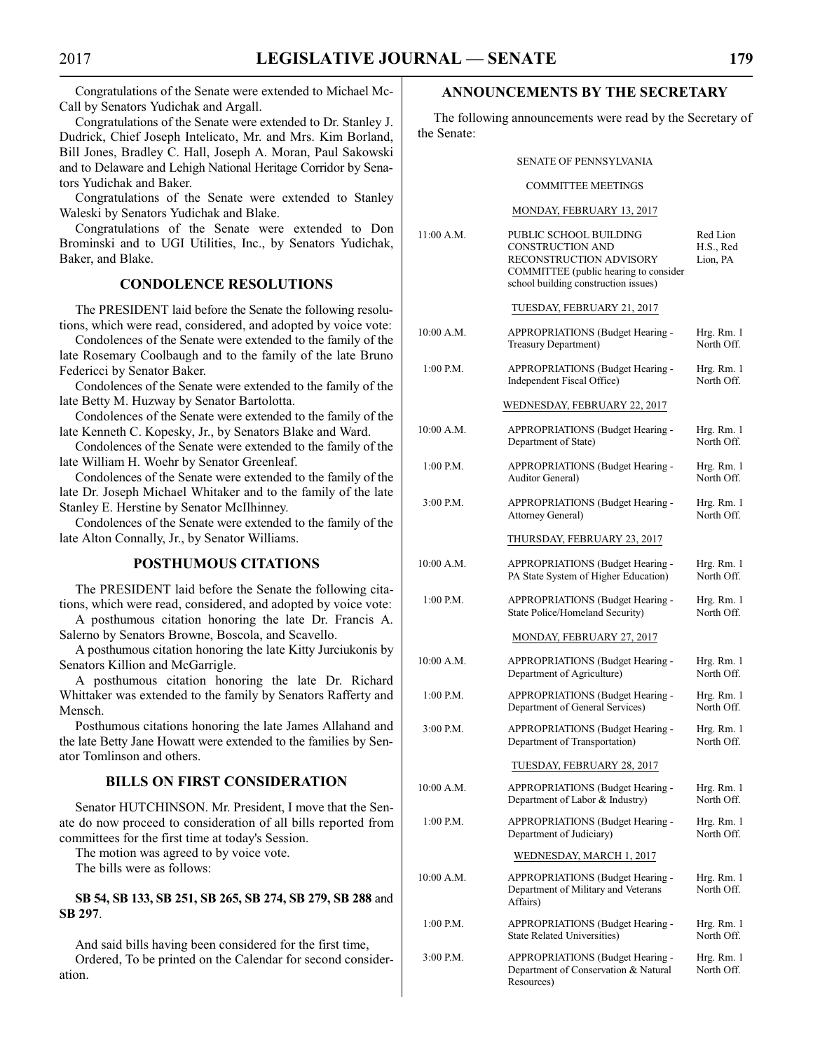Congratulations of the Senate were extended to Michael McCall by Senators Yudichak and Argall.

Congratulations of the Senate were extended to Dr. Stanley J. Dudrick, Chief Joseph Intelicato, Mr. and Mrs. Kim Borland, Bill Jones, Bradley C. Hall, Joseph A. Moran, Paul Sakowski and to Delaware and Lehigh National Heritage Corridor by Senators Yudichak and Baker.

Congratulations of the Senate were extended to Stanley Waleski by Senators Yudichak and Blake.

Congratulations of the Senate were extended to Don Brominski and to UGI Utilities, Inc., by Senators Yudichak, Baker, and Blake.

## CONDOLENCE RESOLUTIONS

The PRESIDENT laid before the Senate the following resolutions, which were read, considered, and adopted by voice vote:

Condolences of the Senate were extended to the family of the late Rosemary Coolbaugh and to the family of the late Bruno Federicci by Senator Baker.

Condolences of the Senate were extended to the family of the late Betty M. Huzway by Senator Bartolotta.

Condolences of the Senate were extended to the family of the late Kenneth C. Kopesky, Jr., by Senators Blake and Ward.

Condolences of the Senate were extended to the family of the late William H. Woehr by Senator Greenleaf.

Condolences of the Senate were extended to the family of the late Dr. Joseph Michael Whitaker and to the family of the late Stanley E. Herstine by Senator McIlhinney.

Condolences of the Senate were extended to the family of the late Alton Connally, Jr., by Senator Williams.

## POSTHUMOUS CITATIONS

The PRESIDENT laid before the Senate the following citations, which were read, considered, and adopted by voice vote:

A posthumous citation honoring the late Dr. Francis A. Salerno by Senators Browne, Boscola, and Scavello.

A posthumous citation honoring the late Kitty Jurciukonis by Senators Killion and McGarrigle.

A posthumous citation honoring the late Dr. Richard Whittaker was extended to the family by Senators Rafferty and Mensch.

Posthumous citations honoring the late James Allahand and the late Betty Jane Howatt were extended to the families by Senator Tomlinson and others.

## BILLS ON FIRST CONSIDERATION

Senator HUTCHINSON. Mr. President, I move that the Senate do now proceed to consideration of all bills reported from committees for the first time at today's Session.

The motion was agreed to by voice vote.

The bills were as follows:

**SB 54, SB 133, SB 251, SB 265, SB 274, SB 279, SB 288** and **SB 297**.

And said bills having been considered for the first time,

Ordered, To be printed on the Calendar for second consideration.

## ANNOUNCEMENTS BY THE SECRETARY

The following announcements were read by the Secretary of the Senate:

SENATE OF PENNSYLVANIA

COMMITTEE MEETINGS

MONDAY, FEBRUARY 13, 2017

| | | |
|---|---|---|
| 11:00 A.M. | PUBLIC SCHOOL BUILDING CONSTRUCTION AND RECONSTRUCTION ADVISORY COMMITTEE (public hearing to consider school building construction issues) | Red Lion H.S., Red Lion, PA |

TUESDAY, FEBRUARY 21, 2017

| | | |
|---|---|---|
| 10:00 A.M. | APPROPRIATIONS (Budget Hearing - Treasury Department) | Hrg. Rm. 1 North Off. |
| 1:00 P.M. | APPROPRIATIONS (Budget Hearing - Independent Fiscal Office) | Hrg. Rm. 1 North Off. |

WEDNESDAY, FEBRUARY 22, 2017

| | | |
|---|---|---|
| 10:00 A.M. | APPROPRIATIONS (Budget Hearing - Department of State) | Hrg. Rm. 1 North Off. |
| 1:00 P.M. | APPROPRIATIONS (Budget Hearing - Auditor General) | Hrg. Rm. 1 North Off. |
| 3:00 P.M. | APPROPRIATIONS (Budget Hearing - Attorney General) | Hrg. Rm. 1 North Off. |

THURSDAY, FEBRUARY 23, 2017

| | | |
|---|---|---|
| 10:00 A.M. | APPROPRIATIONS (Budget Hearing - PA State System of Higher Education) | Hrg. Rm. 1 North Off. |
| 1:00 P.M. | APPROPRIATIONS (Budget Hearing - State Police/Homeland Security) | Hrg. Rm. 1 North Off. |

MONDAY, FEBRUARY 27, 2017

| | | |
|---|---|---|
| 10:00 A.M. | APPROPRIATIONS (Budget Hearing - Department of Agriculture) | Hrg. Rm. 1 North Off. |
| 1:00 P.M. | APPROPRIATIONS (Budget Hearing - Department of General Services) | Hrg. Rm. 1 North Off. |
| 3:00 P.M. | APPROPRIATIONS (Budget Hearing - Department of Transportation) | Hrg. Rm. 1 North Off. |

TUESDAY, FEBRUARY 28, 2017

| | | |
|---|---|---|
| 10:00 A.M. | APPROPRIATIONS (Budget Hearing - Department of Labor & Industry) | Hrg. Rm. 1 North Off. |
| 1:00 P.M. | APPROPRIATIONS (Budget Hearing - Department of Judiciary) | Hrg. Rm. 1 North Off. |

WEDNESDAY, MARCH 1, 2017

| | | |
|---|---|---|
| 10:00 A.M. | APPROPRIATIONS (Budget Hearing - Department of Military and Veterans Affairs) | Hrg. Rm. 1 North Off. |
| 1:00 P.M. | APPROPRIATIONS (Budget Hearing - State Related Universities) | Hrg. Rm. 1 North Off. |
| 3:00 P.M. | APPROPRIATIONS (Budget Hearing - Department of Conservation & Natural Resources) | Hrg. Rm. 1 North Off. |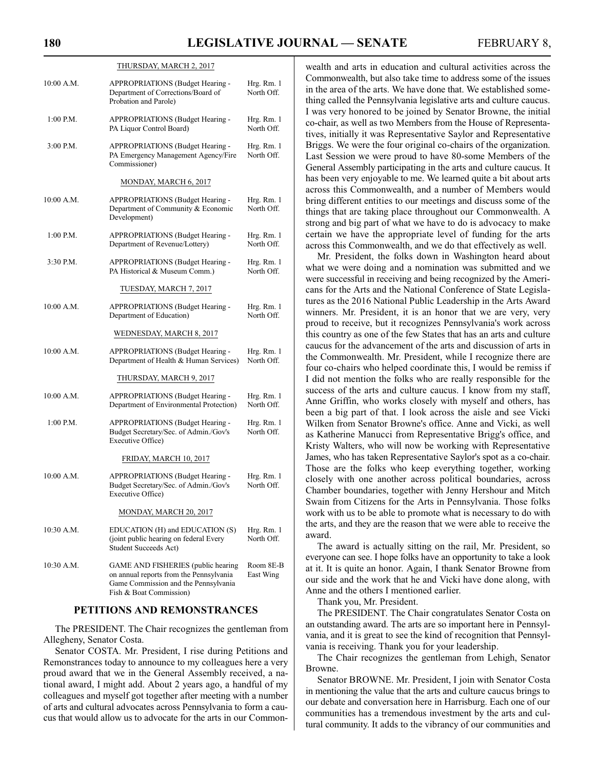THURSDAY, MARCH 2, 2017

| | | |
|---|---|---|
| 10:00 A.M. | APPROPRIATIONS (Budget Hearing - Department of Corrections/Board of Probation and Parole) | Hrg. Rm. 1 North Off. |
| 1:00 P.M. | APPROPRIATIONS (Budget Hearing - PA Liquor Control Board) | Hrg. Rm. 1 North Off. |
| 3:00 P.M. | APPROPRIATIONS (Budget Hearing - PA Emergency Management Agency/Fire Commissioner) | Hrg. Rm. 1 North Off. |

MONDAY, MARCH 6, 2017

| | | |
|---|---|---|
| 10:00 A.M. | APPROPRIATIONS (Budget Hearing - Department of Community & Economic Development) | Hrg. Rm. 1 North Off. |
| 1:00 P.M. | APPROPRIATIONS (Budget Hearing - Department of Revenue/Lottery) | Hrg. Rm. 1 North Off. |
| 3:30 P.M. | APPROPRIATIONS (Budget Hearing - PA Historical & Museum Comm.) | Hrg. Rm. 1 North Off. |

TUESDAY, MARCH 7, 2017

| | | |
|---|---|---|
| 10:00 A.M. | APPROPRIATIONS (Budget Hearing - Department of Education) | Hrg. Rm. 1 North Off. |

WEDNESDAY, MARCH 8, 2017

| | | |
|---|---|---|
| 10:00 A.M. | APPROPRIATIONS (Budget Hearing - Department of Health & Human Services) | Hrg. Rm. 1 North Off. |

THURSDAY, MARCH 9, 2017

| | | |
|---|---|---|
| 10:00 A.M. | APPROPRIATIONS (Budget Hearing - Department of Environmental Protection) | Hrg. Rm. 1 North Off. |
| 1:00 P.M. | APPROPRIATIONS (Budget Hearing - Budget Secretary/Sec. of Admin./Gov's Executive Office) | Hrg. Rm. 1 North Off. |

FRIDAY, MARCH 10, 2017

| | | |
|---|---|---|
| 10:00 A.M. | APPROPRIATIONS (Budget Hearing - Budget Secretary/Sec. of Admin./Gov's Executive Office) | Hrg. Rm. 1 North Off. |

MONDAY, MARCH 20, 2017

| | | |
|---|---|---|
| 10:30 A.M. | EDUCATION (H) and EDUCATION (S) (joint public hearing on federal Every Student Succeeds Act) | Hrg. Rm. 1 North Off. |
| 10:30 A.M. | GAME AND FISHERIES (public hearing on annual reports from the Pennsylvania Game Commission and the Pennsylvania Fish & Boat Commission) | Room 8E-B East Wing |

## PETITIONS AND REMONSTRANCES

The PRESIDENT. The Chair recognizes the gentleman from Allegheny, Senator Costa.

Senator COSTA. Mr. President, I rise during Petitions and Remonstrances today to announce to my colleagues here a very proud award that we in the General Assembly received, a national award, I might add. About 2 years ago, a handful of my colleagues and myself got together after meeting with a number of arts and cultural advocates across Pennsylvania to form a caucus that would allow us to advocate for the arts in our Commonwealth and arts in education and cultural activities across the Commonwealth, but also take time to address some of the issues in the area of the arts. We have done that. We established something called the Pennsylvania legislative arts and culture caucus. I was very honored to be joined by Senator Browne, the initial co-chair, as well as two Members from the House of Representatives, initially it was Representative Saylor and Representative Briggs. We were the four original co-chairs of the organization. Last Session we were proud to have 80-some Members of the General Assembly participating in the arts and culture caucus. It has been very enjoyable to me. We learned quite a bit about arts across this Commonwealth, and a number of Members would bring different entities to our meetings and discuss some of the things that are taking place throughout our Commonwealth. A strong and big part of what we have to do is advocacy to make certain we have the appropriate level of funding for the arts across this Commonwealth, and we do that effectively as well.

Mr. President, the folks down in Washington heard about what we were doing and a nomination was submitted and we were successful in receiving and being recognized by the Americans for the Arts and the National Conference of State Legislatures as the 2016 National Public Leadership in the Arts Award winners. Mr. President, it is an honor that we are very, very proud to receive, but it recognizes Pennsylvania's work across this country as one of the few States that has an arts and culture caucus for the advancement of the arts and discussion of arts in the Commonwealth. Mr. President, while I recognize there are four co-chairs who helped coordinate this, I would be remiss if I did not mention the folks who are really responsible for the success of the arts and culture caucus. I know from my staff, Anne Griffin, who works closely with myself and others, has been a big part of that. I look across the aisle and see Vicki Wilken from Senator Browne's office. Anne and Vicki, as well as Katherine Manucci from Representative Brigg's office, and Kristy Walters, who will now be working with Representative James, who has taken Representative Saylor's spot as a co-chair. Those are the folks who keep everything together, working closely with one another across political boundaries, across Chamber boundaries, together with Jenny Hershour and Mitch Swain from Citizens for the Arts in Pennsylvania. Those folks work with us to be able to promote what is necessary to do with the arts, and they are the reason that we were able to receive the award.

The award is actually sitting on the rail, Mr. President, so everyone can see. I hope folks have an opportunity to take a look at it. It is quite an honor. Again, I thank Senator Browne from our side and the work that he and Vicki have done along, with Anne and the others I mentioned earlier.

Thank you, Mr. President.

The PRESIDENT. The Chair congratulates Senator Costa on an outstanding award. The arts are so important here in Pennsylvania, and it is great to see the kind of recognition that Pennsylvania is receiving. Thank you for your leadership.

The Chair recognizes the gentleman from Lehigh, Senator Browne.

Senator BROWNE. Mr. President, I join with Senator Costa in mentioning the value that the arts and culture caucus brings to our debate and conversation here in Harrisburg. Each one of our communities has a tremendous investment by the arts and cultural community. It adds to the vibrancy of our communities and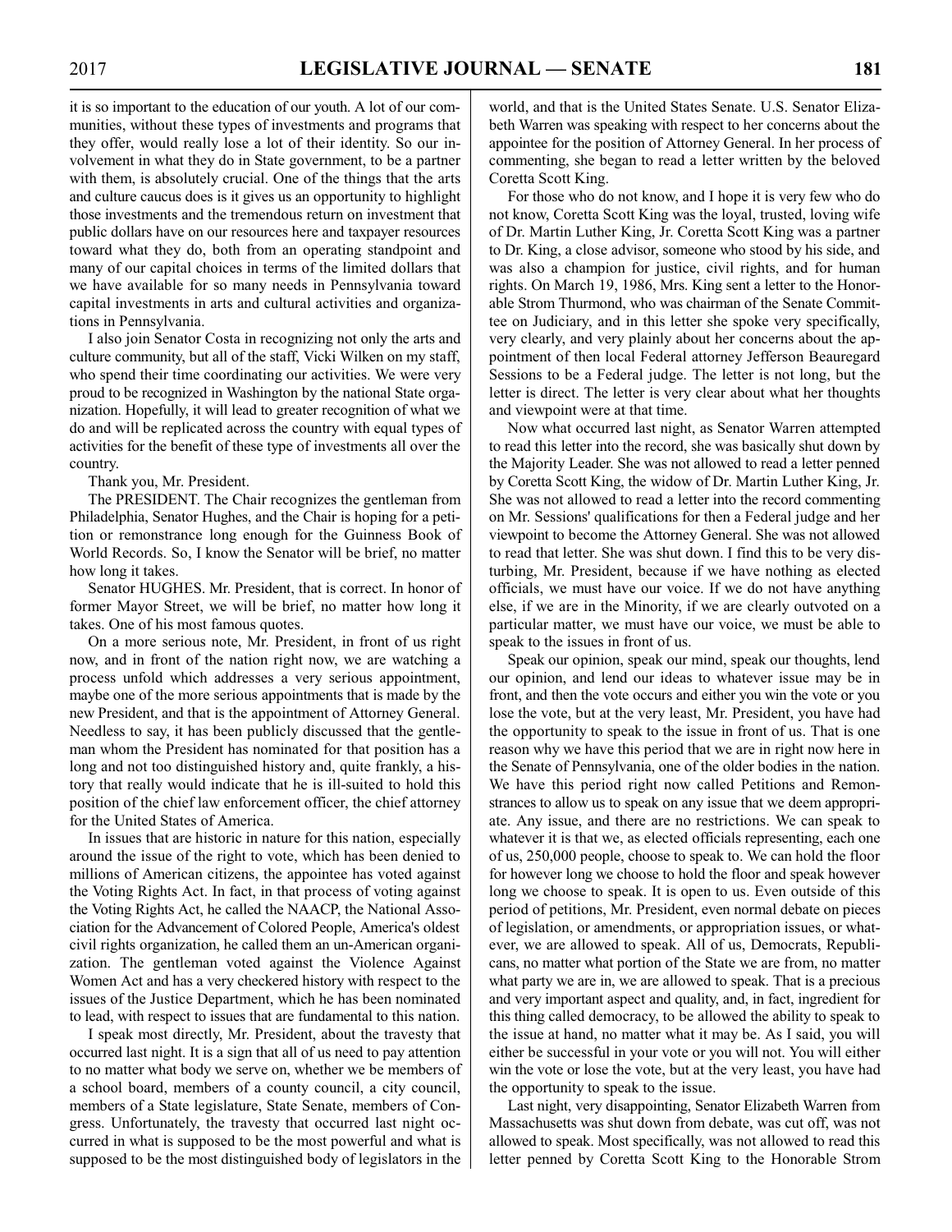it is so important to the education of our youth. A lot of our communities, without these types of investments and programs that they offer, would really lose a lot of their identity. So our involvement in what they do in State government, to be a partner with them, is absolutely crucial. One of the things that the arts and culture caucus does is it gives us an opportunity to highlight those investments and the tremendous return on investment that public dollars have on our resources here and taxpayer resources toward what they do, both from an operating standpoint and many of our capital choices in terms of the limited dollars that we have available for so many needs in Pennsylvania toward capital investments in arts and cultural activities and organizations in Pennsylvania.

I also join Senator Costa in recognizing not only the arts and culture community, but all of the staff, Vicki Wilken on my staff, who spend their time coordinating our activities. We were very proud to be recognized in Washington by the national State organization. Hopefully, it will lead to greater recognition of what we do and will be replicated across the country with equal types of activities for the benefit of these type of investments all over the country.

Thank you, Mr. President.

The PRESIDENT. The Chair recognizes the gentleman from Philadelphia, Senator Hughes, and the Chair is hoping for a petition or remonstrance long enough for the Guinness Book of World Records. So, I know the Senator will be brief, no matter how long it takes.

Senator HUGHES. Mr. President, that is correct. In honor of former Mayor Street, we will be brief, no matter how long it takes. One of his most famous quotes.

On a more serious note, Mr. President, in front of us right now, and in front of the nation right now, we are watching a process unfold which addresses a very serious appointment, maybe one of the more serious appointments that is made by the new President, and that is the appointment of Attorney General. Needless to say, it has been publicly discussed that the gentleman whom the President has nominated for that position has a long and not too distinguished history and, quite frankly, a history that really would indicate that he is ill-suited to hold this position of the chief law enforcement officer, the chief attorney for the United States of America.

In issues that are historic in nature for this nation, especially around the issue of the right to vote, which has been denied to millions of American citizens, the appointee has voted against the Voting Rights Act. In fact, in that process of voting against the Voting Rights Act, he called the NAACP, the National Association for the Advancement of Colored People, America's oldest civil rights organization, he called them an un-American organization. The gentleman voted against the Violence Against Women Act and has a very checkered history with respect to the issues of the Justice Department, which he has been nominated to lead, with respect to issues that are fundamental to this nation.

I speak most directly, Mr. President, about the travesty that occurred last night. It is a sign that all of us need to pay attention to no matter what body we serve on, whether we be members of a school board, members of a county council, a city council, members of a State legislature, State Senate, members of Congress. Unfortunately, the travesty that occurred last night occurred in what is supposed to be the most powerful and what is supposed to be the most distinguished body of legislators in the world, and that is the United States Senate. U.S. Senator Elizabeth Warren was speaking with respect to her concerns about the appointee for the position of Attorney General. In her process of commenting, she began to read a letter written by the beloved Coretta Scott King.

For those who do not know, and I hope it is very few who do not know, Coretta Scott King was the loyal, trusted, loving wife of Dr. Martin Luther King, Jr. Coretta Scott King was a partner to Dr. King, a close advisor, someone who stood by his side, and was also a champion for justice, civil rights, and for human rights. On March 19, 1986, Mrs. King sent a letter to the Honorable Strom Thurmond, who was chairman of the Senate Committee on Judiciary, and in this letter she spoke very specifically, very clearly, and very plainly about her concerns about the appointment of then local Federal attorney Jefferson Beauregard Sessions to be a Federal judge. The letter is not long, but the letter is direct. The letter is very clear about what her thoughts and viewpoint were at that time.

Now what occurred last night, as Senator Warren attempted to read this letter into the record, she was basically shut down by the Majority Leader. She was not allowed to read a letter penned by Coretta Scott King, the widow of Dr. Martin Luther King, Jr. She was not allowed to read a letter into the record commenting on Mr. Sessions' qualifications for then a Federal judge and her viewpoint to become the Attorney General. She was not allowed to read that letter. She was shut down. I find this to be very disturbing, Mr. President, because if we have nothing as elected officials, we must have our voice. If we do not have anything else, if we are in the Minority, if we are clearly outvoted on a particular matter, we must have our voice, we must be able to speak to the issues in front of us.

Speak our opinion, speak our mind, speak our thoughts, lend our opinion, and lend our ideas to whatever issue may be in front, and then the vote occurs and either you win the vote or you lose the vote, but at the very least, Mr. President, you have had the opportunity to speak to the issue in front of us. That is one reason why we have this period that we are in right now here in the Senate of Pennsylvania, one of the older bodies in the nation. We have this period right now called Petitions and Remonstrances to allow us to speak on any issue that we deem appropriate. Any issue, and there are no restrictions. We can speak to whatever it is that we, as elected officials representing, each one of us, 250,000 people, choose to speak to. We can hold the floor for however long we choose to hold the floor and speak however long we choose to speak. It is open to us. Even outside of this period of petitions, Mr. President, even normal debate on pieces of legislation, or amendments, or appropriation issues, or whatever, we are allowed to speak. All of us, Democrats, Republicans, no matter what portion of the State we are from, no matter what party we are in, we are allowed to speak. That is a precious and very important aspect and quality, and, in fact, ingredient for this thing called democracy, to be allowed the ability to speak to the issue at hand, no matter what it may be. As I said, you will either be successful in your vote or you will not. You will either win the vote or lose the vote, but at the very least, you have had the opportunity to speak to the issue.

Last night, very disappointing, Senator Elizabeth Warren from Massachusetts was shut down from debate, was cut off, was not allowed to speak. Most specifically, was not allowed to read this letter penned by Coretta Scott King to the Honorable Strom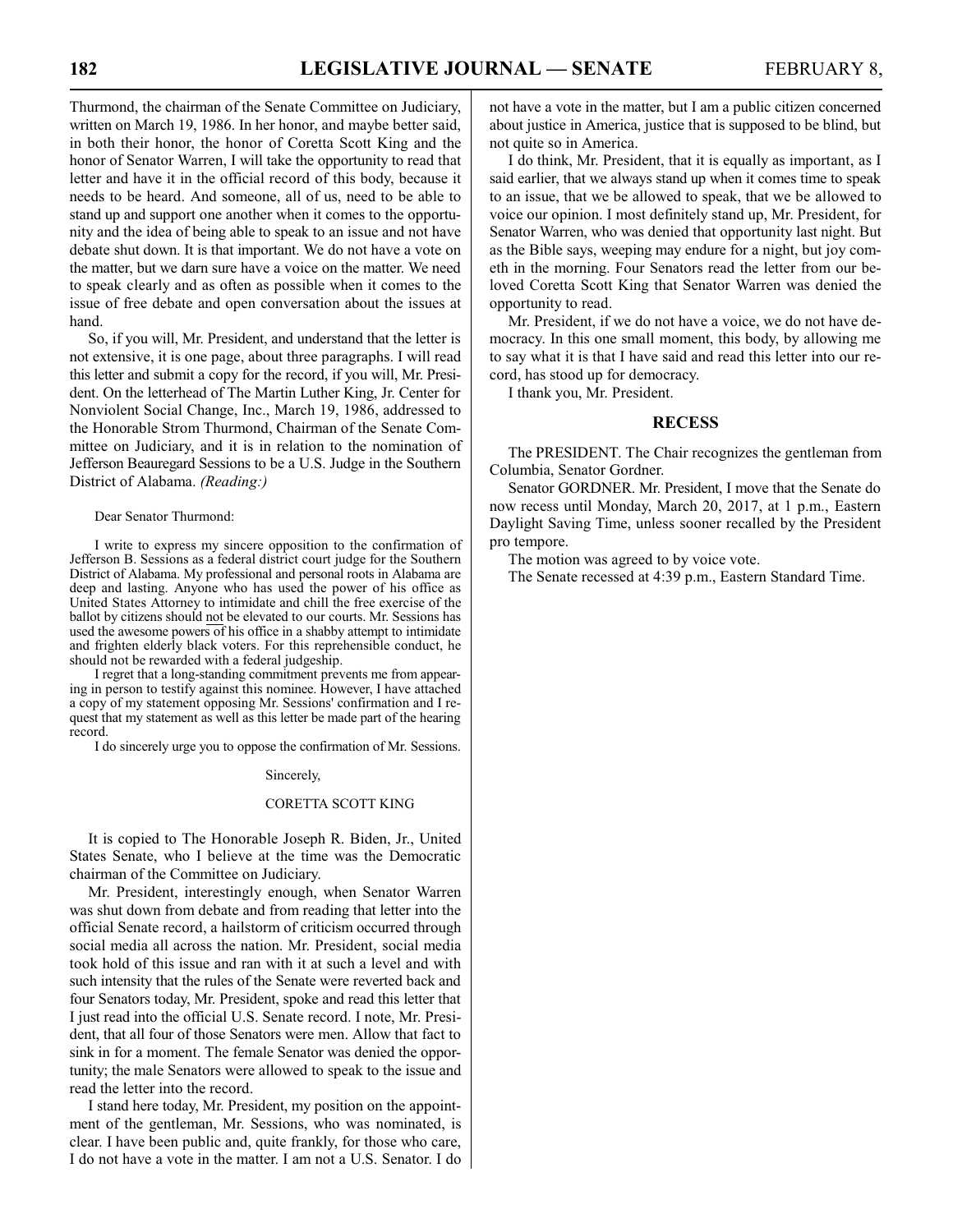Thurmond, the chairman of the Senate Committee on Judiciary, written on March 19, 1986. In her honor, and maybe better said, in both their honor, the honor of Coretta Scott King and the honor of Senator Warren, I will take the opportunity to read that letter and have it in the official record of this body, because it needs to be heard. And someone, all of us, need to be able to stand up and support one another when it comes to the opportunity and the idea of being able to speak to an issue and not have debate shut down. It is that important. We do not have a vote on the matter, but we darn sure have a voice on the matter. We need to speak clearly and as often as possible when it comes to the issue of free debate and open conversation about the issues at hand.

So, if you will, Mr. President, and understand that the letter is not extensive, it is one page, about three paragraphs. I will read this letter and submit a copy for the record, if you will, Mr. President. On the letterhead of The Martin Luther King, Jr. Center for Nonviolent Social Change, Inc., March 19, 1986, addressed to the Honorable Strom Thurmond, Chairman of the Senate Committee on Judiciary, and it is in relation to the nomination of Jefferson Beauregard Sessions to be a U.S. Judge in the Southern District of Alabama. *(Reading:)*

Dear Senator Thurmond:

I write to express my sincere opposition to the confirmation of Jefferson B. Sessions as a federal district court judge for the Southern District of Alabama. My professional and personal roots in Alabama are deep and lasting. Anyone who has used the power of his office as United States Attorney to intimidate and chill the free exercise of the ballot by citizens should not be elevated to our courts. Mr. Sessions has used the awesome powers of his office in a shabby attempt to intimidate and frighten elderly black voters. For this reprehensible conduct, he should not be rewarded with a federal judgeship.

I regret that a long-standing commitment prevents me from appearing in person to testify against this nominee. However, I have attached a copy of my statement opposing Mr. Sessions' confirmation and I request that my statement as well as this letter be made part of the hearing record.

I do sincerely urge you to oppose the confirmation of Mr. Sessions.

Sincerely,

CORETTA SCOTT KING

It is copied to The Honorable Joseph R. Biden, Jr., United States Senate, who I believe at the time was the Democratic chairman of the Committee on Judiciary.

Mr. President, interestingly enough, when Senator Warren was shut down from debate and from reading that letter into the official Senate record, a hailstorm of criticism occurred through social media all across the nation. Mr. President, social media took hold of this issue and ran with it at such a level and with such intensity that the rules of the Senate were reverted back and four Senators today, Mr. President, spoke and read this letter that I just read into the official U.S. Senate record. I note, Mr. President, that all four of those Senators were men. Allow that fact to sink in for a moment. The female Senator was denied the opportunity; the male Senators were allowed to speak to the issue and read the letter into the record.

I stand here today, Mr. President, my position on the appointment of the gentleman, Mr. Sessions, who was nominated, is clear. I have been public and, quite frankly, for those who care, I do not have a vote in the matter. I am not a U.S. Senator. I do not have a vote in the matter, but I am a public citizen concerned about justice in America, justice that is supposed to be blind, but not quite so in America.

I do think, Mr. President, that it is equally as important, as I said earlier, that we always stand up when it comes time to speak to an issue, that we be allowed to speak, that we be allowed to voice our opinion. I most definitely stand up, Mr. President, for Senator Warren, who was denied that opportunity last night. But as the Bible says, weeping may endure for a night, but joy cometh in the morning. Four Senators read the letter from our beloved Coretta Scott King that Senator Warren was denied the opportunity to read.

Mr. President, if we do not have a voice, we do not have democracy. In this one small moment, this body, by allowing me to say what it is that I have said and read this letter into our record, has stood up for democracy.

I thank you, Mr. President.

## RECESS

The PRESIDENT. The Chair recognizes the gentleman from Columbia, Senator Gordner.

Senator GORDNER. Mr. President, I move that the Senate do now recess until Monday, March 20, 2017, at 1 p.m., Eastern Daylight Saving Time, unless sooner recalled by the President pro tempore.

The motion was agreed to by voice vote.

The Senate recessed at 4:39 p.m., Eastern Standard Time.